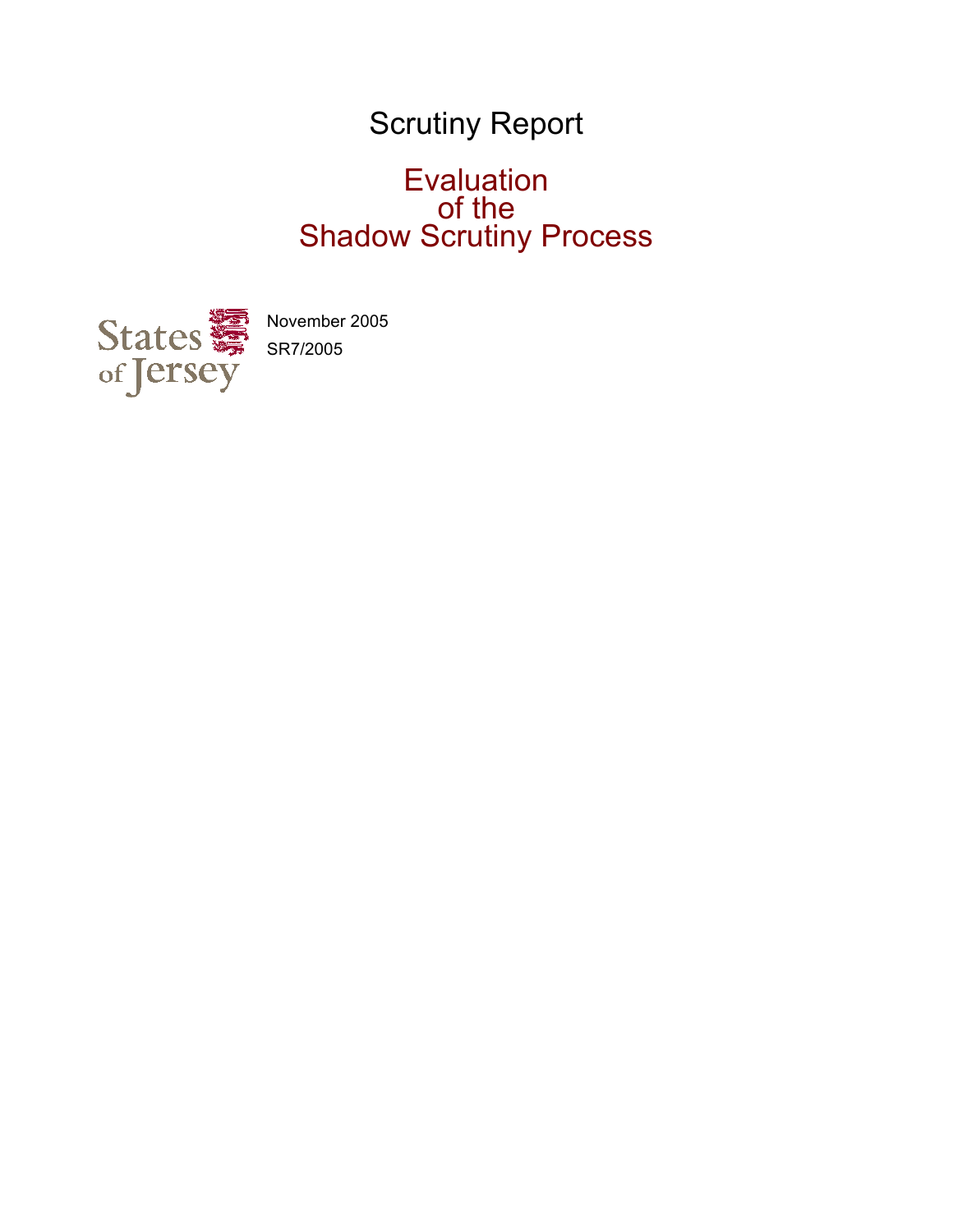# Scrutiny Report

## Evaluation of the Shadow Scrutiny Process

States of Jersey

November 2005

SR7/2005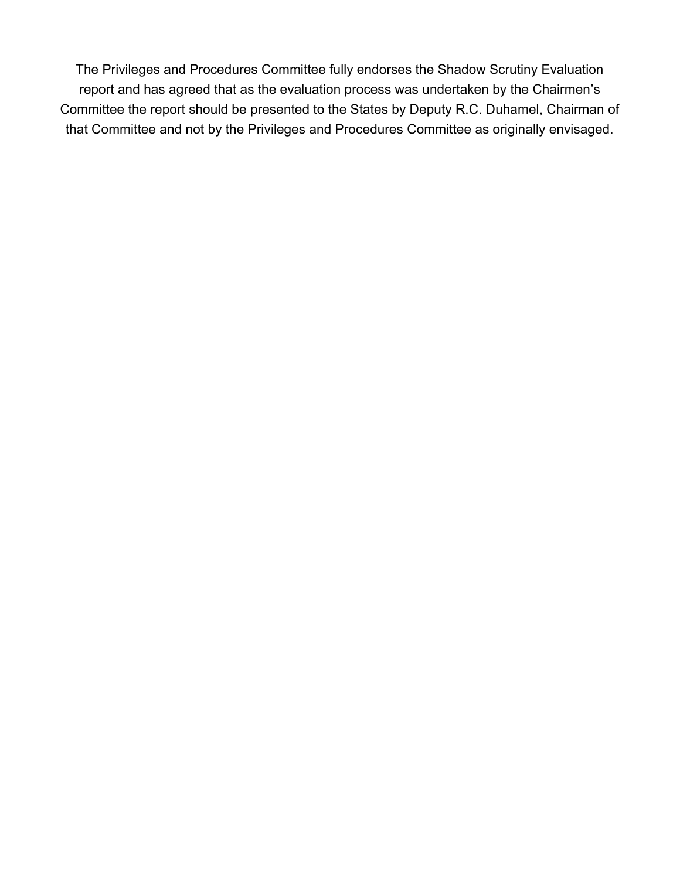The Privileges and Procedures Committee fully endorses the Shadow Scrutiny Evaluation report and has agreed that as the evaluation process was undertaken by the Chairmen's Committee the report should be presented to the States by Deputy R.C. Duhamel, Chairman of that Committee and not by the Privileges and Procedures Committee as originally envisaged.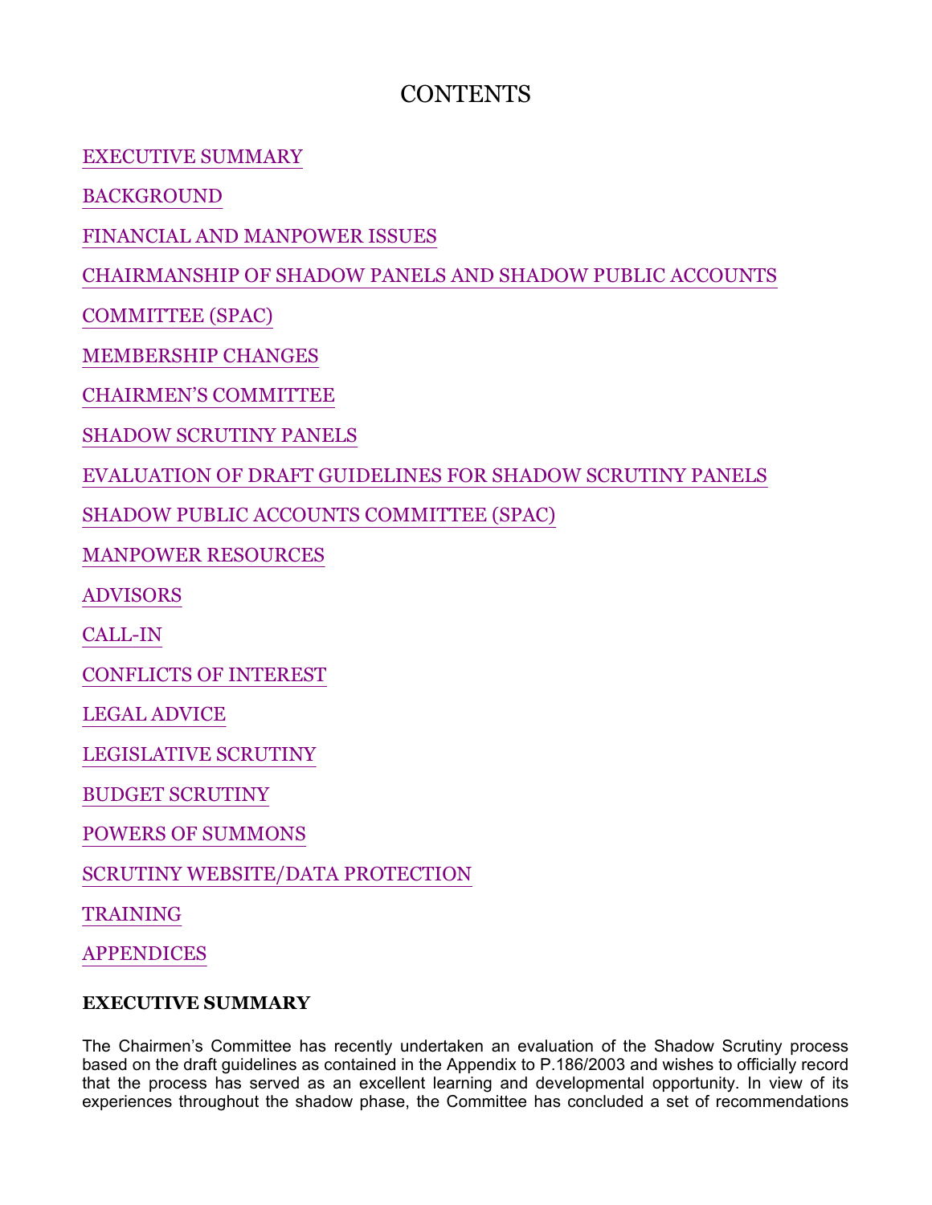# CONTENTS

EXECUTIVE SUMMARY

BACKGROUND

FINANCIAL AND MANPOWER ISSUES

CHAIRMANSHIP OF SHADOW PANELS AND SHADOW PUBLIC ACCOUNTS

COMMITTEE (SPAC)

MEMBERSHIP CHANGES

CHAIRMEN'S COMMITTEE

SHADOW SCRUTINY PANELS

EVALUATION OF DRAFT GUIDELINES FOR SHADOW SCRUTINY PANELS

SHADOW PUBLIC ACCOUNTS COMMITTEE (SPAC)

MANPOWER RESOURCES

ADVISORS

CALL-IN

CONFLICTS OF INTEREST

LEGAL ADVICE

LEGISLATIVE SCRUTINY

BUDGET SCRUTINY

POWERS OF SUMMONS

SCRUTINY WEBSITE/DATA PROTECTION

TRAINING

APPENDICES

**EXECUTIVE SUMMARY**

The Chairmen's Committee has recently undertaken an evaluation of the Shadow Scrutiny process based on the draft guidelines as contained in the Appendix to P.186/2003 and wishes to officially record that the process has served as an excellent learning and developmental opportunity. In view of its experiences throughout the shadow phase, the Committee has concluded a set of recommendations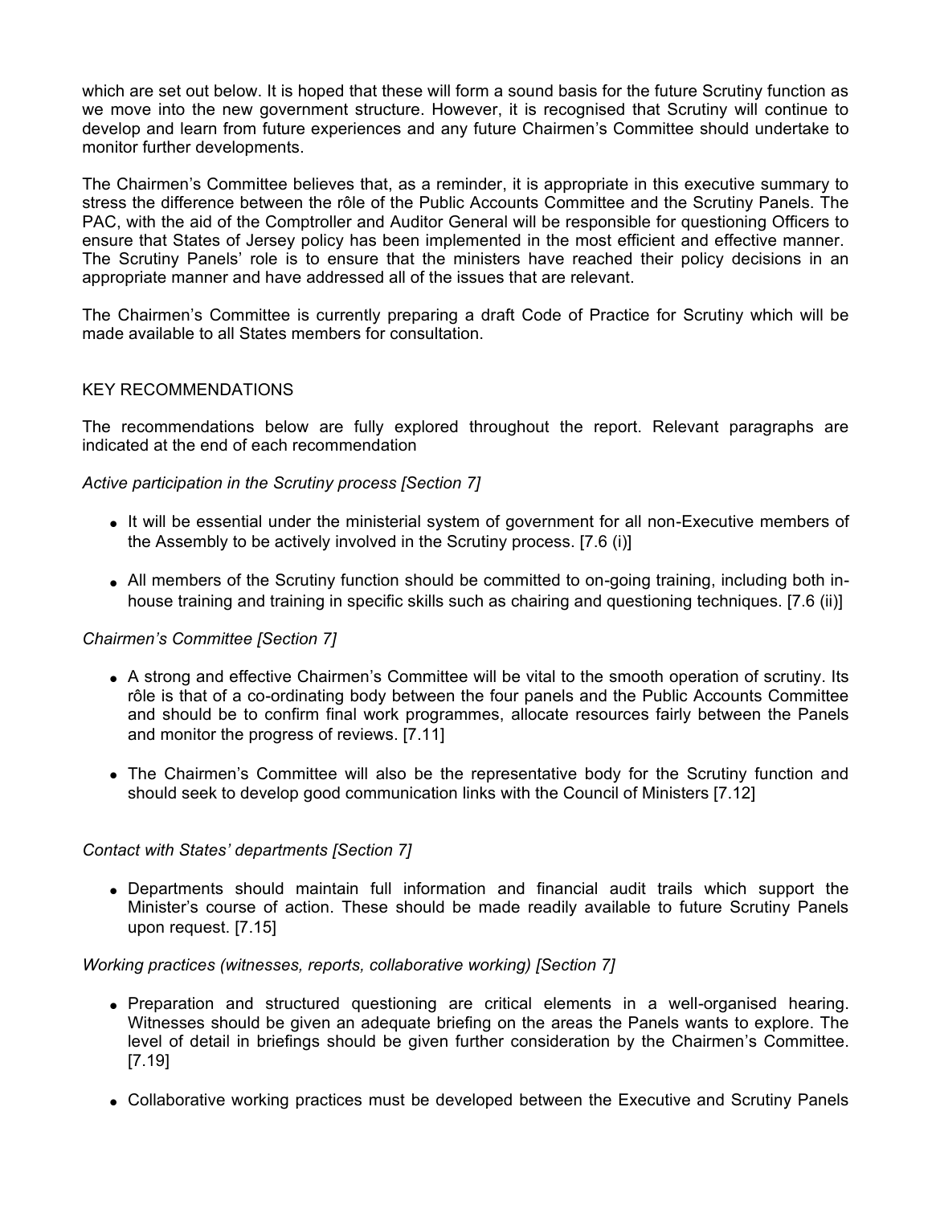which are set out below. It is hoped that these will form a sound basis for the future Scrutiny function as we move into the new government structure. However, it is recognised that Scrutiny will continue to develop and learn from future experiences and any future Chairmen's Committee should undertake to monitor further developments.

The Chairmen's Committee believes that, as a reminder, it is appropriate in this executive summary to stress the difference between the rôle of the Public Accounts Committee and the Scrutiny Panels. The PAC, with the aid of the Comptroller and Auditor General will be responsible for questioning Officers to ensure that States of Jersey policy has been implemented in the most efficient and effective manner. The Scrutiny Panels' role is to ensure that the ministers have reached their policy decisions in an appropriate manner and have addressed all of the issues that are relevant.

The Chairmen's Committee is currently preparing a draft Code of Practice for Scrutiny which will be made available to all States members for consultation.

## KEY RECOMMENDATIONS

The recommendations below are fully explored throughout the report. Relevant paragraphs are indicated at the end of each recommendation

*Active participation in the Scrutiny process [Section 7]*

- It will be essential under the ministerial system of government for all non-Executive members of the Assembly to be actively involved in the Scrutiny process. [7.6 (i)]
- All members of the Scrutiny function should be committed to on-going training, including both in-house training and training in specific skills such as chairing and questioning techniques. [7.6 (ii)]

*Chairmen's Committee [Section 7]*

- A strong and effective Chairmen's Committee will be vital to the smooth operation of scrutiny. Its rôle is that of a co-ordinating body between the four panels and the Public Accounts Committee and should be to confirm final work programmes, allocate resources fairly between the Panels and monitor the progress of reviews. [7.11]
- The Chairmen's Committee will also be the representative body for the Scrutiny function and should seek to develop good communication links with the Council of Ministers [7.12]

*Contact with States' departments [Section 7]*

- Departments should maintain full information and financial audit trails which support the Minister's course of action. These should be made readily available to future Scrutiny Panels upon request. [7.15]

*Working practices (witnesses, reports, collaborative working) [Section 7]*

- Preparation and structured questioning are critical elements in a well-organised hearing. Witnesses should be given an adequate briefing on the areas the Panels wants to explore. The level of detail in briefings should be given further consideration by the Chairmen's Committee. [7.19]
- Collaborative working practices must be developed between the Executive and Scrutiny Panels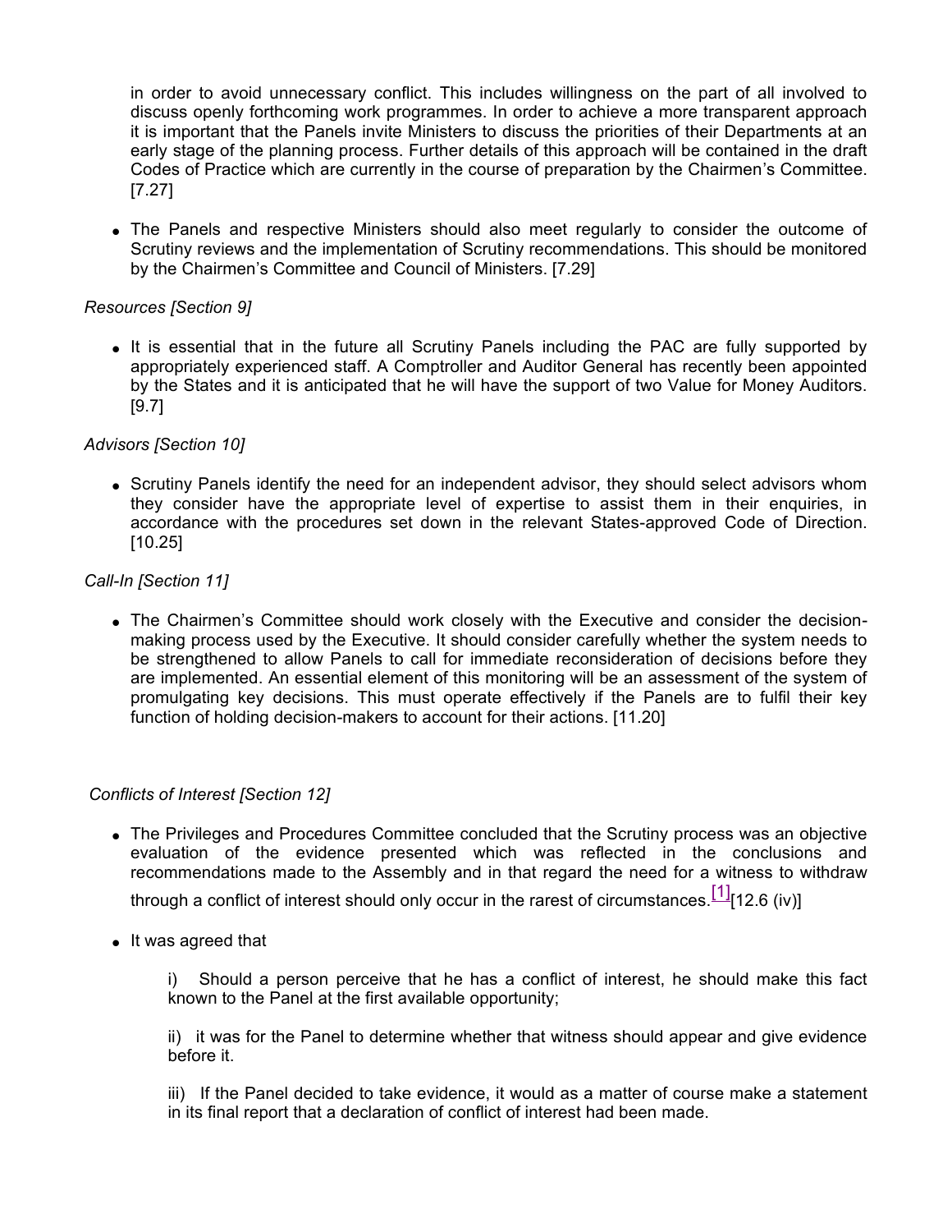in order to avoid unnecessary conflict. This includes willingness on the part of all involved to discuss openly forthcoming work programmes. In order to achieve a more transparent approach it is important that the Panels invite Ministers to discuss the priorities of their Departments at an early stage of the planning process. Further details of this approach will be contained in the draft Codes of Practice which are currently in the course of preparation by the Chairmen's Committee. [7.27]

- The Panels and respective Ministers should also meet regularly to consider the outcome of Scrutiny reviews and the implementation of Scrutiny recommendations. This should be monitored by the Chairmen's Committee and Council of Ministers. [7.29]

*Resources [Section 9]*

- It is essential that in the future all Scrutiny Panels including the PAC are fully supported by appropriately experienced staff. A Comptroller and Auditor General has recently been appointed by the States and it is anticipated that he will have the support of two Value for Money Auditors. [9.7]

*Advisors [Section 10]*

- Scrutiny Panels identify the need for an independent advisor, they should select advisors whom they consider have the appropriate level of expertise to assist them in their enquiries, in accordance with the procedures set down in the relevant States-approved Code of Direction. [10.25]

*Call-In [Section 11]*

- The Chairmen's Committee should work closely with the Executive and consider the decision-making process used by the Executive. It should consider carefully whether the system needs to be strengthened to allow Panels to call for immediate reconsideration of decisions before they are implemented. An essential element of this monitoring will be an assessment of the system of promulgating key decisions. This must operate effectively if the Panels are to fulfil their key function of holding decision-makers to account for their actions. [11.20]

*Conflicts of Interest [Section 12]*

- The Privileges and Procedures Committee concluded that the Scrutiny process was an objective evaluation of the evidence presented which was reflected in the conclusions and recommendations made to the Assembly and in that regard the need for a witness to withdraw through a conflict of interest should only occur in the rarest of circumstances.[1] [12.6 (iv)]

- It was agreed that

  i) Should a person perceive that he has a conflict of interest, he should make this fact known to the Panel at the first available opportunity;

  ii) it was for the Panel to determine whether that witness should appear and give evidence before it.

  iii) If the Panel decided to take evidence, it would as a matter of course make a statement in its final report that a declaration of conflict of interest had been made.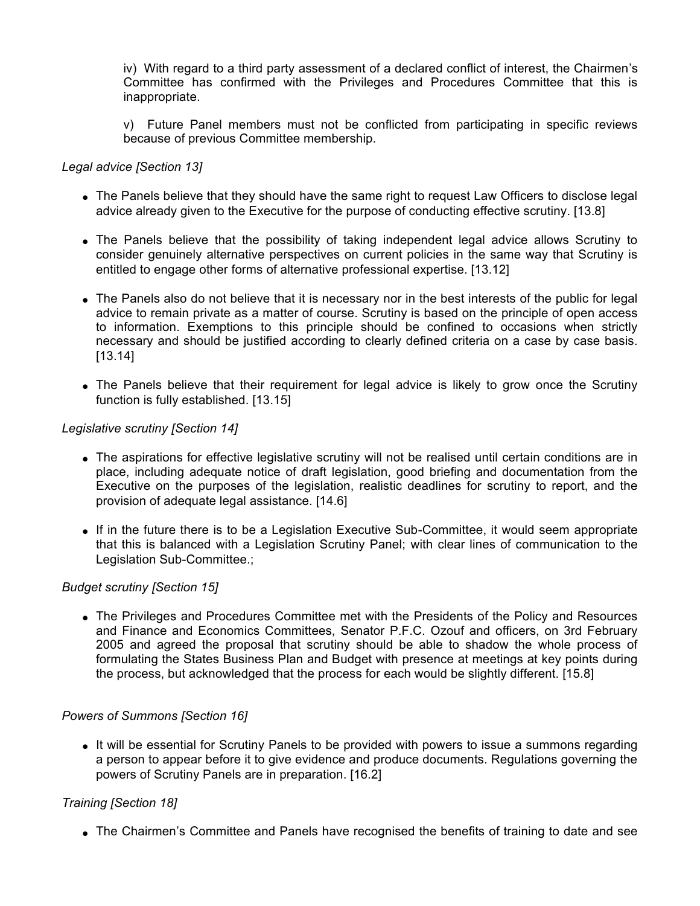iv) With regard to a third party assessment of a declared conflict of interest, the Chairmen's Committee has confirmed with the Privileges and Procedures Committee that this is inappropriate.

v) Future Panel members must not be conflicted from participating in specific reviews because of previous Committee membership.

*Legal advice [Section 13]*

- The Panels believe that they should have the same right to request Law Officers to disclose legal advice already given to the Executive for the purpose of conducting effective scrutiny. [13.8]

- The Panels believe that the possibility of taking independent legal advice allows Scrutiny to consider genuinely alternative perspectives on current policies in the same way that Scrutiny is entitled to engage other forms of alternative professional expertise. [13.12]

- The Panels also do not believe that it is necessary nor in the best interests of the public for legal advice to remain private as a matter of course. Scrutiny is based on the principle of open access to information. Exemptions to this principle should be confined to occasions when strictly necessary and should be justified according to clearly defined criteria on a case by case basis. [13.14]

- The Panels believe that their requirement for legal advice is likely to grow once the Scrutiny function is fully established. [13.15]

*Legislative scrutiny [Section 14]*

- The aspirations for effective legislative scrutiny will not be realised until certain conditions are in place, including adequate notice of draft legislation, good briefing and documentation from the Executive on the purposes of the legislation, realistic deadlines for scrutiny to report, and the provision of adequate legal assistance. [14.6]

- If in the future there is to be a Legislation Executive Sub-Committee, it would seem appropriate that this is balanced with a Legislation Scrutiny Panel; with clear lines of communication to the Legislation Sub-Committee.;

*Budget scrutiny [Section 15]*

- The Privileges and Procedures Committee met with the Presidents of the Policy and Resources and Finance and Economics Committees, Senator P.F.C. Ozouf and officers, on 3rd February 2005 and agreed the proposal that scrutiny should be able to shadow the whole process of formulating the States Business Plan and Budget with presence at meetings at key points during the process, but acknowledged that the process for each would be slightly different. [15.8]

*Powers of Summons [Section 16]*

- It will be essential for Scrutiny Panels to be provided with powers to issue a summons regarding a person to appear before it to give evidence and produce documents. Regulations governing the powers of Scrutiny Panels are in preparation. [16.2]

*Training [Section 18]*

- The Chairmen's Committee and Panels have recognised the benefits of training to date and see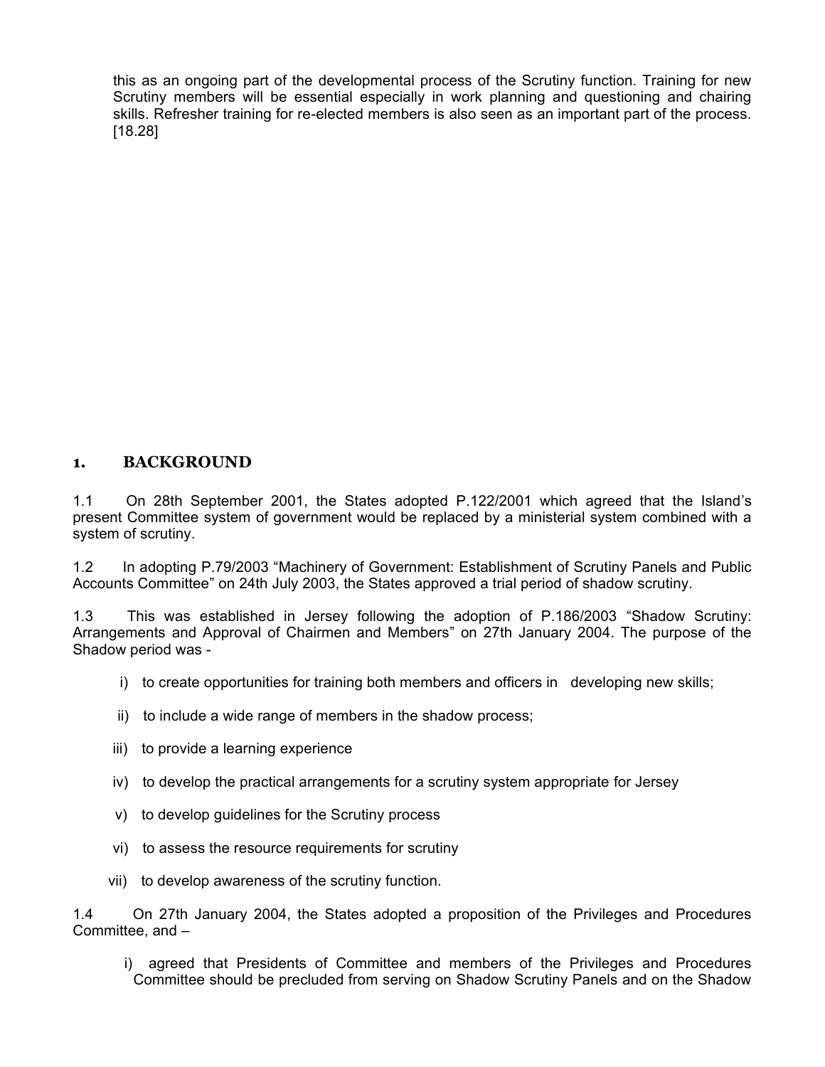this as an ongoing part of the developmental process of the Scrutiny function. Training for new Scrutiny members will be essential especially in work planning and questioning and chairing skills. Refresher training for re-elected members is also seen as an important part of the process. [18.28]

## 1. BACKGROUND

1.1 On 28th September 2001, the States adopted P.122/2001 which agreed that the Island's present Committee system of government would be replaced by a ministerial system combined with a system of scrutiny.

1.2 In adopting P.79/2003 "Machinery of Government: Establishment of Scrutiny Panels and Public Accounts Committee" on 24th July 2003, the States approved a trial period of shadow scrutiny.

1.3 This was established in Jersey following the adoption of P.186/2003 "Shadow Scrutiny: Arrangements and Approval of Chairmen and Members" on 27th January 2004. The purpose of the Shadow period was -

i) to create opportunities for training both members and officers in developing new skills;

ii) to include a wide range of members in the shadow process;

iii) to provide a learning experience

iv) to develop the practical arrangements for a scrutiny system appropriate for Jersey

v) to develop guidelines for the Scrutiny process

vi) to assess the resource requirements for scrutiny

vii) to develop awareness of the scrutiny function.

1.4 On 27th January 2004, the States adopted a proposition of the Privileges and Procedures Committee, and –

i) agreed that Presidents of Committee and members of the Privileges and Procedures Committee should be precluded from serving on Shadow Scrutiny Panels and on the Shadow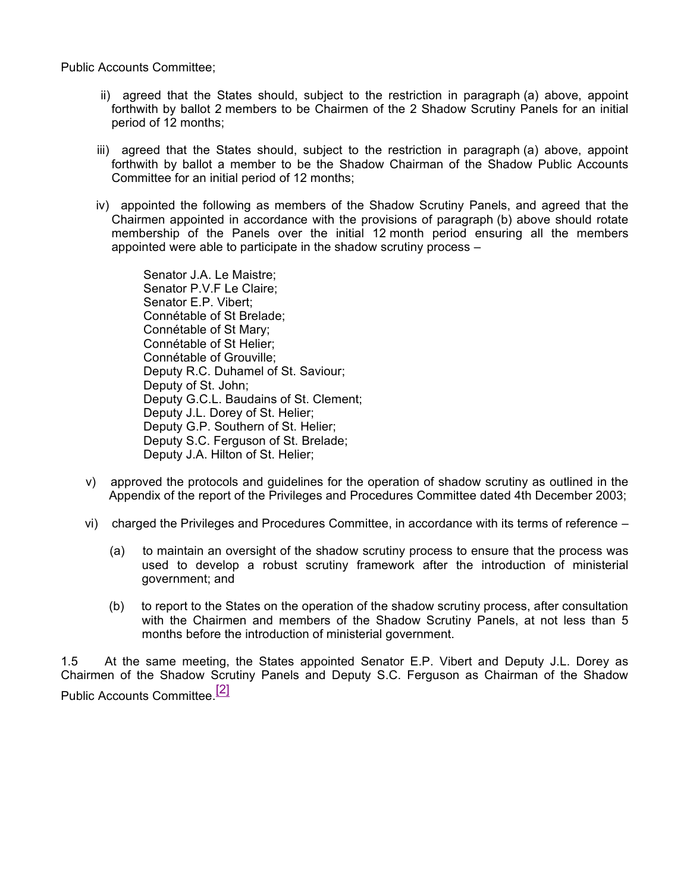Public Accounts Committee;

ii) agreed that the States should, subject to the restriction in paragraph (a) above, appoint forthwith by ballot 2 members to be Chairmen of the 2 Shadow Scrutiny Panels for an initial period of 12 months;

iii) agreed that the States should, subject to the restriction in paragraph (a) above, appoint forthwith by ballot a member to be the Shadow Chairman of the Shadow Public Accounts Committee for an initial period of 12 months;

iv) appointed the following as members of the Shadow Scrutiny Panels, and agreed that the Chairmen appointed in accordance with the provisions of paragraph (b) above should rotate membership of the Panels over the initial 12 month period ensuring all the members appointed were able to participate in the shadow scrutiny process –

> Senator J.A. Le Maistre;
> Senator P.V.F Le Claire;
> Senator E.P. Vibert;
> Connétable of St Brelade;
> Connétable of St Mary;
> Connétable of St Helier;
> Connétable of Grouville;
> Deputy R.C. Duhamel of St. Saviour;
> Deputy of St. John;
> Deputy G.C.L. Baudains of St. Clement;
> Deputy J.L. Dorey of St. Helier;
> Deputy G.P. Southern of St. Helier;
> Deputy S.C. Ferguson of St. Brelade;
> Deputy J.A. Hilton of St. Helier;

v) approved the protocols and guidelines for the operation of shadow scrutiny as outlined in the Appendix of the report of the Privileges and Procedures Committee dated 4th December 2003;

vi) charged the Privileges and Procedures Committee, in accordance with its terms of reference –

(a) to maintain an oversight of the shadow scrutiny process to ensure that the process was used to develop a robust scrutiny framework after the introduction of ministerial government; and

(b) to report to the States on the operation of the shadow scrutiny process, after consultation with the Chairmen and members of the Shadow Scrutiny Panels, at not less than 5 months before the introduction of ministerial government.

1.5 At the same meeting, the States appointed Senator E.P. Vibert and Deputy J.L. Dorey as Chairmen of the Shadow Scrutiny Panels and Deputy S.C. Ferguson as Chairman of the Shadow Public Accounts Committee.[2]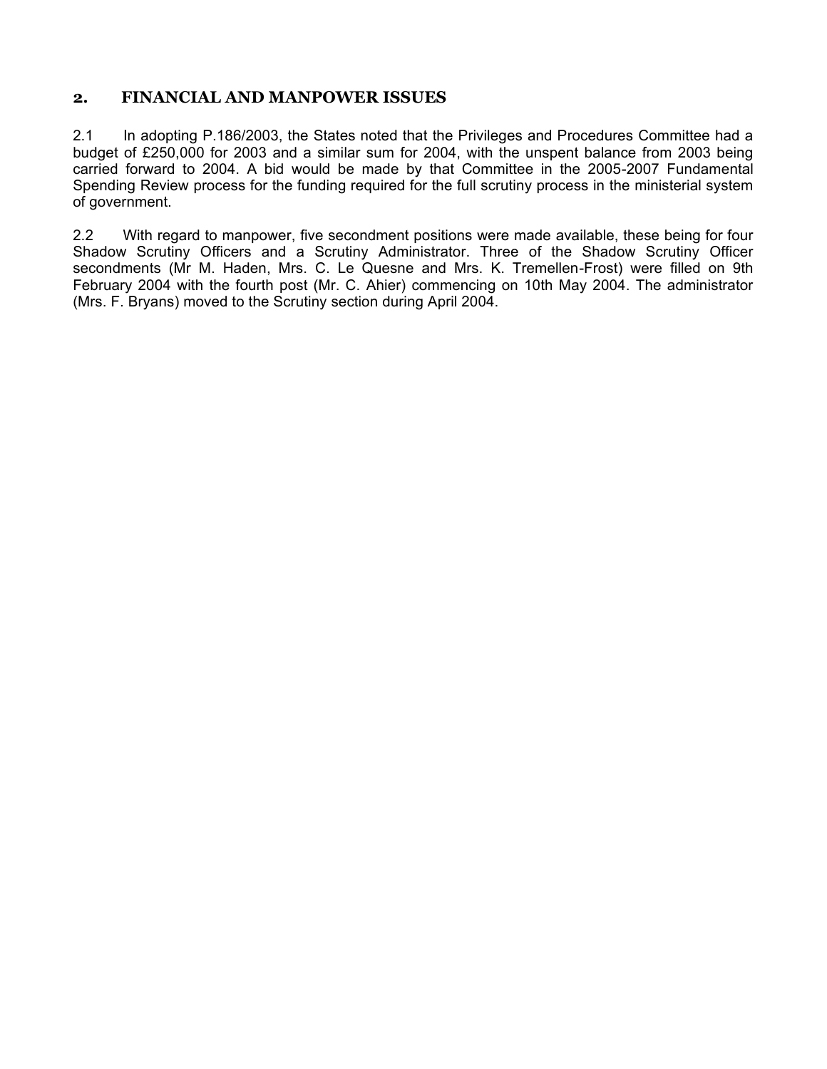## 2. FINANCIAL AND MANPOWER ISSUES

2.1 In adopting P.186/2003, the States noted that the Privileges and Procedures Committee had a budget of £250,000 for 2003 and a similar sum for 2004, with the unspent balance from 2003 being carried forward to 2004. A bid would be made by that Committee in the 2005-2007 Fundamental Spending Review process for the funding required for the full scrutiny process in the ministerial system of government.

2.2 With regard to manpower, five secondment positions were made available, these being for four Shadow Scrutiny Officers and a Scrutiny Administrator. Three of the Shadow Scrutiny Officer secondments (Mr M. Haden, Mrs. C. Le Quesne and Mrs. K. Tremellen-Frost) were filled on 9th February 2004 with the fourth post (Mr. C. Ahier) commencing on 10th May 2004. The administrator (Mrs. F. Bryans) moved to the Scrutiny section during April 2004.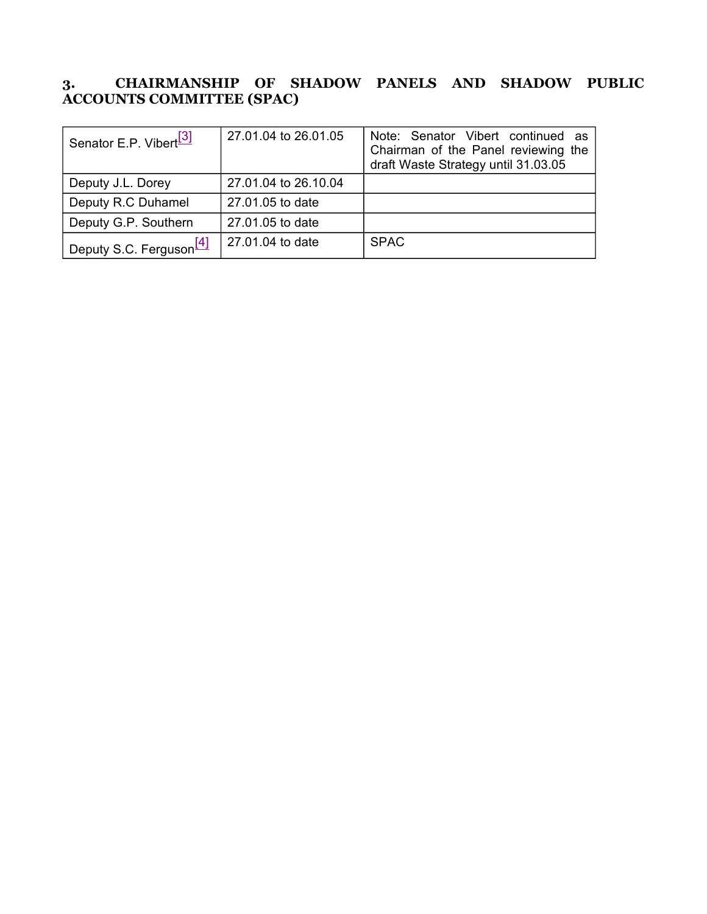## 3. CHAIRMANSHIP OF SHADOW PANELS AND SHADOW PUBLIC ACCOUNTS COMMITTEE (SPAC)

| | | |
|---|---|---|
| Senator E.P. Vibert[3] | 27.01.04 to 26.01.05 | Note: Senator Vibert continued as Chairman of the Panel reviewing the draft Waste Strategy until 31.03.05 |
| Deputy J.L. Dorey | 27.01.04 to 26.10.04 | |
| Deputy R.C Duhamel | 27.01.05 to date | |
| Deputy G.P. Southern | 27.01.05 to date | |
| Deputy S.C. Ferguson[4] | 27.01.04 to date | SPAC |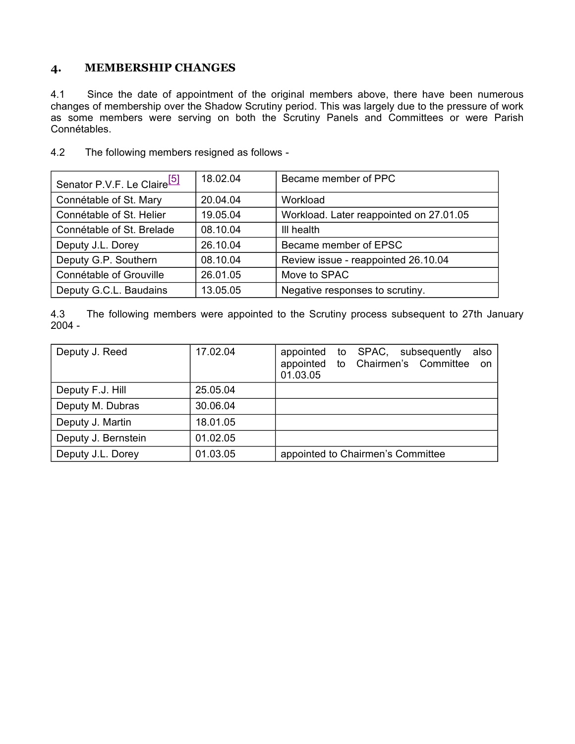## 4. MEMBERSHIP CHANGES

4.1 Since the date of appointment of the original members above, there have been numerous changes of membership over the Shadow Scrutiny period. This was largely due to the pressure of work as some members were serving on both the Scrutiny Panels and Committees or were Parish Connétables.

4.2 The following members resigned as follows -

| | | |
|---|---|---|
| Senator P.V.F. Le Claire[5] | 18.02.04 | Became member of PPC |
| Connétable of St. Mary | 20.04.04 | Workload |
| Connétable of St. Helier | 19.05.04 | Workload. Later reappointed on 27.01.05 |
| Connétable of St. Brelade | 08.10.04 | Ill health |
| Deputy J.L. Dorey | 26.10.04 | Became member of EPSC |
| Deputy G.P. Southern | 08.10.04 | Review issue - reappointed 26.10.04 |
| Connétable of Grouville | 26.01.05 | Move to SPAC |
| Deputy G.C.L. Baudains | 13.05.05 | Negative responses to scrutiny. |

4.3 The following members were appointed to the Scrutiny process subsequent to 27th January 2004 -

| | | |
|---|---|---|
| Deputy J. Reed | 17.02.04 | appointed to SPAC, subsequently also appointed to Chairmen's Committee on 01.03.05 |
| Deputy F.J. Hill | 25.05.04 | |
| Deputy M. Dubras | 30.06.04 | |
| Deputy J. Martin | 18.01.05 | |
| Deputy J. Bernstein | 01.02.05 | |
| Deputy J.L. Dorey | 01.03.05 | appointed to Chairmen's Committee |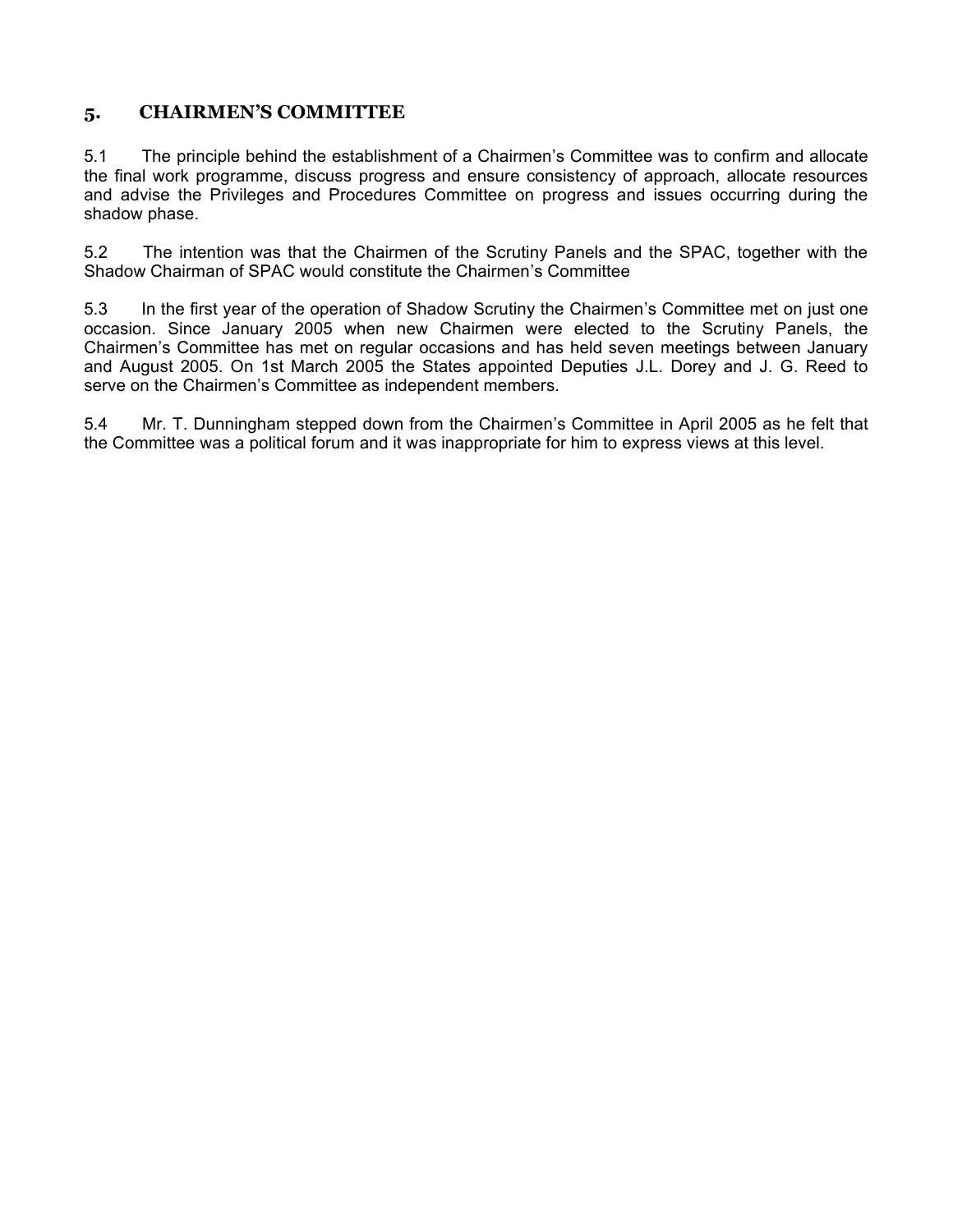## 5. CHAIRMEN'S COMMITTEE

5.1 The principle behind the establishment of a Chairmen's Committee was to confirm and allocate the final work programme, discuss progress and ensure consistency of approach, allocate resources and advise the Privileges and Procedures Committee on progress and issues occurring during the shadow phase.

5.2 The intention was that the Chairmen of the Scrutiny Panels and the SPAC, together with the Shadow Chairman of SPAC would constitute the Chairmen's Committee

5.3 In the first year of the operation of Shadow Scrutiny the Chairmen's Committee met on just one occasion. Since January 2005 when new Chairmen were elected to the Scrutiny Panels, the Chairmen's Committee has met on regular occasions and has held seven meetings between January and August 2005. On 1st March 2005 the States appointed Deputies J.L. Dorey and J. G. Reed to serve on the Chairmen's Committee as independent members.

5.4 Mr. T. Dunningham stepped down from the Chairmen's Committee in April 2005 as he felt that the Committee was a political forum and it was inappropriate for him to express views at this level.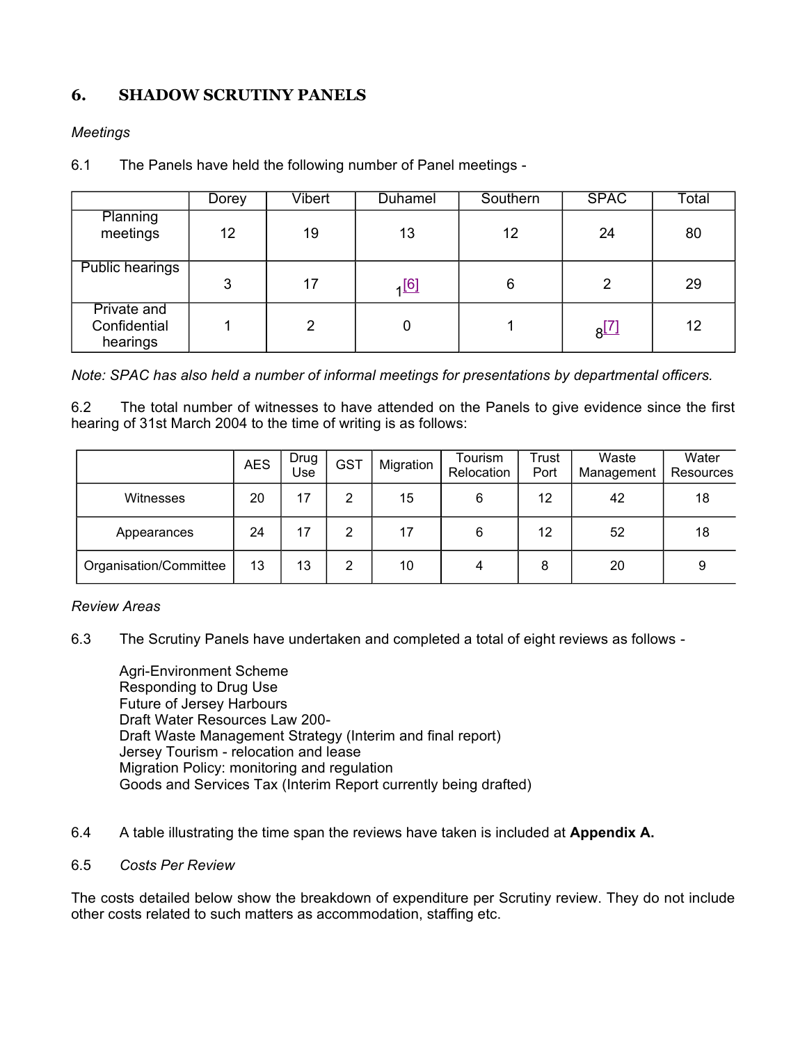## 6. SHADOW SCRUTINY PANELS

*Meetings*

6.1 The Panels have held the following number of Panel meetings -

| | Dorey | Vibert | Duhamel | Southern | SPAC | Total |
|---|---|---|---|---|---|---|
| Planning meetings | 12 | 19 | 13 | 12 | 24 | 80 |
| Public hearings | 3 | 17 | 1[6] | 6 | 2 | 29 |
| Private and Confidential hearings | 1 | 2 | 0 | 1 | 8[7] | 12 |

*Note: SPAC has also held a number of informal meetings for presentations by departmental officers.*

6.2 The total number of witnesses to have attended on the Panels to give evidence since the first hearing of 31st March 2004 to the time of writing is as follows:

| | AES | Drug Use | GST | Migration | Tourism Relocation | Trust Port | Waste Management | Water Resources |
|---|---|---|---|---|---|---|---|---|
| Witnesses | 20 | 17 | 2 | 15 | 6 | 12 | 42 | 18 |
| Appearances | 24 | 17 | 2 | 17 | 6 | 12 | 52 | 18 |
| Organisation/Committee | 13 | 13 | 2 | 10 | 4 | 8 | 20 | 9 |

*Review Areas*

6.3 The Scrutiny Panels have undertaken and completed a total of eight reviews as follows -

Agri-Environment Scheme
Responding to Drug Use
Future of Jersey Harbours
Draft Water Resources Law 200-
Draft Waste Management Strategy (Interim and final report)
Jersey Tourism - relocation and lease
Migration Policy: monitoring and regulation
Goods and Services Tax (Interim Report currently being drafted)

6.4 A table illustrating the time span the reviews have taken is included at **Appendix A.**

6.5 *Costs Per Review*

The costs detailed below show the breakdown of expenditure per Scrutiny review. They do not include other costs related to such matters as accommodation, staffing etc.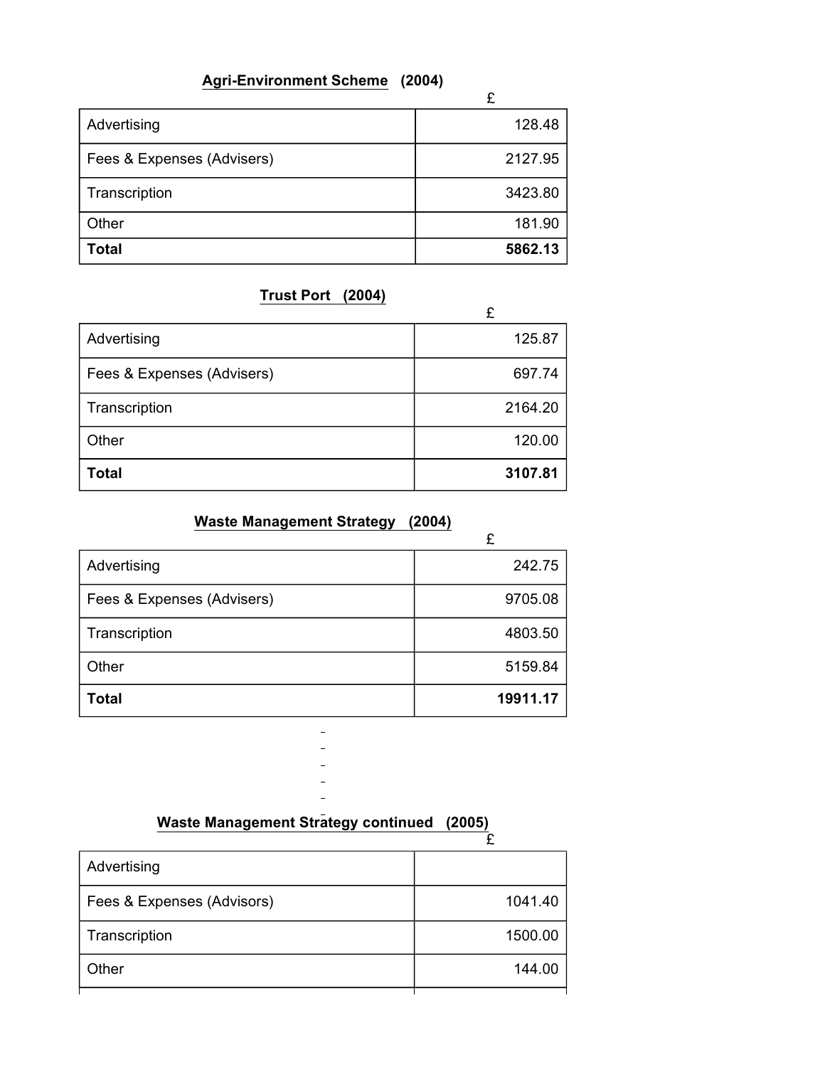**Agri-Environment Scheme (2004)**

| | £ |
|---|---:|
| Advertising | 128.48 |
| Fees & Expenses (Advisers) | 2127.95 |
| Transcription | 3423.80 |
| Other | 181.90 |
| **Total** | **5862.13** |

**Trust Port (2004)**

| | £ |
|---|---:|
| Advertising | 125.87 |
| Fees & Expenses (Advisers) | 697.74 |
| Transcription | 2164.20 |
| Other | 120.00 |
| **Total** | **3107.81** |

**Waste Management Strategy (2004)**

| | £ |
|---|---:|
| Advertising | 242.75 |
| Fees & Expenses (Advisers) | 9705.08 |
| Transcription | 4803.50 |
| Other | 5159.84 |
| **Total** | **19911.17** |

**Waste Management Strategy continued (2005)**

| | £ |
|---|---:|
| Advertising | |
| Fees & Expenses (Advisors) | 1041.40 |
| Transcription | 1500.00 |
| Other | 144.00 |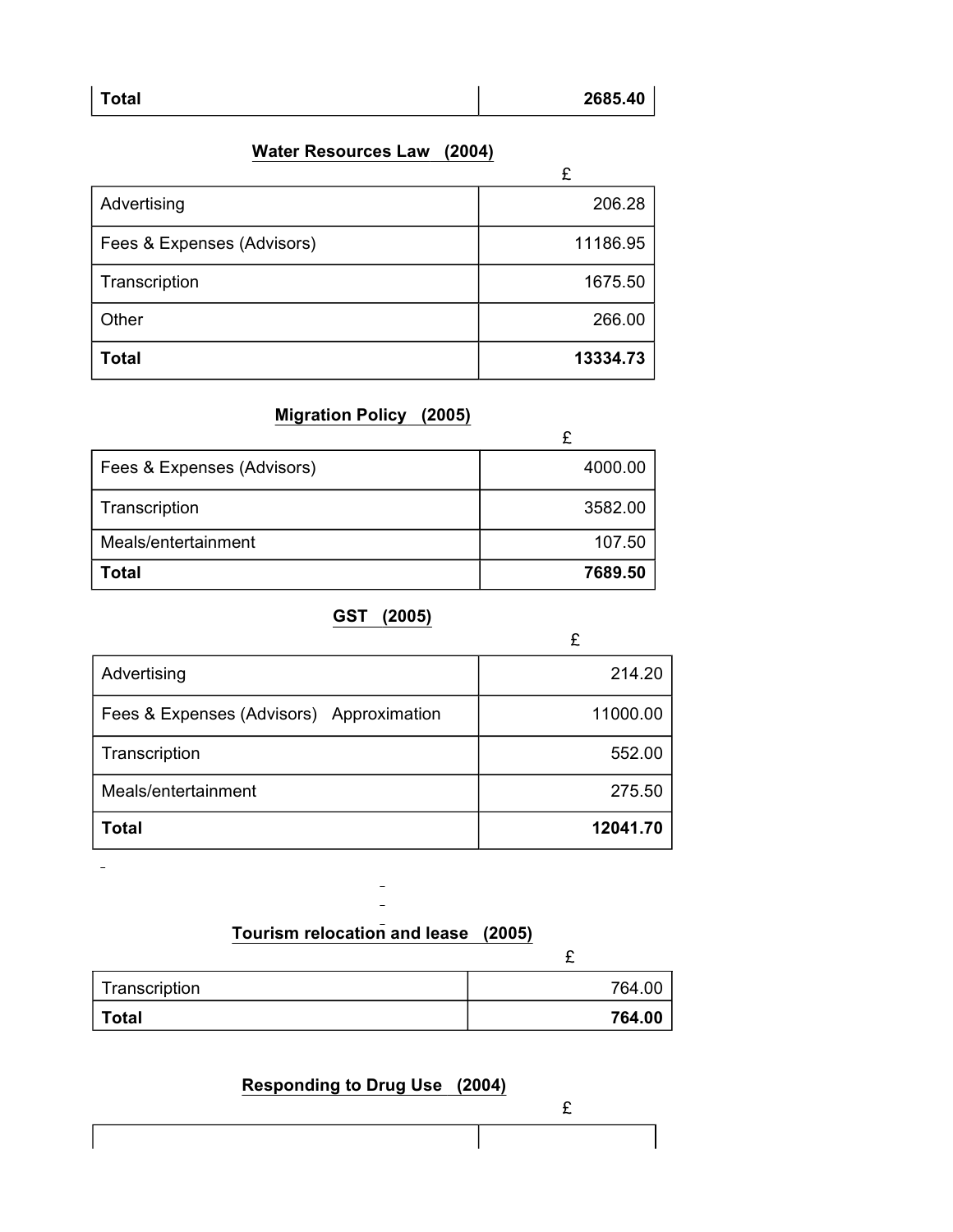| Total | 2685.40 |
|---|---:|

**Water Resources Law (2004)**

| | £ |
|---|---:|
| Advertising | 206.28 |
| Fees & Expenses (Advisors) | 11186.95 |
| Transcription | 1675.50 |
| Other | 266.00 |
| **Total** | **13334.73** |

**Migration Policy (2005)**

| | £ |
|---|---:|
| Fees & Expenses (Advisors) | 4000.00 |
| Transcription | 3582.00 |
| Meals/entertainment | 107.50 |
| **Total** | **7689.50** |

**GST (2005)**

| | £ |
|---|---:|
| Advertising | 214.20 |
| Fees & Expenses (Advisors) Approximation | 11000.00 |
| Transcription | 552.00 |
| Meals/entertainment | 275.50 |
| **Total** | **12041.70** |

**Tourism relocation and lease (2005)**

| | £ |
|---|---:|
| Transcription | 764.00 |
| **Total** | **764.00** |

**Responding to Drug Use (2004)**

£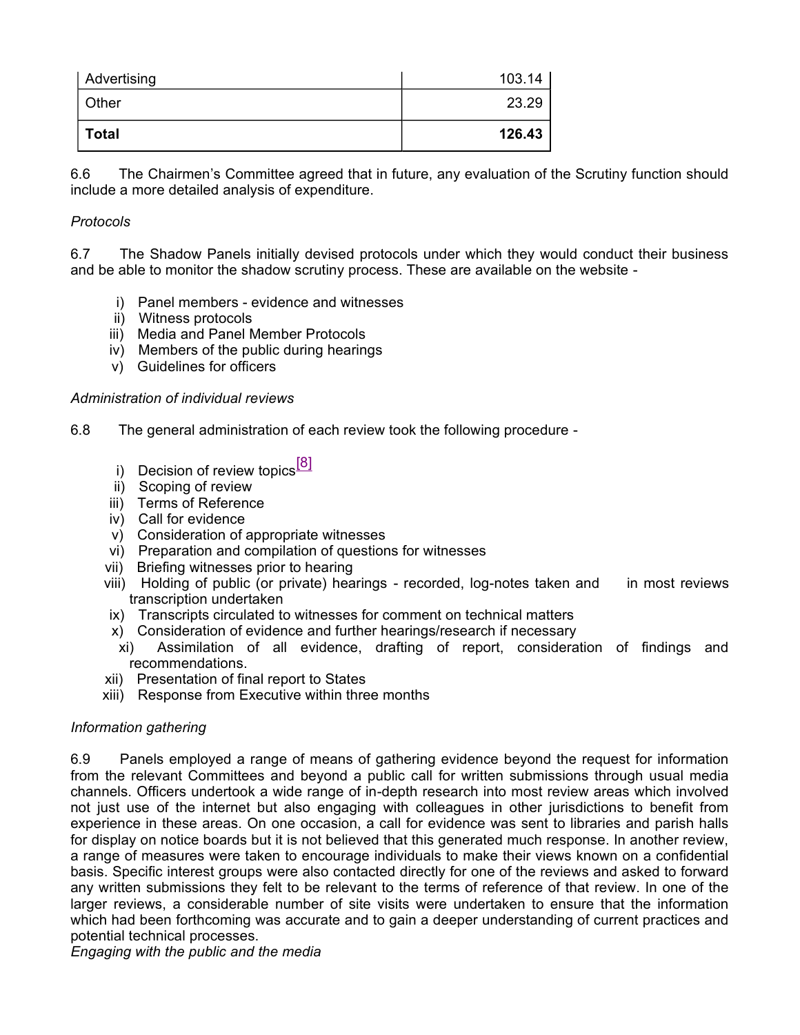| Advertising | 103.14 |
|---|---|
| Other | 23.29 |
| **Total** | **126.43** |

6.6 The Chairmen's Committee agreed that in future, any evaluation of the Scrutiny function should include a more detailed analysis of expenditure.

*Protocols*

6.7 The Shadow Panels initially devised protocols under which they would conduct their business and be able to monitor the shadow scrutiny process. These are available on the website -

i) Panel members - evidence and witnesses
ii) Witness protocols
iii) Media and Panel Member Protocols
iv) Members of the public during hearings
v) Guidelines for officers

*Administration of individual reviews*

6.8 The general administration of each review took the following procedure -

i) Decision of review topics[8]
ii) Scoping of review
iii) Terms of Reference
iv) Call for evidence
v) Consideration of appropriate witnesses
vi) Preparation and compilation of questions for witnesses
vii) Briefing witnesses prior to hearing
viii) Holding of public (or private) hearings - recorded, log-notes taken and in most reviews transcription undertaken
ix) Transcripts circulated to witnesses for comment on technical matters
x) Consideration of evidence and further hearings/research if necessary
xi) Assimilation of all evidence, drafting of report, consideration of findings and recommendations.
xii) Presentation of final report to States
xiii) Response from Executive within three months

*Information gathering*

6.9 Panels employed a range of means of gathering evidence beyond the request for information from the relevant Committees and beyond a public call for written submissions through usual media channels. Officers undertook a wide range of in-depth research into most review areas which involved not just use of the internet but also engaging with colleagues in other jurisdictions to benefit from experience in these areas. On one occasion, a call for evidence was sent to libraries and parish halls for display on notice boards but it is not believed that this generated much response. In another review, a range of measures were taken to encourage individuals to make their views known on a confidential basis. Specific interest groups were also contacted directly for one of the reviews and asked to forward any written submissions they felt to be relevant to the terms of reference of that review. In one of the larger reviews, a considerable number of site visits were undertaken to ensure that the information which had been forthcoming was accurate and to gain a deeper understanding of current practices and potential technical processes.

*Engaging with the public and the media*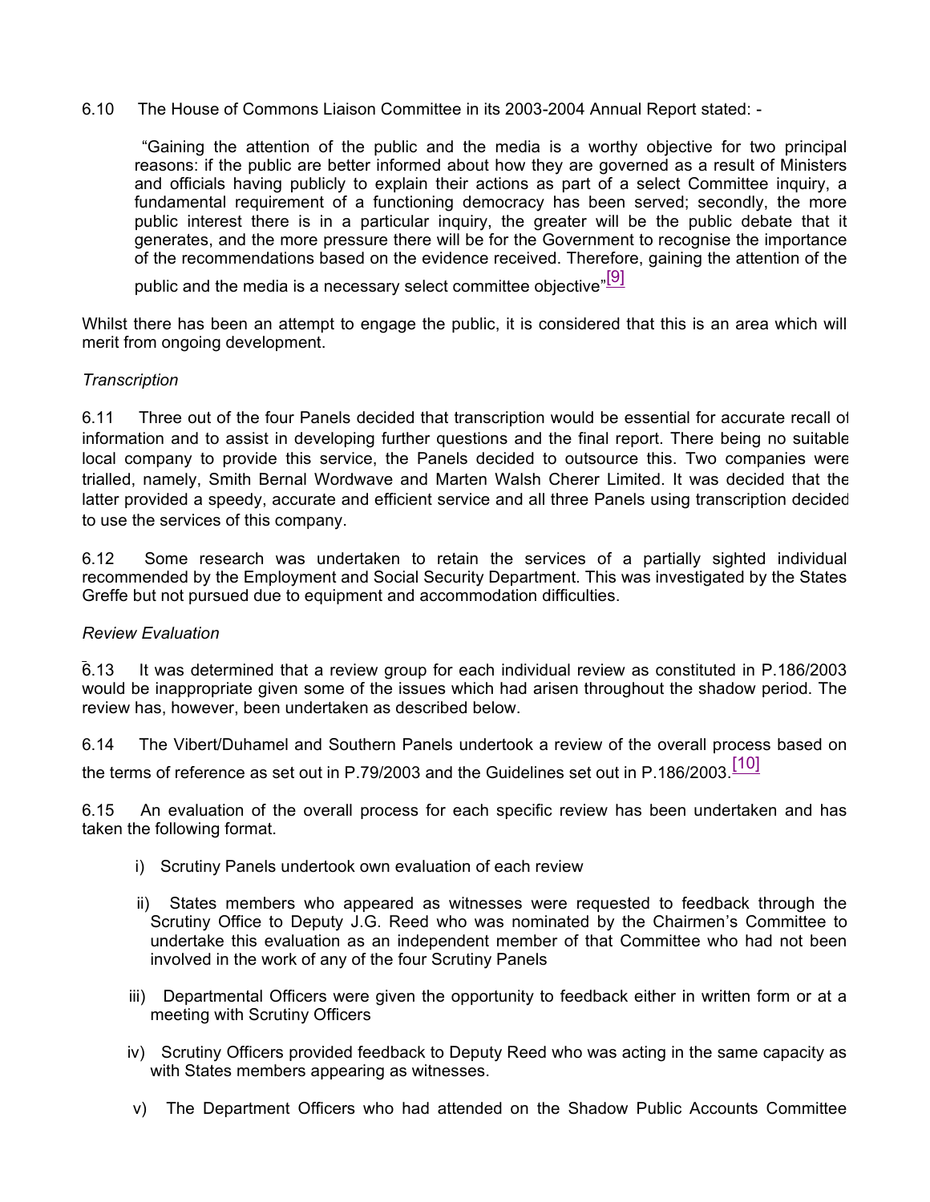6.10 The House of Commons Liaison Committee in its 2003-2004 Annual Report stated: -

> "Gaining the attention of the public and the media is a worthy objective for two principal reasons: if the public are better informed about how they are governed as a result of Ministers and officials having publicly to explain their actions as part of a select Committee inquiry, a fundamental requirement of a functioning democracy has been served; secondly, the more public interest there is in a particular inquiry, the greater will be the public debate that it generates, and the more pressure there will be for the Government to recognise the importance of the recommendations based on the evidence received. Therefore, gaining the attention of the public and the media is a necessary select committee objective"[9]

Whilst there has been an attempt to engage the public, it is considered that this is an area which will merit from ongoing development.

*Transcription*

6.11 Three out of the four Panels decided that transcription would be essential for accurate recall of information and to assist in developing further questions and the final report. There being no suitable local company to provide this service, the Panels decided to outsource this. Two companies were trialled, namely, Smith Bernal Wordwave and Marten Walsh Cherer Limited. It was decided that the latter provided a speedy, accurate and efficient service and all three Panels using transcription decided to use the services of this company.

6.12 Some research was undertaken to retain the services of a partially sighted individual recommended by the Employment and Social Security Department. This was investigated by the States Greffe but not pursued due to equipment and accommodation difficulties.

*Review Evaluation*

6.13 It was determined that a review group for each individual review as constituted in P.186/2003 would be inappropriate given some of the issues which had arisen throughout the shadow period. The review has, however, been undertaken as described below.

6.14 The Vibert/Duhamel and Southern Panels undertook a review of the overall process based on the terms of reference as set out in P.79/2003 and the Guidelines set out in P.186/2003.[10]

6.15 An evaluation of the overall process for each specific review has been undertaken and has taken the following format.

i) Scrutiny Panels undertook own evaluation of each review

ii) States members who appeared as witnesses were requested to feedback through the Scrutiny Office to Deputy J.G. Reed who was nominated by the Chairmen's Committee to undertake this evaluation as an independent member of that Committee who had not been involved in the work of any of the four Scrutiny Panels

iii) Departmental Officers were given the opportunity to feedback either in written form or at a meeting with Scrutiny Officers

iv) Scrutiny Officers provided feedback to Deputy Reed who was acting in the same capacity as with States members appearing as witnesses.

v) The Department Officers who had attended on the Shadow Public Accounts Committee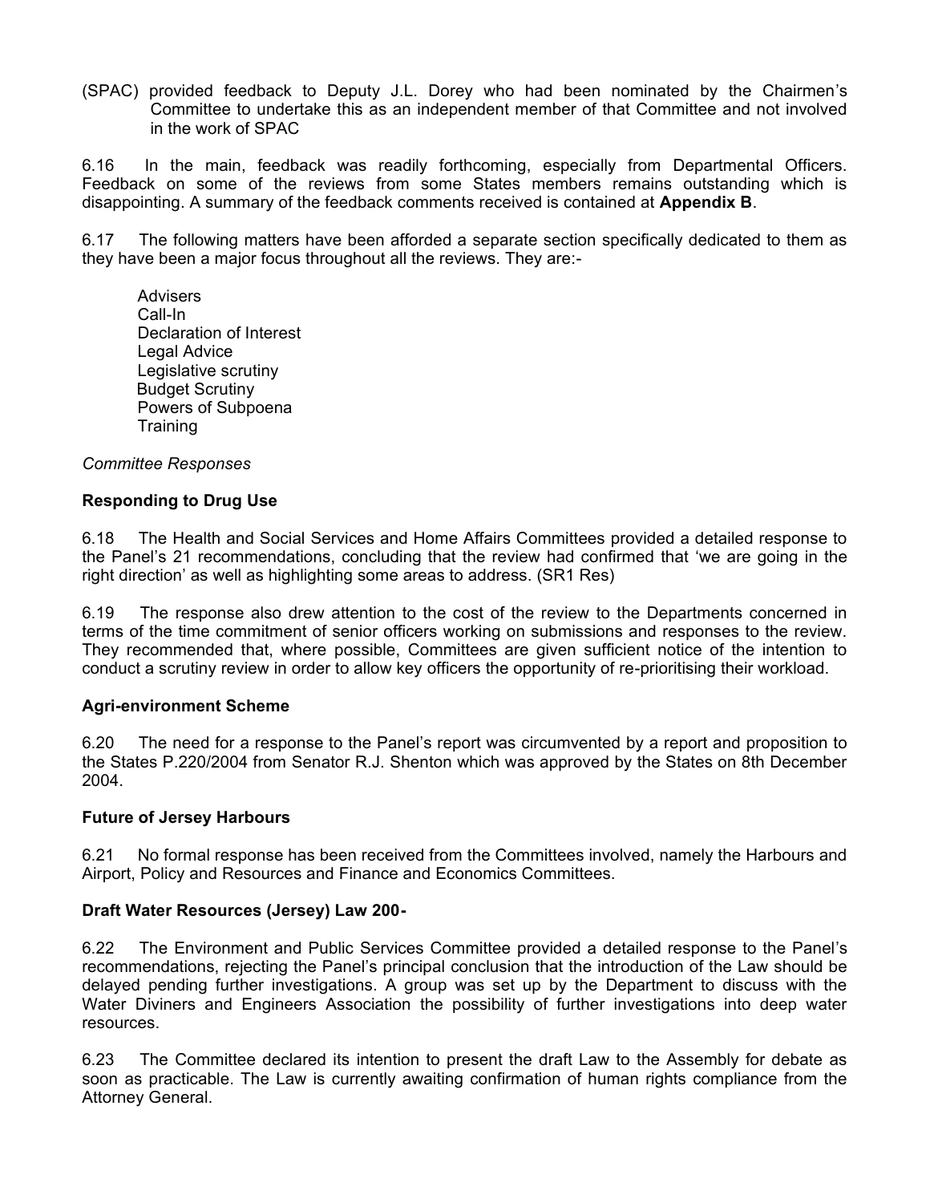(SPAC) provided feedback to Deputy J.L. Dorey who had been nominated by the Chairmen's Committee to undertake this as an independent member of that Committee and not involved in the work of SPAC

6.16 In the main, feedback was readily forthcoming, especially from Departmental Officers. Feedback on some of the reviews from some States members remains outstanding which is disappointing. A summary of the feedback comments received is contained at **Appendix B**.

6.17 The following matters have been afforded a separate section specifically dedicated to them as they have been a major focus throughout all the reviews. They are:-

- Advisers
- Call-In
- Declaration of Interest
- Legal Advice
- Legislative scrutiny
- Budget Scrutiny
- Powers of Subpoena
- Training

*Committee Responses*

**Responding to Drug Use**

6.18 The Health and Social Services and Home Affairs Committees provided a detailed response to the Panel's 21 recommendations, concluding that the review had confirmed that 'we are going in the right direction' as well as highlighting some areas to address. (SR1 Res)

6.19 The response also drew attention to the cost of the review to the Departments concerned in terms of the time commitment of senior officers working on submissions and responses to the review. They recommended that, where possible, Committees are given sufficient notice of the intention to conduct a scrutiny review in order to allow key officers the opportunity of re-prioritising their workload.

**Agri-environment Scheme**

6.20 The need for a response to the Panel's report was circumvented by a report and proposition to the States P.220/2004 from Senator R.J. Shenton which was approved by the States on 8th December 2004.

**Future of Jersey Harbours**

6.21 No formal response has been received from the Committees involved, namely the Harbours and Airport, Policy and Resources and Finance and Economics Committees.

**Draft Water Resources (Jersey) Law 200-**

6.22 The Environment and Public Services Committee provided a detailed response to the Panel's recommendations, rejecting the Panel's principal conclusion that the introduction of the Law should be delayed pending further investigations. A group was set up by the Department to discuss with the Water Diviners and Engineers Association the possibility of further investigations into deep water resources.

6.23 The Committee declared its intention to present the draft Law to the Assembly for debate as soon as practicable. The Law is currently awaiting confirmation of human rights compliance from the Attorney General.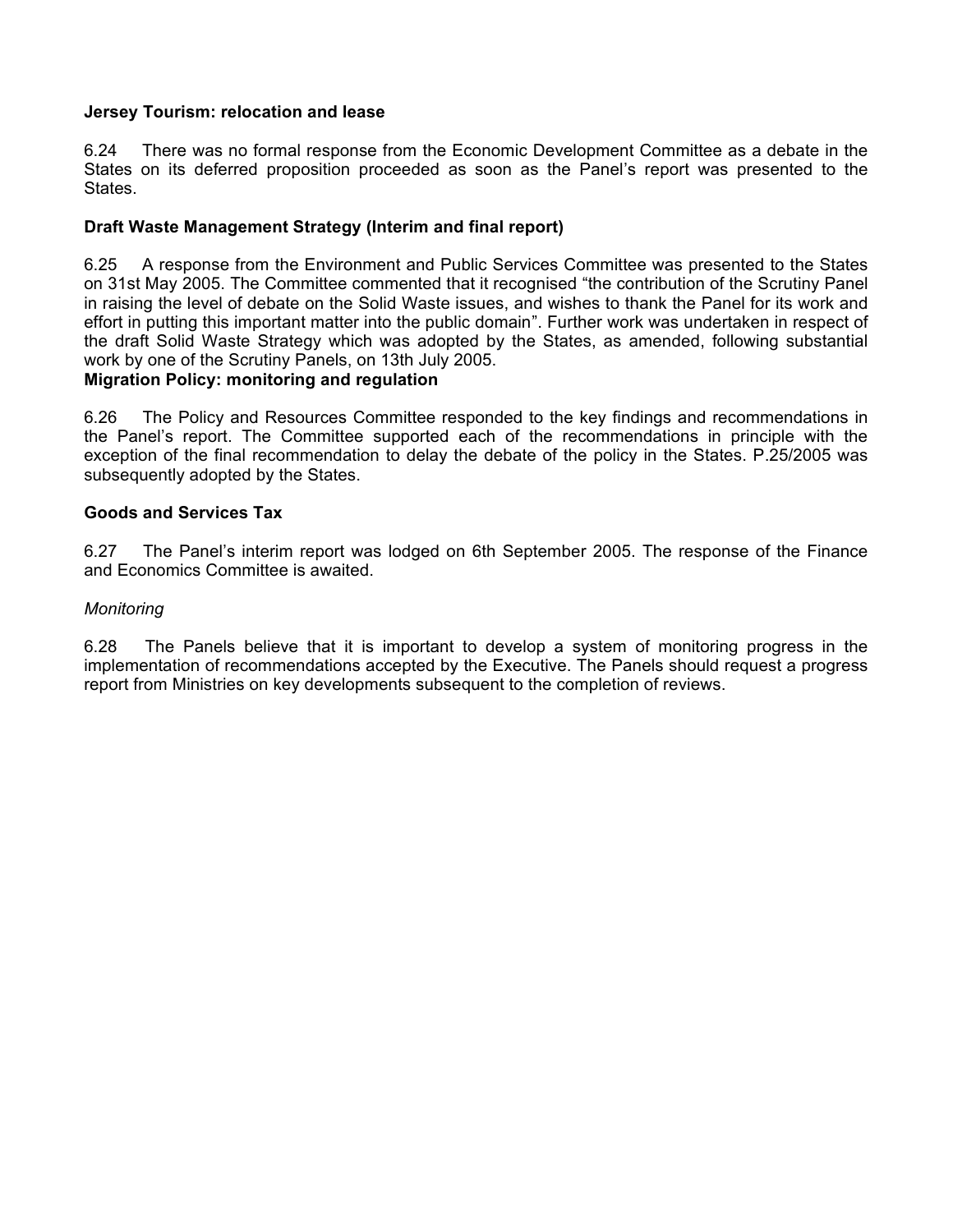**Jersey Tourism: relocation and lease**

6.24 There was no formal response from the Economic Development Committee as a debate in the States on its deferred proposition proceeded as soon as the Panel's report was presented to the States.

**Draft Waste Management Strategy (Interim and final report)**

6.25 A response from the Environment and Public Services Committee was presented to the States on 31st May 2005. The Committee commented that it recognised "the contribution of the Scrutiny Panel in raising the level of debate on the Solid Waste issues, and wishes to thank the Panel for its work and effort in putting this important matter into the public domain". Further work was undertaken in respect of the draft Solid Waste Strategy which was adopted by the States, as amended, following substantial work by one of the Scrutiny Panels, on 13th July 2005.

**Migration Policy: monitoring and regulation**

6.26 The Policy and Resources Committee responded to the key findings and recommendations in the Panel's report. The Committee supported each of the recommendations in principle with the exception of the final recommendation to delay the debate of the policy in the States. P.25/2005 was subsequently adopted by the States.

**Goods and Services Tax**

6.27 The Panel's interim report was lodged on 6th September 2005. The response of the Finance and Economics Committee is awaited.

*Monitoring*

6.28 The Panels believe that it is important to develop a system of monitoring progress in the implementation of recommendations accepted by the Executive. The Panels should request a progress report from Ministries on key developments subsequent to the completion of reviews.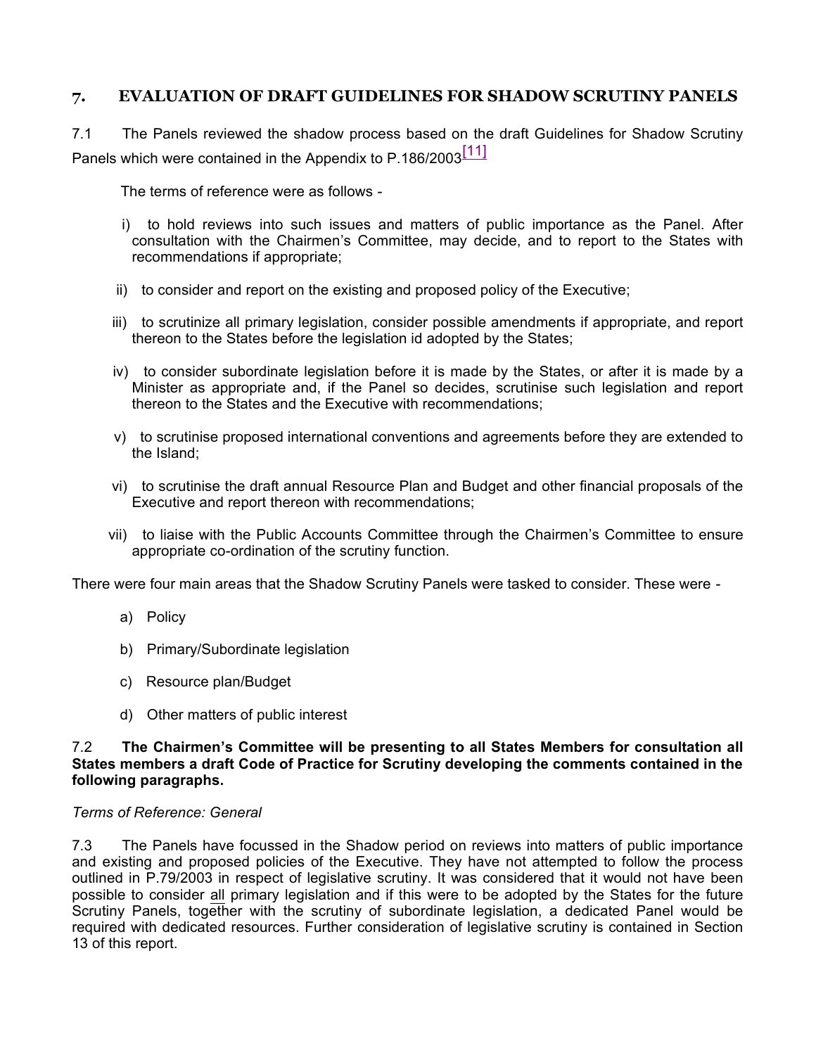## 7. EVALUATION OF DRAFT GUIDELINES FOR SHADOW SCRUTINY PANELS

7.1 The Panels reviewed the shadow process based on the draft Guidelines for Shadow Scrutiny Panels which were contained in the Appendix to P.186/2003[11]

The terms of reference were as follows -

i) to hold reviews into such issues and matters of public importance as the Panel. After consultation with the Chairmen's Committee, may decide, and to report to the States with recommendations if appropriate;

ii) to consider and report on the existing and proposed policy of the Executive;

iii) to scrutinize all primary legislation, consider possible amendments if appropriate, and report thereon to the States before the legislation id adopted by the States;

iv) to consider subordinate legislation before it is made by the States, or after it is made by a Minister as appropriate and, if the Panel so decides, scrutinise such legislation and report thereon to the States and the Executive with recommendations;

v) to scrutinise proposed international conventions and agreements before they are extended to the Island;

vi) to scrutinise the draft annual Resource Plan and Budget and other financial proposals of the Executive and report thereon with recommendations;

vii) to liaise with the Public Accounts Committee through the Chairmen's Committee to ensure appropriate co-ordination of the scrutiny function.

There were four main areas that the Shadow Scrutiny Panels were tasked to consider. These were -

a) Policy

b) Primary/Subordinate legislation

c) Resource plan/Budget

d) Other matters of public interest

7.2 **The Chairmen's Committee will be presenting to all States Members for consultation all States members a draft Code of Practice for Scrutiny developing the comments contained in the following paragraphs.**

*Terms of Reference: General*

7.3 The Panels have focussed in the Shadow period on reviews into matters of public importance and existing and proposed policies of the Executive. They have not attempted to follow the process outlined in P.79/2003 in respect of legislative scrutiny. It was considered that it would not have been possible to consider all primary legislation and if this were to be adopted by the States for the future Scrutiny Panels, together with the scrutiny of subordinate legislation, a dedicated Panel would be required with dedicated resources. Further consideration of legislative scrutiny is contained in Section 13 of this report.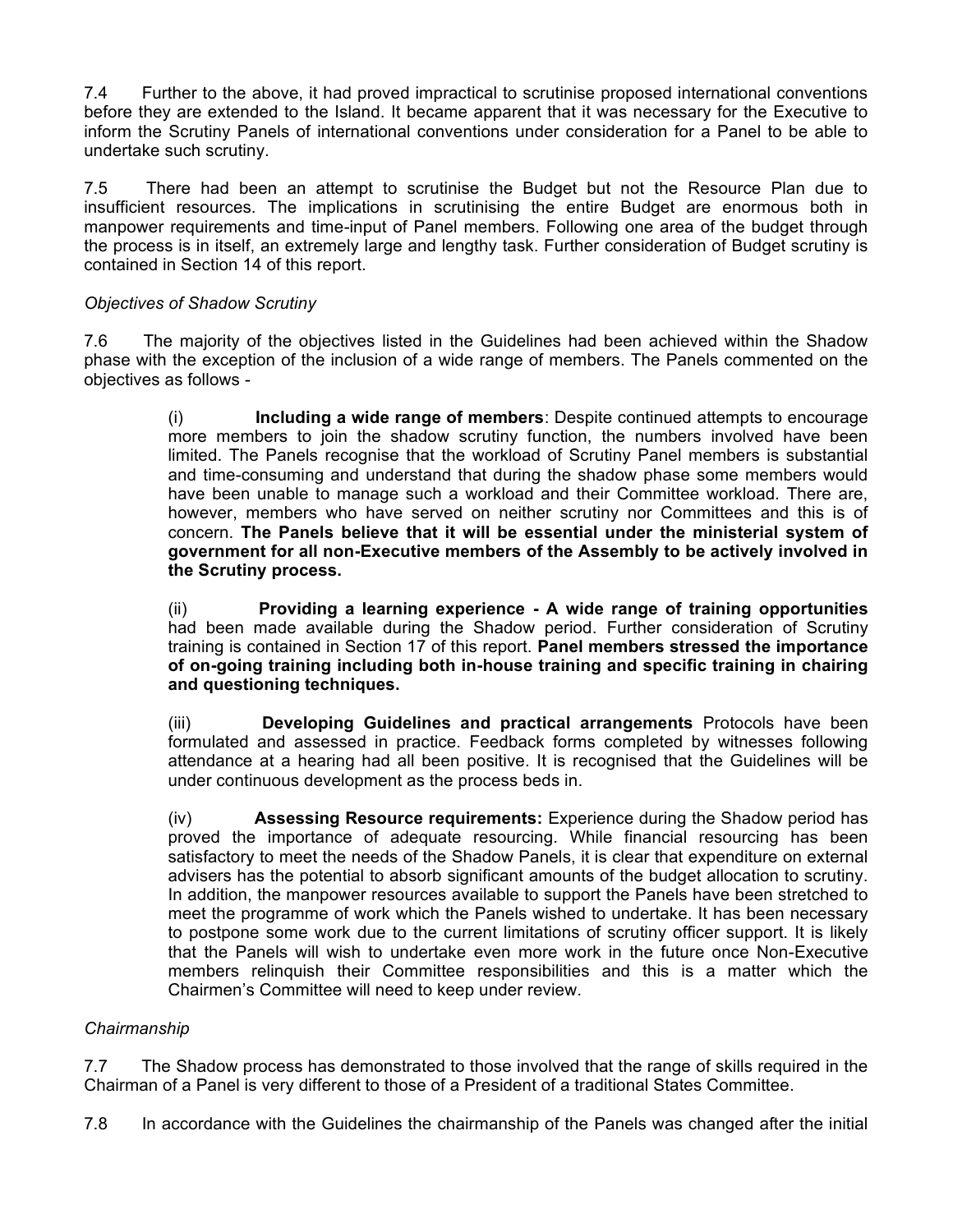7.4 Further to the above, it had proved impractical to scrutinise proposed international conventions before they are extended to the Island. It became apparent that it was necessary for the Executive to inform the Scrutiny Panels of international conventions under consideration for a Panel to be able to undertake such scrutiny.

7.5 There had been an attempt to scrutinise the Budget but not the Resource Plan due to insufficient resources. The implications in scrutinising the entire Budget are enormous both in manpower requirements and time-input of Panel members. Following one area of the budget through the process is in itself, an extremely large and lengthy task. Further consideration of Budget scrutiny is contained in Section 14 of this report.

*Objectives of Shadow Scrutiny*

7.6 The majority of the objectives listed in the Guidelines had been achieved within the Shadow phase with the exception of the inclusion of a wide range of members. The Panels commented on the objectives as follows -

> (i) **Including a wide range of members**: Despite continued attempts to encourage more members to join the shadow scrutiny function, the numbers involved have been limited. The Panels recognise that the workload of Scrutiny Panel members is substantial and time-consuming and understand that during the shadow phase some members would have been unable to manage such a workload and their Committee workload. There are, however, members who have served on neither scrutiny nor Committees and this is of concern. **The Panels believe that it will be essential under the ministerial system of government for all non-Executive members of the Assembly to be actively involved in the Scrutiny process.**
>
> (ii) **Providing a learning experience - A wide range of training opportunities** had been made available during the Shadow period. Further consideration of Scrutiny training is contained in Section 17 of this report. **Panel members stressed the importance of on-going training including both in-house training and specific training in chairing and questioning techniques.**
>
> (iii) **Developing Guidelines and practical arrangements** Protocols have been formulated and assessed in practice. Feedback forms completed by witnesses following attendance at a hearing had all been positive. It is recognised that the Guidelines will be under continuous development as the process beds in.
>
> (iv) **Assessing Resource requirements:** Experience during the Shadow period has proved the importance of adequate resourcing. While financial resourcing has been satisfactory to meet the needs of the Shadow Panels, it is clear that expenditure on external advisers has the potential to absorb significant amounts of the budget allocation to scrutiny. In addition, the manpower resources available to support the Panels have been stretched to meet the programme of work which the Panels wished to undertake. It has been necessary to postpone some work due to the current limitations of scrutiny officer support. It is likely that the Panels will wish to undertake even more work in the future once Non-Executive members relinquish their Committee responsibilities and this is a matter which the Chairmen's Committee will need to keep under review.

*Chairmanship*

7.7 The Shadow process has demonstrated to those involved that the range of skills required in the Chairman of a Panel is very different to those of a President of a traditional States Committee.

7.8 In accordance with the Guidelines the chairmanship of the Panels was changed after the initial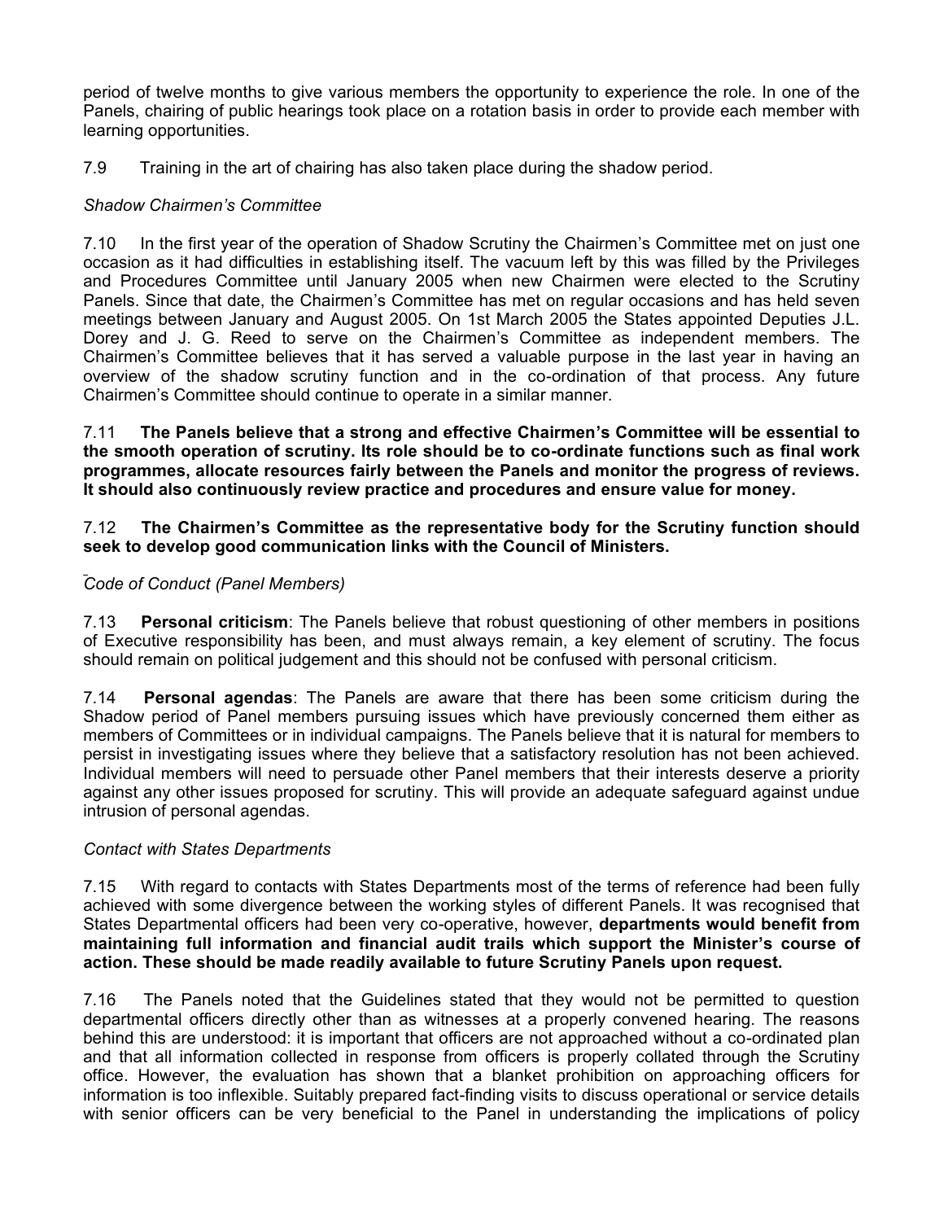period of twelve months to give various members the opportunity to experience the role. In one of the Panels, chairing of public hearings took place on a rotation basis in order to provide each member with learning opportunities.

7.9 Training in the art of chairing has also taken place during the shadow period.

*Shadow Chairmen's Committee*

7.10 In the first year of the operation of Shadow Scrutiny the Chairmen's Committee met on just one occasion as it had difficulties in establishing itself. The vacuum left by this was filled by the Privileges and Procedures Committee until January 2005 when new Chairmen were elected to the Scrutiny Panels. Since that date, the Chairmen's Committee has met on regular occasions and has held seven meetings between January and August 2005. On 1st March 2005 the States appointed Deputies J.L. Dorey and J. G. Reed to serve on the Chairmen's Committee as independent members. The Chairmen's Committee believes that it has served a valuable purpose in the last year in having an overview of the shadow scrutiny function and in the co-ordination of that process. Any future Chairmen's Committee should continue to operate in a similar manner.

7.11 **The Panels believe that a strong and effective Chairmen's Committee will be essential to the smooth operation of scrutiny. Its role should be to co-ordinate functions such as final work programmes, allocate resources fairly between the Panels and monitor the progress of reviews. It should also continuously review practice and procedures and ensure value for money.**

7.12 **The Chairmen's Committee as the representative body for the Scrutiny function should seek to develop good communication links with the Council of Ministers.**

*Code of Conduct (Panel Members)*

7.13 **Personal criticism**: The Panels believe that robust questioning of other members in positions of Executive responsibility has been, and must always remain, a key element of scrutiny. The focus should remain on political judgement and this should not be confused with personal criticism.

7.14 **Personal agendas**: The Panels are aware that there has been some criticism during the Shadow period of Panel members pursuing issues which have previously concerned them either as members of Committees or in individual campaigns. The Panels believe that it is natural for members to persist in investigating issues where they believe that a satisfactory resolution has not been achieved. Individual members will need to persuade other Panel members that their interests deserve a priority against any other issues proposed for scrutiny. This will provide an adequate safeguard against undue intrusion of personal agendas.

*Contact with States Departments*

7.15 With regard to contacts with States Departments most of the terms of reference had been fully achieved with some divergence between the working styles of different Panels. It was recognised that States Departmental officers had been very co-operative, however, **departments would benefit from maintaining full information and financial audit trails which support the Minister's course of action. These should be made readily available to future Scrutiny Panels upon request.**

7.16 The Panels noted that the Guidelines stated that they would not be permitted to question departmental officers directly other than as witnesses at a properly convened hearing. The reasons behind this are understood: it is important that officers are not approached without a co-ordinated plan and that all information collected in response from officers is properly collated through the Scrutiny office. However, the evaluation has shown that a blanket prohibition on approaching officers for information is too inflexible. Suitably prepared fact-finding visits to discuss operational or service details with senior officers can be very beneficial to the Panel in understanding the implications of policy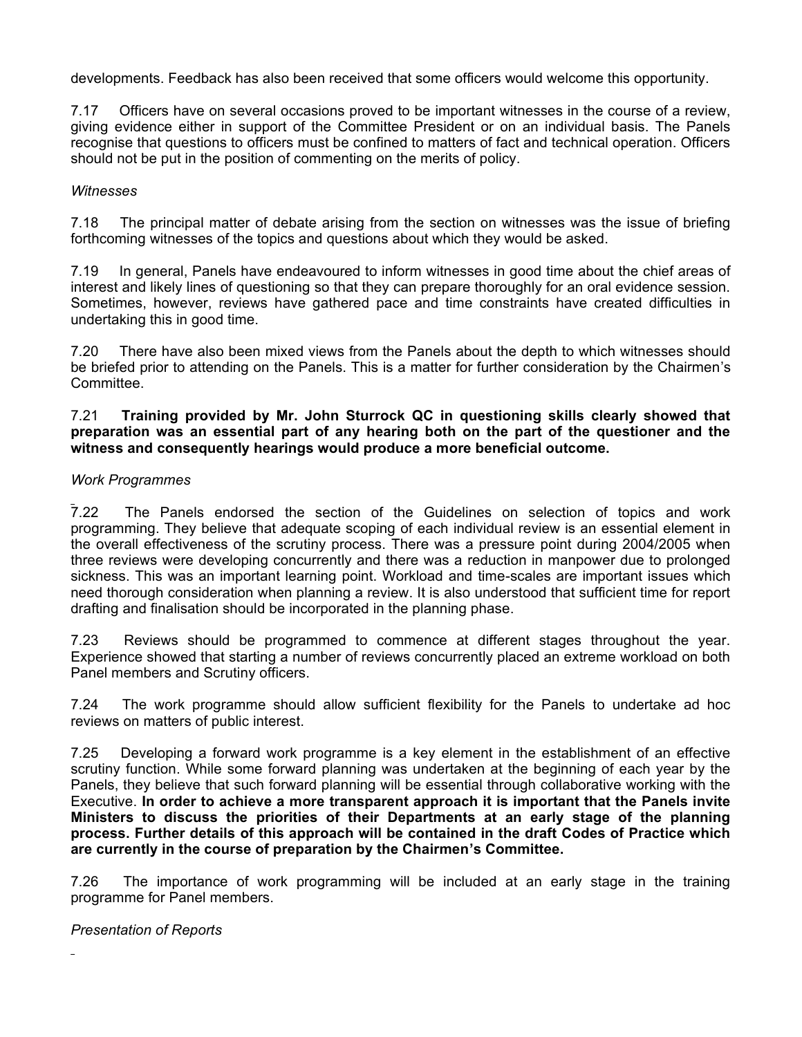developments. Feedback has also been received that some officers would welcome this opportunity.

7.17 Officers have on several occasions proved to be important witnesses in the course of a review, giving evidence either in support of the Committee President or on an individual basis. The Panels recognise that questions to officers must be confined to matters of fact and technical operation. Officers should not be put in the position of commenting on the merits of policy.

*Witnesses*

7.18 The principal matter of debate arising from the section on witnesses was the issue of briefing forthcoming witnesses of the topics and questions about which they would be asked.

7.19 In general, Panels have endeavoured to inform witnesses in good time about the chief areas of interest and likely lines of questioning so that they can prepare thoroughly for an oral evidence session. Sometimes, however, reviews have gathered pace and time constraints have created difficulties in undertaking this in good time.

7.20 There have also been mixed views from the Panels about the depth to which witnesses should be briefed prior to attending on the Panels. This is a matter for further consideration by the Chairmen's Committee.

7.21 **Training provided by Mr. John Sturrock QC in questioning skills clearly showed that preparation was an essential part of any hearing both on the part of the questioner and the witness and consequently hearings would produce a more beneficial outcome.**

*Work Programmes*

7.22 The Panels endorsed the section of the Guidelines on selection of topics and work programming. They believe that adequate scoping of each individual review is an essential element in the overall effectiveness of the scrutiny process. There was a pressure point during 2004/2005 when three reviews were developing concurrently and there was a reduction in manpower due to prolonged sickness. This was an important learning point. Workload and time-scales are important issues which need thorough consideration when planning a review. It is also understood that sufficient time for report drafting and finalisation should be incorporated in the planning phase.

7.23 Reviews should be programmed to commence at different stages throughout the year. Experience showed that starting a number of reviews concurrently placed an extreme workload on both Panel members and Scrutiny officers.

7.24 The work programme should allow sufficient flexibility for the Panels to undertake ad hoc reviews on matters of public interest.

7.25 Developing a forward work programme is a key element in the establishment of an effective scrutiny function. While some forward planning was undertaken at the beginning of each year by the Panels, they believe that such forward planning will be essential through collaborative working with the Executive. **In order to achieve a more transparent approach it is important that the Panels invite Ministers to discuss the priorities of their Departments at an early stage of the planning process. Further details of this approach will be contained in the draft Codes of Practice which are currently in the course of preparation by the Chairmen's Committee.**

7.26 The importance of work programming will be included at an early stage in the training programme for Panel members.

*Presentation of Reports*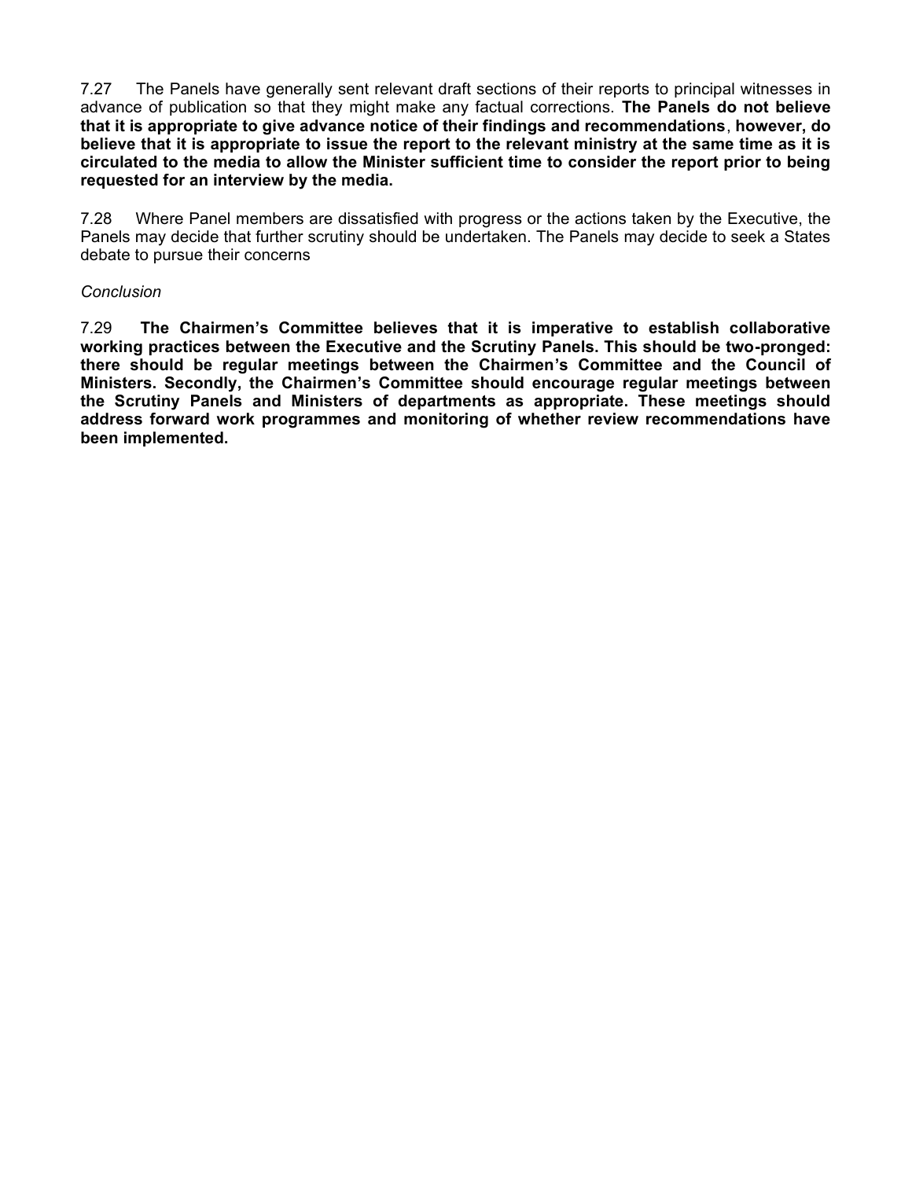7.27 The Panels have generally sent relevant draft sections of their reports to principal witnesses in advance of publication so that they might make any factual corrections. **The Panels do not believe that it is appropriate to give advance notice of their findings and recommendations**, **however, do believe that it is appropriate to issue the report to the relevant ministry at the same time as it is circulated to the media to allow the Minister sufficient time to consider the report prior to being requested for an interview by the media.**

7.28 Where Panel members are dissatisfied with progress or the actions taken by the Executive, the Panels may decide that further scrutiny should be undertaken. The Panels may decide to seek a States debate to pursue their concerns

*Conclusion*

7.29 **The Chairmen's Committee believes that it is imperative to establish collaborative working practices between the Executive and the Scrutiny Panels. This should be two-pronged: there should be regular meetings between the Chairmen's Committee and the Council of Ministers. Secondly, the Chairmen's Committee should encourage regular meetings between the Scrutiny Panels and Ministers of departments as appropriate. These meetings should address forward work programmes and monitoring of whether review recommendations have been implemented.**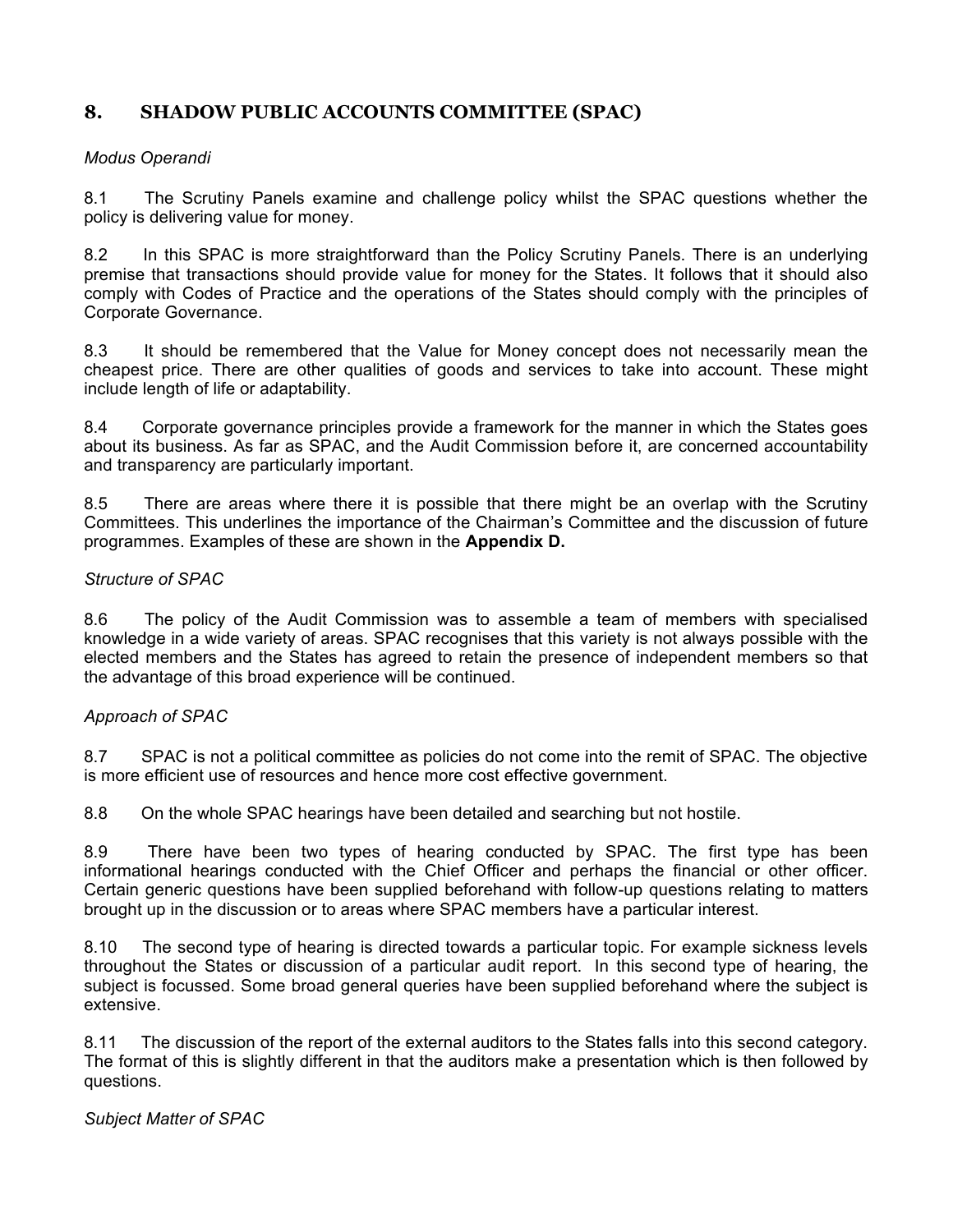## 8. SHADOW PUBLIC ACCOUNTS COMMITTEE (SPAC)

*Modus Operandi*

8.1 The Scrutiny Panels examine and challenge policy whilst the SPAC questions whether the policy is delivering value for money.

8.2 In this SPAC is more straightforward than the Policy Scrutiny Panels. There is an underlying premise that transactions should provide value for money for the States. It follows that it should also comply with Codes of Practice and the operations of the States should comply with the principles of Corporate Governance.

8.3 It should be remembered that the Value for Money concept does not necessarily mean the cheapest price. There are other qualities of goods and services to take into account. These might include length of life or adaptability.

8.4 Corporate governance principles provide a framework for the manner in which the States goes about its business. As far as SPAC, and the Audit Commission before it, are concerned accountability and transparency are particularly important.

8.5 There are areas where there it is possible that there might be an overlap with the Scrutiny Committees. This underlines the importance of the Chairman's Committee and the discussion of future programmes. Examples of these are shown in the **Appendix D.**

*Structure of SPAC*

8.6 The policy of the Audit Commission was to assemble a team of members with specialised knowledge in a wide variety of areas. SPAC recognises that this variety is not always possible with the elected members and the States has agreed to retain the presence of independent members so that the advantage of this broad experience will be continued.

*Approach of SPAC*

8.7 SPAC is not a political committee as policies do not come into the remit of SPAC. The objective is more efficient use of resources and hence more cost effective government.

8.8 On the whole SPAC hearings have been detailed and searching but not hostile.

8.9 There have been two types of hearing conducted by SPAC. The first type has been informational hearings conducted with the Chief Officer and perhaps the financial or other officer. Certain generic questions have been supplied beforehand with follow-up questions relating to matters brought up in the discussion or to areas where SPAC members have a particular interest.

8.10 The second type of hearing is directed towards a particular topic. For example sickness levels throughout the States or discussion of a particular audit report. In this second type of hearing, the subject is focussed. Some broad general queries have been supplied beforehand where the subject is extensive.

8.11 The discussion of the report of the external auditors to the States falls into this second category. The format of this is slightly different in that the auditors make a presentation which is then followed by questions.

*Subject Matter of SPAC*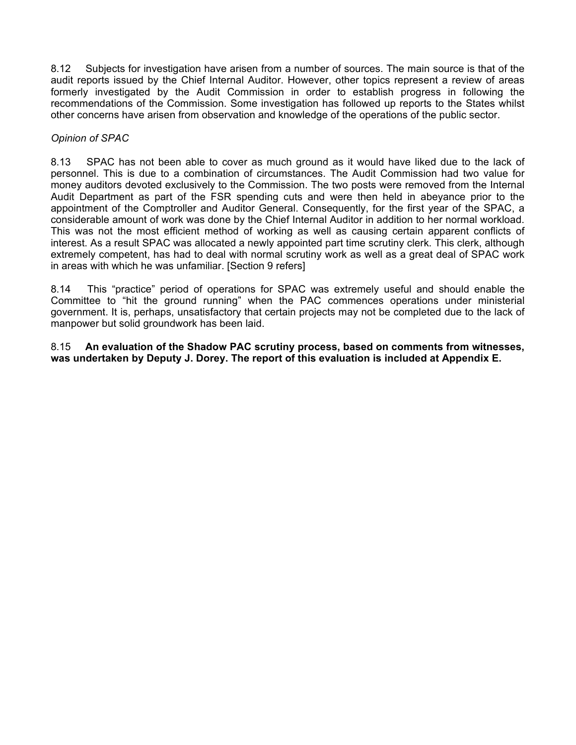8.12 Subjects for investigation have arisen from a number of sources. The main source is that of the audit reports issued by the Chief Internal Auditor. However, other topics represent a review of areas formerly investigated by the Audit Commission in order to establish progress in following the recommendations of the Commission. Some investigation has followed up reports to the States whilst other concerns have arisen from observation and knowledge of the operations of the public sector.

*Opinion of SPAC*

8.13 SPAC has not been able to cover as much ground as it would have liked due to the lack of personnel. This is due to a combination of circumstances. The Audit Commission had two value for money auditors devoted exclusively to the Commission. The two posts were removed from the Internal Audit Department as part of the FSR spending cuts and were then held in abeyance prior to the appointment of the Comptroller and Auditor General. Consequently, for the first year of the SPAC, a considerable amount of work was done by the Chief Internal Auditor in addition to her normal workload. This was not the most efficient method of working as well as causing certain apparent conflicts of interest. As a result SPAC was allocated a newly appointed part time scrutiny clerk. This clerk, although extremely competent, has had to deal with normal scrutiny work as well as a great deal of SPAC work in areas with which he was unfamiliar. [Section 9 refers]

8.14 This "practice" period of operations for SPAC was extremely useful and should enable the Committee to "hit the ground running" when the PAC commences operations under ministerial government. It is, perhaps, unsatisfactory that certain projects may not be completed due to the lack of manpower but solid groundwork has been laid.

8.15 **An evaluation of the Shadow PAC scrutiny process, based on comments from witnesses, was undertaken by Deputy J. Dorey. The report of this evaluation is included at Appendix E.**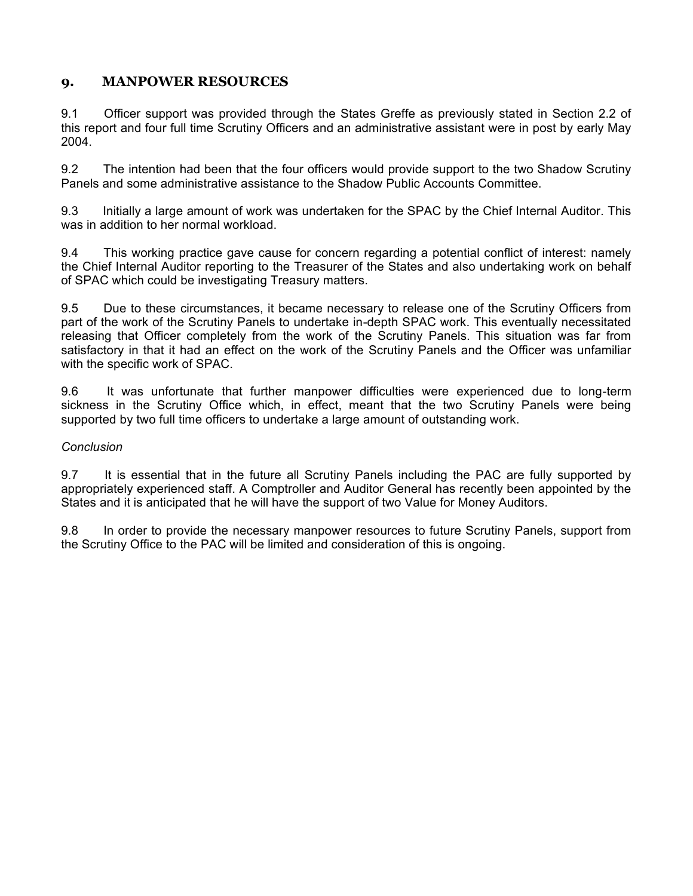## 9. MANPOWER RESOURCES

9.1 Officer support was provided through the States Greffe as previously stated in Section 2.2 of this report and four full time Scrutiny Officers and an administrative assistant were in post by early May 2004.

9.2 The intention had been that the four officers would provide support to the two Shadow Scrutiny Panels and some administrative assistance to the Shadow Public Accounts Committee.

9.3 Initially a large amount of work was undertaken for the SPAC by the Chief Internal Auditor. This was in addition to her normal workload.

9.4 This working practice gave cause for concern regarding a potential conflict of interest: namely the Chief Internal Auditor reporting to the Treasurer of the States and also undertaking work on behalf of SPAC which could be investigating Treasury matters.

9.5 Due to these circumstances, it became necessary to release one of the Scrutiny Officers from part of the work of the Scrutiny Panels to undertake in-depth SPAC work. This eventually necessitated releasing that Officer completely from the work of the Scrutiny Panels. This situation was far from satisfactory in that it had an effect on the work of the Scrutiny Panels and the Officer was unfamiliar with the specific work of SPAC.

9.6 It was unfortunate that further manpower difficulties were experienced due to long-term sickness in the Scrutiny Office which, in effect, meant that the two Scrutiny Panels were being supported by two full time officers to undertake a large amount of outstanding work.

*Conclusion*

9.7 It is essential that in the future all Scrutiny Panels including the PAC are fully supported by appropriately experienced staff. A Comptroller and Auditor General has recently been appointed by the States and it is anticipated that he will have the support of two Value for Money Auditors.

9.8 In order to provide the necessary manpower resources to future Scrutiny Panels, support from the Scrutiny Office to the PAC will be limited and consideration of this is ongoing.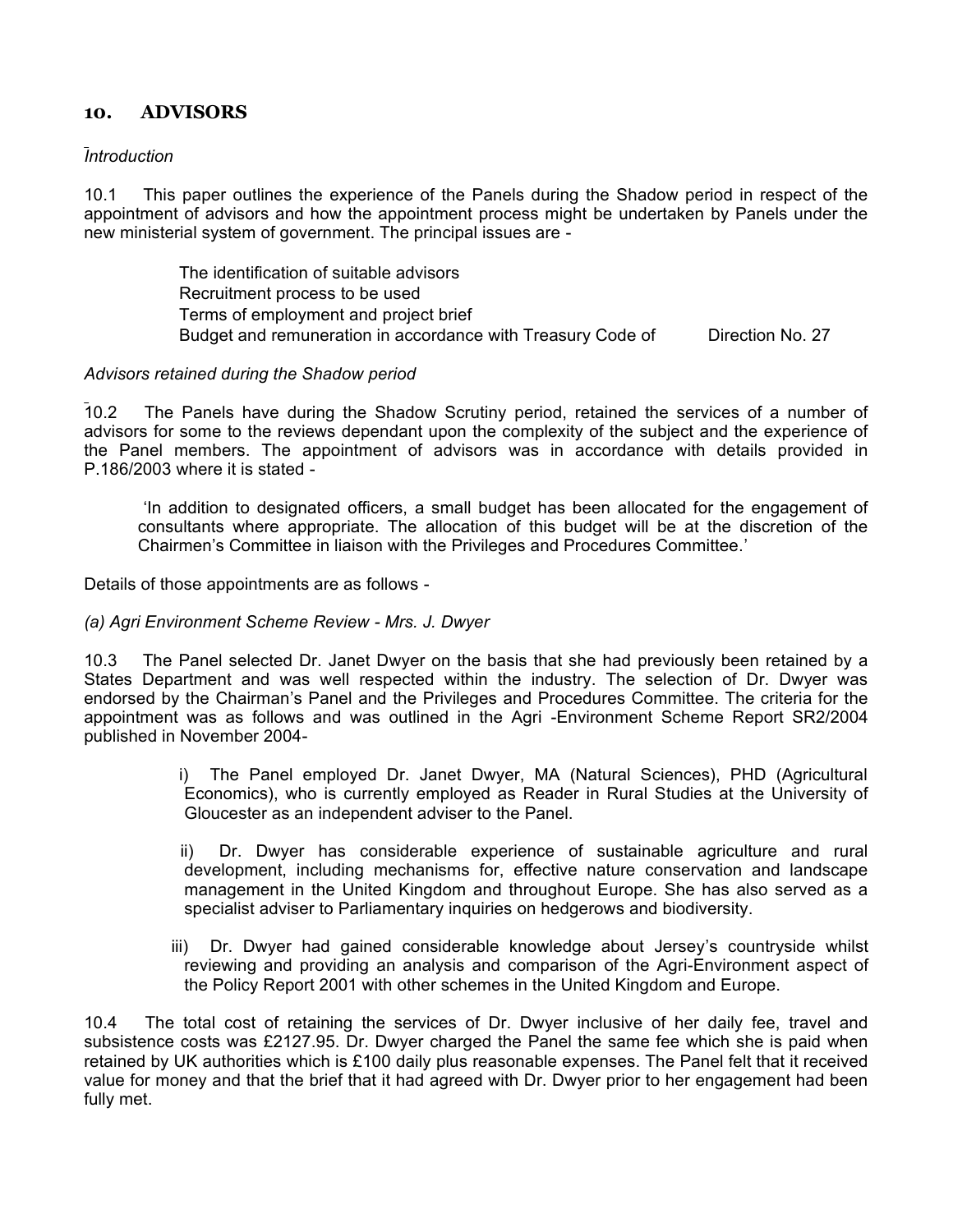## 10. ADVISORS

*Introduction*

10.1 This paper outlines the experience of the Panels during the Shadow period in respect of the appointment of advisors and how the appointment process might be undertaken by Panels under the new ministerial system of government. The principal issues are -

- The identification of suitable advisors
- Recruitment process to be used
- Terms of employment and project brief
- Budget and remuneration in accordance with Treasury Code of Direction No. 27

*Advisors retained during the Shadow period*

10.2 The Panels have during the Shadow Scrutiny period, retained the services of a number of advisors for some to the reviews dependant upon the complexity of the subject and the experience of the Panel members. The appointment of advisors was in accordance with details provided in P.186/2003 where it is stated -

> 'In addition to designated officers, a small budget has been allocated for the engagement of consultants where appropriate. The allocation of this budget will be at the discretion of the Chairmen's Committee in liaison with the Privileges and Procedures Committee.'

Details of those appointments are as follows -

*(a) Agri Environment Scheme Review - Mrs. J. Dwyer*

10.3 The Panel selected Dr. Janet Dwyer on the basis that she had previously been retained by a States Department and was well respected within the industry. The selection of Dr. Dwyer was endorsed by the Chairman's Panel and the Privileges and Procedures Committee. The criteria for the appointment was as follows and was outlined in the Agri -Environment Scheme Report SR2/2004 published in November 2004-

i) The Panel employed Dr. Janet Dwyer, MA (Natural Sciences), PHD (Agricultural Economics), who is currently employed as Reader in Rural Studies at the University of Gloucester as an independent adviser to the Panel.

ii) Dr. Dwyer has considerable experience of sustainable agriculture and rural development, including mechanisms for, effective nature conservation and landscape management in the United Kingdom and throughout Europe. She has also served as a specialist adviser to Parliamentary inquiries on hedgerows and biodiversity.

iii) Dr. Dwyer had gained considerable knowledge about Jersey's countryside whilst reviewing and providing an analysis and comparison of the Agri-Environment aspect of the Policy Report 2001 with other schemes in the United Kingdom and Europe.

10.4 The total cost of retaining the services of Dr. Dwyer inclusive of her daily fee, travel and subsistence costs was £2127.95. Dr. Dwyer charged the Panel the same fee which she is paid when retained by UK authorities which is £100 daily plus reasonable expenses. The Panel felt that it received value for money and that the brief that it had agreed with Dr. Dwyer prior to her engagement had been fully met.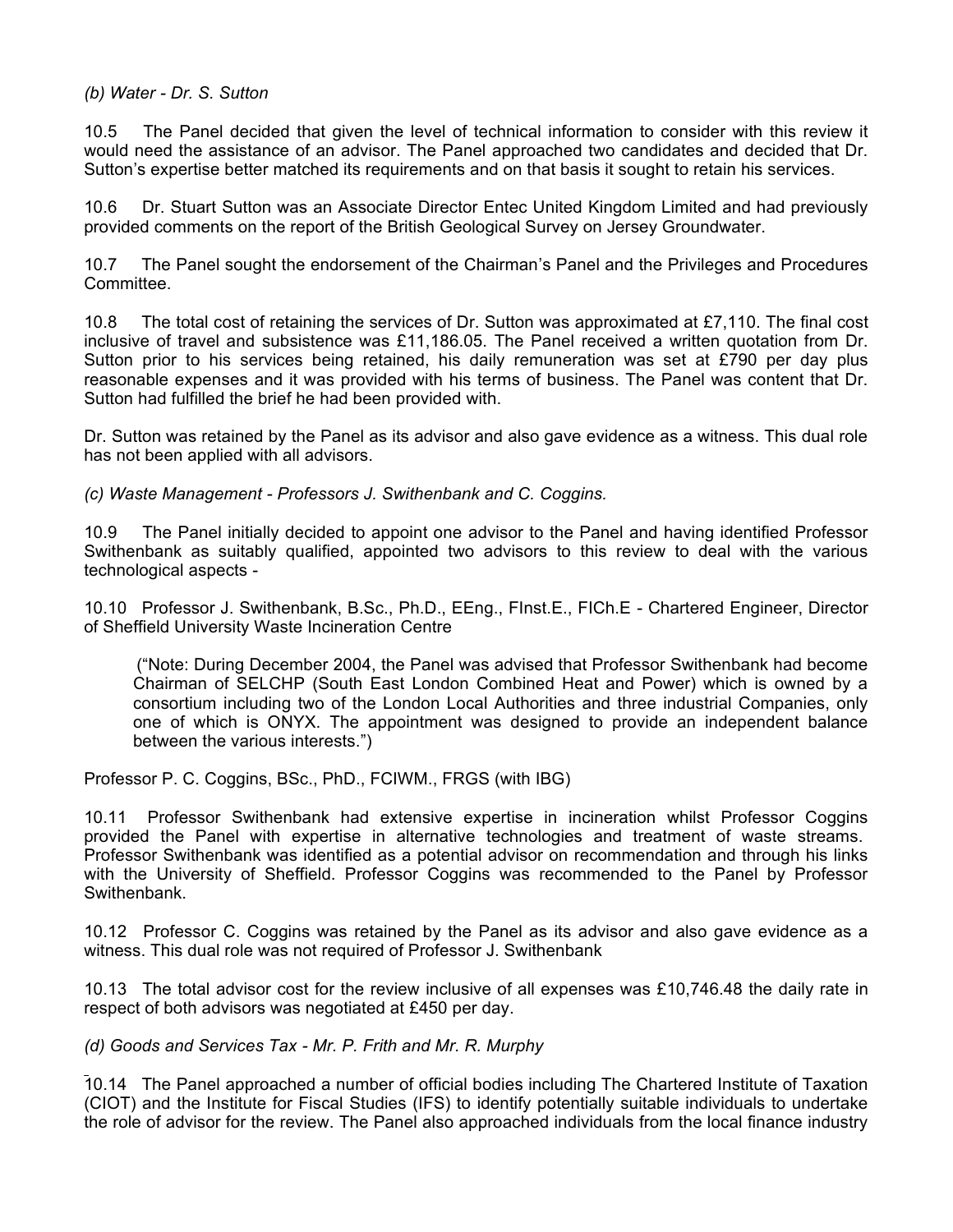*(b) Water - Dr. S. Sutton*

10.5 The Panel decided that given the level of technical information to consider with this review it would need the assistance of an advisor. The Panel approached two candidates and decided that Dr. Sutton's expertise better matched its requirements and on that basis it sought to retain his services.

10.6 Dr. Stuart Sutton was an Associate Director Entec United Kingdom Limited and had previously provided comments on the report of the British Geological Survey on Jersey Groundwater.

10.7 The Panel sought the endorsement of the Chairman's Panel and the Privileges and Procedures Committee.

10.8 The total cost of retaining the services of Dr. Sutton was approximated at £7,110. The final cost inclusive of travel and subsistence was £11,186.05. The Panel received a written quotation from Dr. Sutton prior to his services being retained, his daily remuneration was set at £790 per day plus reasonable expenses and it was provided with his terms of business. The Panel was content that Dr. Sutton had fulfilled the brief he had been provided with.

Dr. Sutton was retained by the Panel as its advisor and also gave evidence as a witness. This dual role has not been applied with all advisors.

*(c) Waste Management - Professors J. Swithenbank and C. Coggins.*

10.9 The Panel initially decided to appoint one advisor to the Panel and having identified Professor Swithenbank as suitably qualified, appointed two advisors to this review to deal with the various technological aspects -

10.10 Professor J. Swithenbank, B.Sc., Ph.D., EEng., FInst.E., FICh.E - Chartered Engineer, Director of Sheffield University Waste Incineration Centre

> ("Note: During December 2004, the Panel was advised that Professor Swithenbank had become Chairman of SELCHP (South East London Combined Heat and Power) which is owned by a consortium including two of the London Local Authorities and three industrial Companies, only one of which is ONYX. The appointment was designed to provide an independent balance between the various interests.")

Professor P. C. Coggins, BSc., PhD., FCIWM., FRGS (with IBG)

10.11 Professor Swithenbank had extensive expertise in incineration whilst Professor Coggins provided the Panel with expertise in alternative technologies and treatment of waste streams. Professor Swithenbank was identified as a potential advisor on recommendation and through his links with the University of Sheffield. Professor Coggins was recommended to the Panel by Professor Swithenbank.

10.12 Professor C. Coggins was retained by the Panel as its advisor and also gave evidence as a witness. This dual role was not required of Professor J. Swithenbank

10.13 The total advisor cost for the review inclusive of all expenses was £10,746.48 the daily rate in respect of both advisors was negotiated at £450 per day.

*(d) Goods and Services Tax - Mr. P. Frith and Mr. R. Murphy*

10.14 The Panel approached a number of official bodies including The Chartered Institute of Taxation (CIOT) and the Institute for Fiscal Studies (IFS) to identify potentially suitable individuals to undertake the role of advisor for the review. The Panel also approached individuals from the local finance industry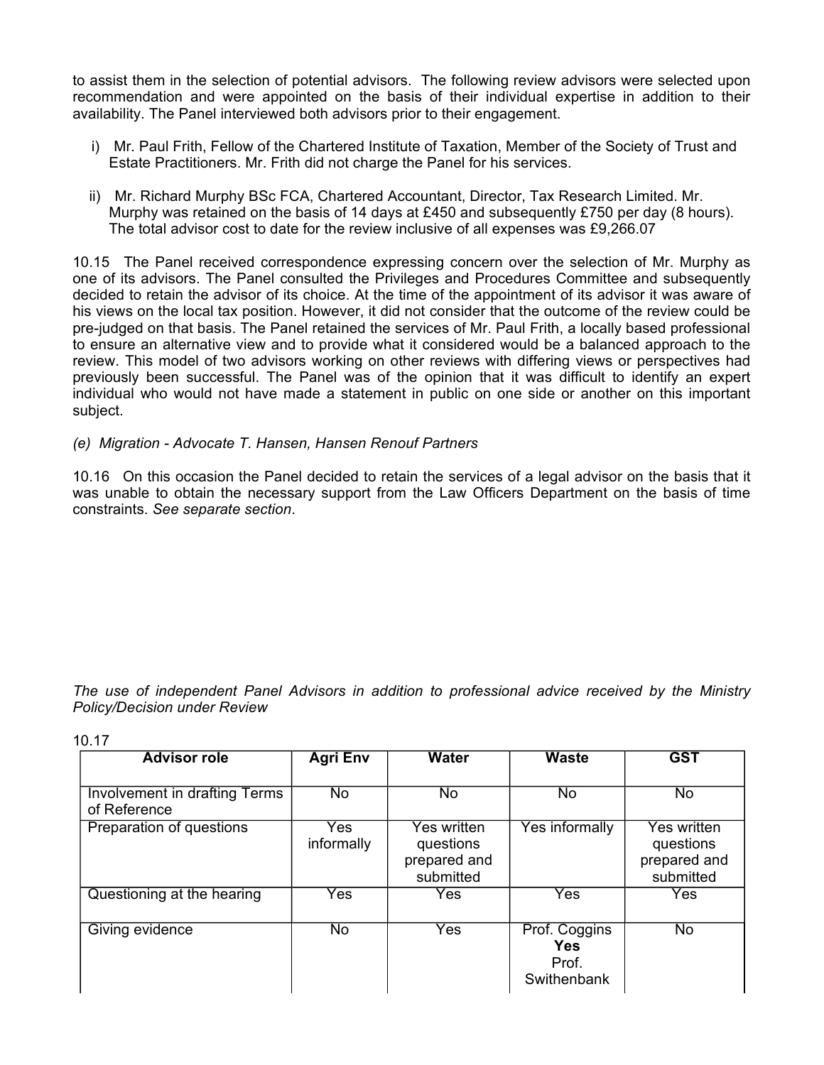to assist them in the selection of potential advisors. The following review advisors were selected upon recommendation and were appointed on the basis of their individual expertise in addition to their availability. The Panel interviewed both advisors prior to their engagement.

i) Mr. Paul Frith, Fellow of the Chartered Institute of Taxation, Member of the Society of Trust and Estate Practitioners. Mr. Frith did not charge the Panel for his services.

ii) Mr. Richard Murphy BSc FCA, Chartered Accountant, Director, Tax Research Limited. Mr. Murphy was retained on the basis of 14 days at £450 and subsequently £750 per day (8 hours). The total advisor cost to date for the review inclusive of all expenses was £9,266.07

10.15 The Panel received correspondence expressing concern over the selection of Mr. Murphy as one of its advisors. The Panel consulted the Privileges and Procedures Committee and subsequently decided to retain the advisor of its choice. At the time of the appointment of its advisor it was aware of his views on the local tax position. However, it did not consider that the outcome of the review could be pre-judged on that basis. The Panel retained the services of Mr. Paul Frith, a locally based professional to ensure an alternative view and to provide what it considered would be a balanced approach to the review. This model of two advisors working on other reviews with differing views or perspectives had previously been successful. The Panel was of the opinion that it was difficult to identify an expert individual who would not have made a statement in public on one side or another on this important subject.

*(e) Migration - Advocate T. Hansen, Hansen Renouf Partners*

10.16 On this occasion the Panel decided to retain the services of a legal advisor on the basis that it was unable to obtain the necessary support from the Law Officers Department on the basis of time constraints. *See separate section*.

*The use of independent Panel Advisors in addition to professional advice received by the Ministry Policy/Decision under Review*

10.17

| Advisor role | Agri Env | Water | Waste | GST |
|---|---|---|---|---|
| Involvement in drafting Terms of Reference | No | No | No | No |
| Preparation of questions | Yes informally | Yes written questions prepared and submitted | Yes informally | Yes written questions prepared and submitted |
| Questioning at the hearing | Yes | Yes | Yes | Yes |
| Giving evidence | No | Yes | Prof. Coggins **Yes** Prof. Swithenbank | No |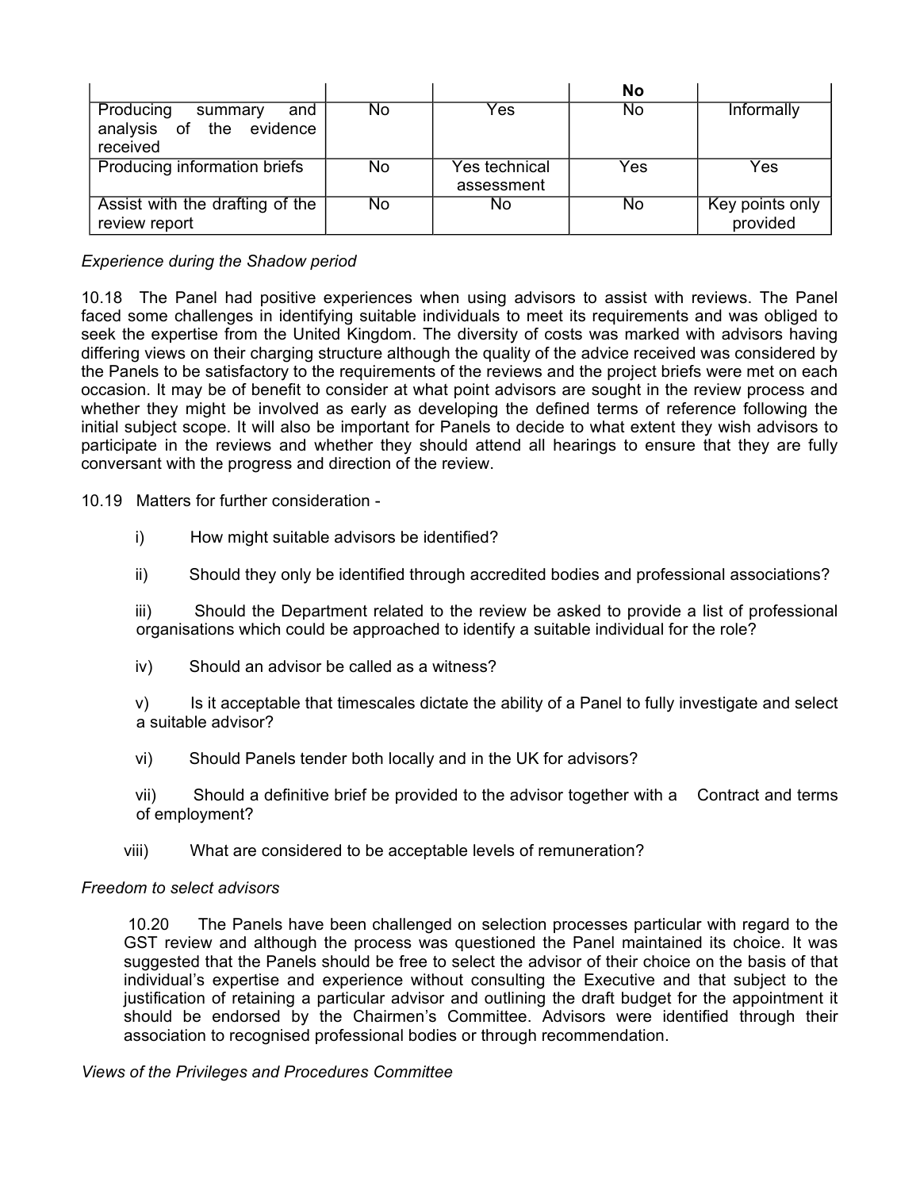| | | | No | |
|---|---|---|---|---|
| Producing summary and analysis of the evidence received | No | Yes | No | Informally |
| Producing information briefs | No | Yes technical assessment | Yes | Yes |
| Assist with the drafting of the review report | No | No | No | Key points only provided |

*Experience during the Shadow period*

10.18 The Panel had positive experiences when using advisors to assist with reviews. The Panel faced some challenges in identifying suitable individuals to meet its requirements and was obliged to seek the expertise from the United Kingdom. The diversity of costs was marked with advisors having differing views on their charging structure although the quality of the advice received was considered by the Panels to be satisfactory to the requirements of the reviews and the project briefs were met on each occasion. It may be of benefit to consider at what point advisors are sought in the review process and whether they might be involved as early as developing the defined terms of reference following the initial subject scope. It will also be important for Panels to decide to what extent they wish advisors to participate in the reviews and whether they should attend all hearings to ensure that they are fully conversant with the progress and direction of the review.

10.19 Matters for further consideration -

i) How might suitable advisors be identified?

ii) Should they only be identified through accredited bodies and professional associations?

iii) Should the Department related to the review be asked to provide a list of professional organisations which could be approached to identify a suitable individual for the role?

iv) Should an advisor be called as a witness?

v) Is it acceptable that timescales dictate the ability of a Panel to fully investigate and select a suitable advisor?

vi) Should Panels tender both locally and in the UK for advisors?

vii) Should a definitive brief be provided to the advisor together with a Contract and terms of employment?

viii) What are considered to be acceptable levels of remuneration?

*Freedom to select advisors*

10.20 The Panels have been challenged on selection processes particular with regard to the GST review and although the process was questioned the Panel maintained its choice. It was suggested that the Panels should be free to select the advisor of their choice on the basis of that individual's expertise and experience without consulting the Executive and that subject to the justification of retaining a particular advisor and outlining the draft budget for the appointment it should be endorsed by the Chairmen's Committee. Advisors were identified through their association to recognised professional bodies or through recommendation.

*Views of the Privileges and Procedures Committee*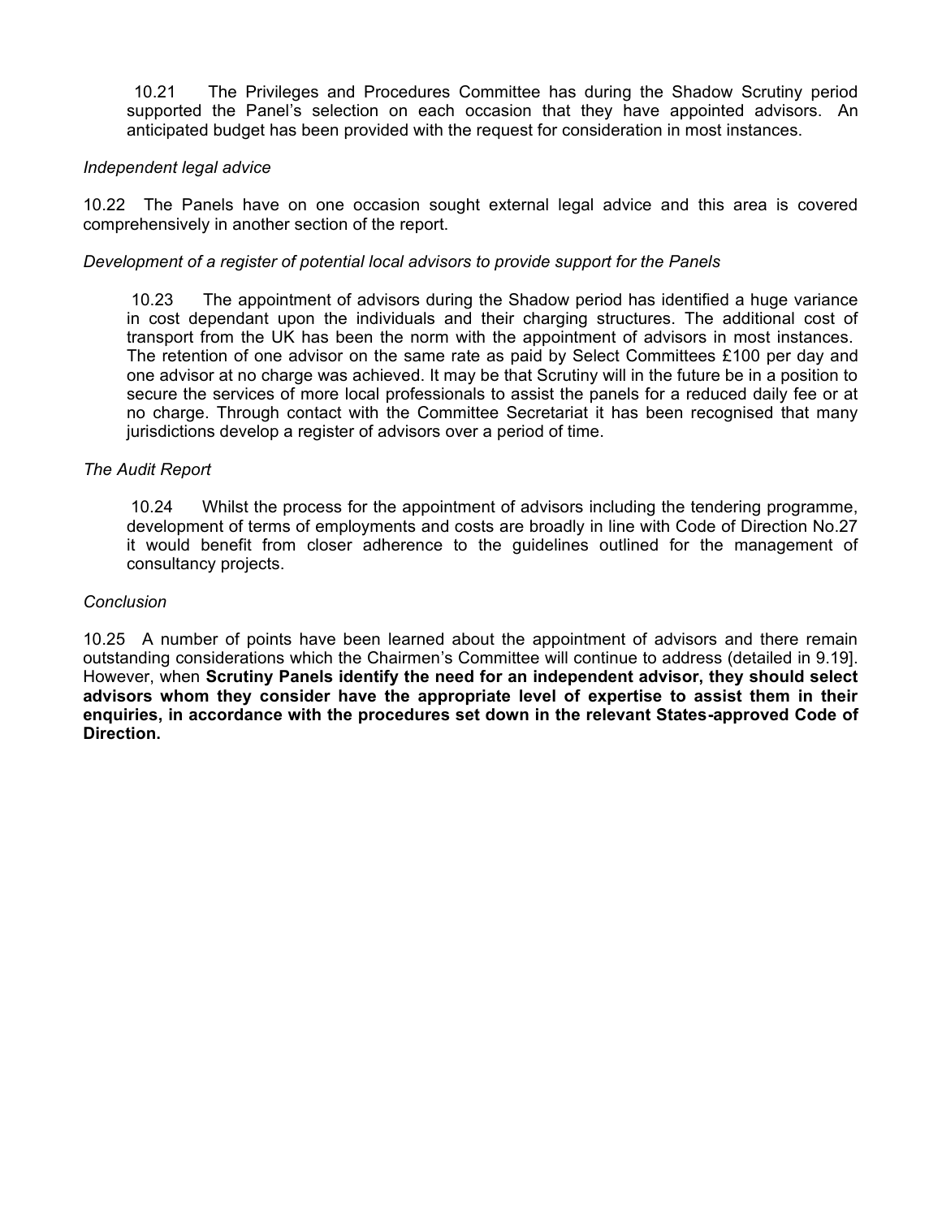10.21 The Privileges and Procedures Committee has during the Shadow Scrutiny period supported the Panel's selection on each occasion that they have appointed advisors. An anticipated budget has been provided with the request for consideration in most instances.

*Independent legal advice*

10.22 The Panels have on one occasion sought external legal advice and this area is covered comprehensively in another section of the report.

*Development of a register of potential local advisors to provide support for the Panels*

10.23 The appointment of advisors during the Shadow period has identified a huge variance in cost dependant upon the individuals and their charging structures. The additional cost of transport from the UK has been the norm with the appointment of advisors in most instances. The retention of one advisor on the same rate as paid by Select Committees £100 per day and one advisor at no charge was achieved. It may be that Scrutiny will in the future be in a position to secure the services of more local professionals to assist the panels for a reduced daily fee or at no charge. Through contact with the Committee Secretariat it has been recognised that many jurisdictions develop a register of advisors over a period of time.

*The Audit Report*

10.24 Whilst the process for the appointment of advisors including the tendering programme, development of terms of employments and costs are broadly in line with Code of Direction No.27 it would benefit from closer adherence to the guidelines outlined for the management of consultancy projects.

*Conclusion*

10.25 A number of points have been learned about the appointment of advisors and there remain outstanding considerations which the Chairmen's Committee will continue to address (detailed in 9.19]. However, when **Scrutiny Panels identify the need for an independent advisor, they should select advisors whom they consider have the appropriate level of expertise to assist them in their enquiries, in accordance with the procedures set down in the relevant States-approved Code of Direction.**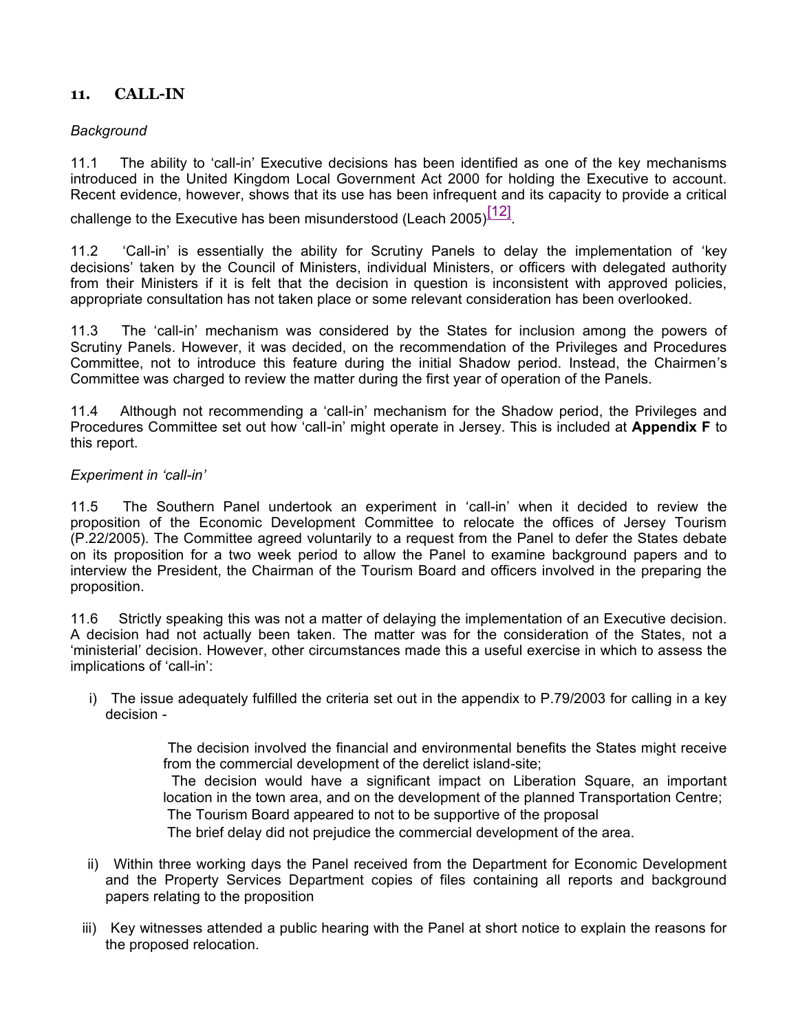## 11. CALL-IN

*Background*

11.1 The ability to 'call-in' Executive decisions has been identified as one of the key mechanisms introduced in the United Kingdom Local Government Act 2000 for holding the Executive to account. Recent evidence, however, shows that its use has been infrequent and its capacity to provide a critical challenge to the Executive has been misunderstood (Leach 2005)[12].

11.2 'Call-in' is essentially the ability for Scrutiny Panels to delay the implementation of 'key decisions' taken by the Council of Ministers, individual Ministers, or officers with delegated authority from their Ministers if it is felt that the decision in question is inconsistent with approved policies, appropriate consultation has not taken place or some relevant consideration has been overlooked.

11.3 The 'call-in' mechanism was considered by the States for inclusion among the powers of Scrutiny Panels. However, it was decided, on the recommendation of the Privileges and Procedures Committee, not to introduce this feature during the initial Shadow period. Instead, the Chairmen's Committee was charged to review the matter during the first year of operation of the Panels.

11.4 Although not recommending a 'call-in' mechanism for the Shadow period, the Privileges and Procedures Committee set out how 'call-in' might operate in Jersey. This is included at **Appendix F** to this report.

*Experiment in 'call-in'*

11.5 The Southern Panel undertook an experiment in 'call-in' when it decided to review the proposition of the Economic Development Committee to relocate the offices of Jersey Tourism (P.22/2005). The Committee agreed voluntarily to a request from the Panel to defer the States debate on its proposition for a two week period to allow the Panel to examine background papers and to interview the President, the Chairman of the Tourism Board and officers involved in the preparing the proposition.

11.6 Strictly speaking this was not a matter of delaying the implementation of an Executive decision. A decision had not actually been taken. The matter was for the consideration of the States, not a 'ministerial' decision. However, other circumstances made this a useful exercise in which to assess the implications of 'call-in':

i) The issue adequately fulfilled the criteria set out in the appendix to P.79/2003 for calling in a key decision -

> The decision involved the financial and environmental benefits the States might receive from the commercial development of the derelict island-site;
>
> The decision would have a significant impact on Liberation Square, an important location in the town area, and on the development of the planned Transportation Centre;
>
> The Tourism Board appeared to not to be supportive of the proposal
>
> The brief delay did not prejudice the commercial development of the area.

ii) Within three working days the Panel received from the Department for Economic Development and the Property Services Department copies of files containing all reports and background papers relating to the proposition

iii) Key witnesses attended a public hearing with the Panel at short notice to explain the reasons for the proposed relocation.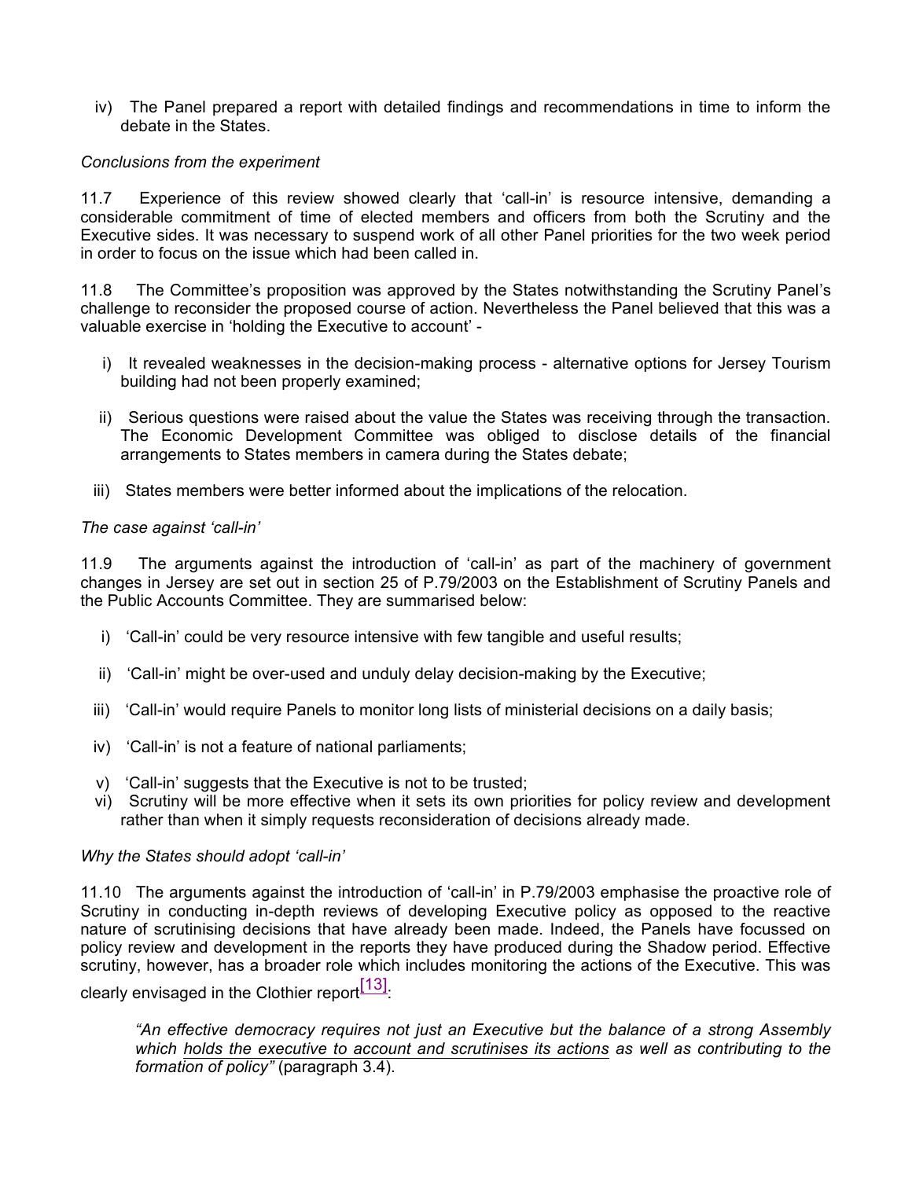iv) The Panel prepared a report with detailed findings and recommendations in time to inform the debate in the States.

*Conclusions from the experiment*

11.7 Experience of this review showed clearly that 'call-in' is resource intensive, demanding a considerable commitment of time of elected members and officers from both the Scrutiny and the Executive sides. It was necessary to suspend work of all other Panel priorities for the two week period in order to focus on the issue which had been called in.

11.8 The Committee's proposition was approved by the States notwithstanding the Scrutiny Panel's challenge to reconsider the proposed course of action. Nevertheless the Panel believed that this was a valuable exercise in 'holding the Executive to account' -

i) It revealed weaknesses in the decision-making process - alternative options for Jersey Tourism building had not been properly examined;

ii) Serious questions were raised about the value the States was receiving through the transaction. The Economic Development Committee was obliged to disclose details of the financial arrangements to States members in camera during the States debate;

iii) States members were better informed about the implications of the relocation.

*The case against 'call-in'*

11.9 The arguments against the introduction of 'call-in' as part of the machinery of government changes in Jersey are set out in section 25 of P.79/2003 on the Establishment of Scrutiny Panels and the Public Accounts Committee. They are summarised below:

i) 'Call-in' could be very resource intensive with few tangible and useful results;

ii) 'Call-in' might be over-used and unduly delay decision-making by the Executive;

iii) 'Call-in' would require Panels to monitor long lists of ministerial decisions on a daily basis;

iv) 'Call-in' is not a feature of national parliaments;

v) 'Call-in' suggests that the Executive is not to be trusted;

vi) Scrutiny will be more effective when it sets its own priorities for policy review and development rather than when it simply requests reconsideration of decisions already made.

*Why the States should adopt 'call-in'*

11.10 The arguments against the introduction of 'call-in' in P.79/2003 emphasise the proactive role of Scrutiny in conducting in-depth reviews of developing Executive policy as opposed to the reactive nature of scrutinising decisions that have already been made. Indeed, the Panels have focussed on policy review and development in the reports they have produced during the Shadow period. Effective scrutiny, however, has a broader role which includes monitoring the actions of the Executive. This was clearly envisaged in the Clothier report[13]:

> *"An effective democracy requires not just an Executive but the balance of a strong Assembly which holds the executive to account and scrutinises its actions as well as contributing to the formation of policy"* (paragraph 3.4).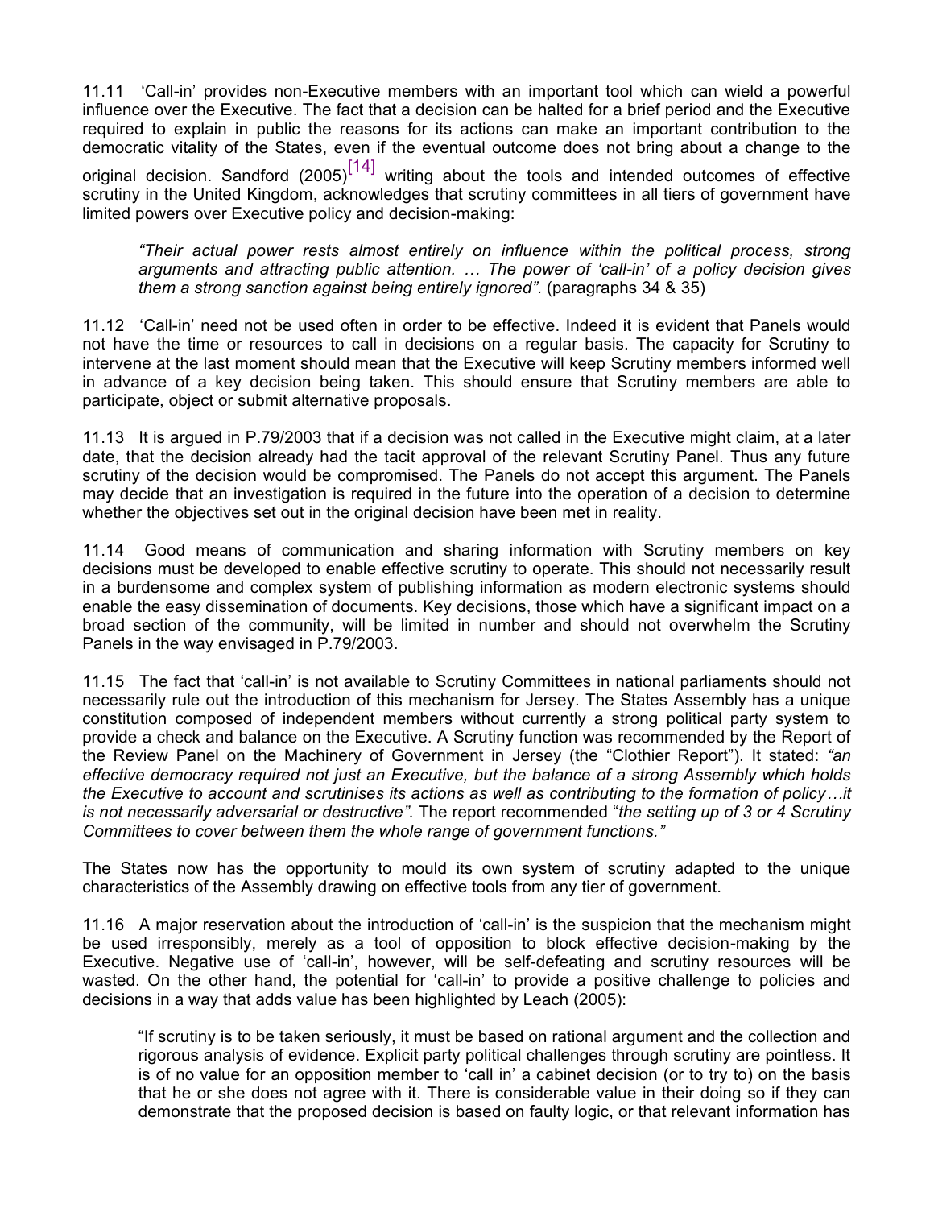11.11 'Call-in' provides non-Executive members with an important tool which can wield a powerful influence over the Executive. The fact that a decision can be halted for a brief period and the Executive required to explain in public the reasons for its actions can make an important contribution to the democratic vitality of the States, even if the eventual outcome does not bring about a change to the original decision. Sandford (2005)[14] writing about the tools and intended outcomes of effective scrutiny in the United Kingdom, acknowledges that scrutiny committees in all tiers of government have limited powers over Executive policy and decision-making:

> *"Their actual power rests almost entirely on influence within the political process, strong arguments and attracting public attention. … The power of 'call-in' of a policy decision gives them a strong sanction against being entirely ignored".* (paragraphs 34 & 35)

11.12 'Call-in' need not be used often in order to be effective. Indeed it is evident that Panels would not have the time or resources to call in decisions on a regular basis. The capacity for Scrutiny to intervene at the last moment should mean that the Executive will keep Scrutiny members informed well in advance of a key decision being taken. This should ensure that Scrutiny members are able to participate, object or submit alternative proposals.

11.13 It is argued in P.79/2003 that if a decision was not called in the Executive might claim, at a later date, that the decision already had the tacit approval of the relevant Scrutiny Panel. Thus any future scrutiny of the decision would be compromised. The Panels do not accept this argument. The Panels may decide that an investigation is required in the future into the operation of a decision to determine whether the objectives set out in the original decision have been met in reality.

11.14 Good means of communication and sharing information with Scrutiny members on key decisions must be developed to enable effective scrutiny to operate. This should not necessarily result in a burdensome and complex system of publishing information as modern electronic systems should enable the easy dissemination of documents. Key decisions, those which have a significant impact on a broad section of the community, will be limited in number and should not overwhelm the Scrutiny Panels in the way envisaged in P.79/2003.

11.15 The fact that 'call-in' is not available to Scrutiny Committees in national parliaments should not necessarily rule out the introduction of this mechanism for Jersey. The States Assembly has a unique constitution composed of independent members without currently a strong political party system to provide a check and balance on the Executive. A Scrutiny function was recommended by the Report of the Review Panel on the Machinery of Government in Jersey (the "Clothier Report"). It stated: *"an effective democracy required not just an Executive, but the balance of a strong Assembly which holds the Executive to account and scrutinises its actions as well as contributing to the formation of policy…it is not necessarily adversarial or destructive".* The report recommended "*the setting up of 3 or 4 Scrutiny Committees to cover between them the whole range of government functions."*

The States now has the opportunity to mould its own system of scrutiny adapted to the unique characteristics of the Assembly drawing on effective tools from any tier of government.

11.16 A major reservation about the introduction of 'call-in' is the suspicion that the mechanism might be used irresponsibly, merely as a tool of opposition to block effective decision-making by the Executive. Negative use of 'call-in', however, will be self-defeating and scrutiny resources will be wasted. On the other hand, the potential for 'call-in' to provide a positive challenge to policies and decisions in a way that adds value has been highlighted by Leach (2005):

> "If scrutiny is to be taken seriously, it must be based on rational argument and the collection and rigorous analysis of evidence. Explicit party political challenges through scrutiny are pointless. It is of no value for an opposition member to 'call in' a cabinet decision (or to try to) on the basis that he or she does not agree with it. There is considerable value in their doing so if they can demonstrate that the proposed decision is based on faulty logic, or that relevant information has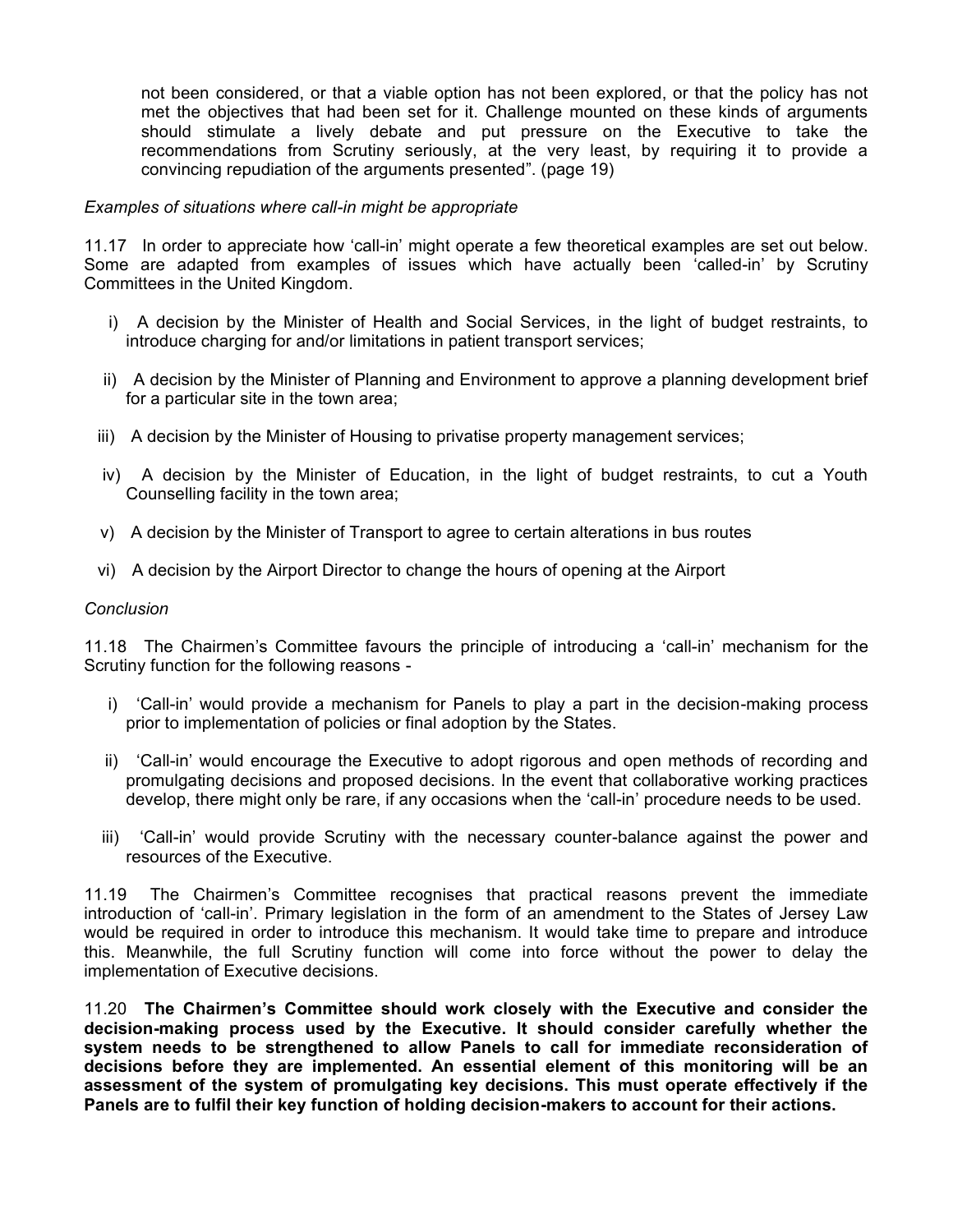not been considered, or that a viable option has not been explored, or that the policy has not met the objectives that had been set for it. Challenge mounted on these kinds of arguments should stimulate a lively debate and put pressure on the Executive to take the recommendations from Scrutiny seriously, at the very least, by requiring it to provide a convincing repudiation of the arguments presented". (page 19)

*Examples of situations where call-in might be appropriate*

11.17 In order to appreciate how 'call-in' might operate a few theoretical examples are set out below. Some are adapted from examples of issues which have actually been 'called-in' by Scrutiny Committees in the United Kingdom.

i) A decision by the Minister of Health and Social Services, in the light of budget restraints, to introduce charging for and/or limitations in patient transport services;

ii) A decision by the Minister of Planning and Environment to approve a planning development brief for a particular site in the town area;

iii) A decision by the Minister of Housing to privatise property management services;

iv) A decision by the Minister of Education, in the light of budget restraints, to cut a Youth Counselling facility in the town area;

v) A decision by the Minister of Transport to agree to certain alterations in bus routes

vi) A decision by the Airport Director to change the hours of opening at the Airport

*Conclusion*

11.18 The Chairmen's Committee favours the principle of introducing a 'call-in' mechanism for the Scrutiny function for the following reasons -

i) 'Call-in' would provide a mechanism for Panels to play a part in the decision-making process prior to implementation of policies or final adoption by the States.

ii) 'Call-in' would encourage the Executive to adopt rigorous and open methods of recording and promulgating decisions and proposed decisions. In the event that collaborative working practices develop, there might only be rare, if any occasions when the 'call-in' procedure needs to be used.

iii) 'Call-in' would provide Scrutiny with the necessary counter-balance against the power and resources of the Executive.

11.19 The Chairmen's Committee recognises that practical reasons prevent the immediate introduction of 'call-in'. Primary legislation in the form of an amendment to the States of Jersey Law would be required in order to introduce this mechanism. It would take time to prepare and introduce this. Meanwhile, the full Scrutiny function will come into force without the power to delay the implementation of Executive decisions.

11.20 **The Chairmen's Committee should work closely with the Executive and consider the decision-making process used by the Executive. It should consider carefully whether the system needs to be strengthened to allow Panels to call for immediate reconsideration of decisions before they are implemented. An essential element of this monitoring will be an assessment of the system of promulgating key decisions. This must operate effectively if the Panels are to fulfil their key function of holding decision-makers to account for their actions.**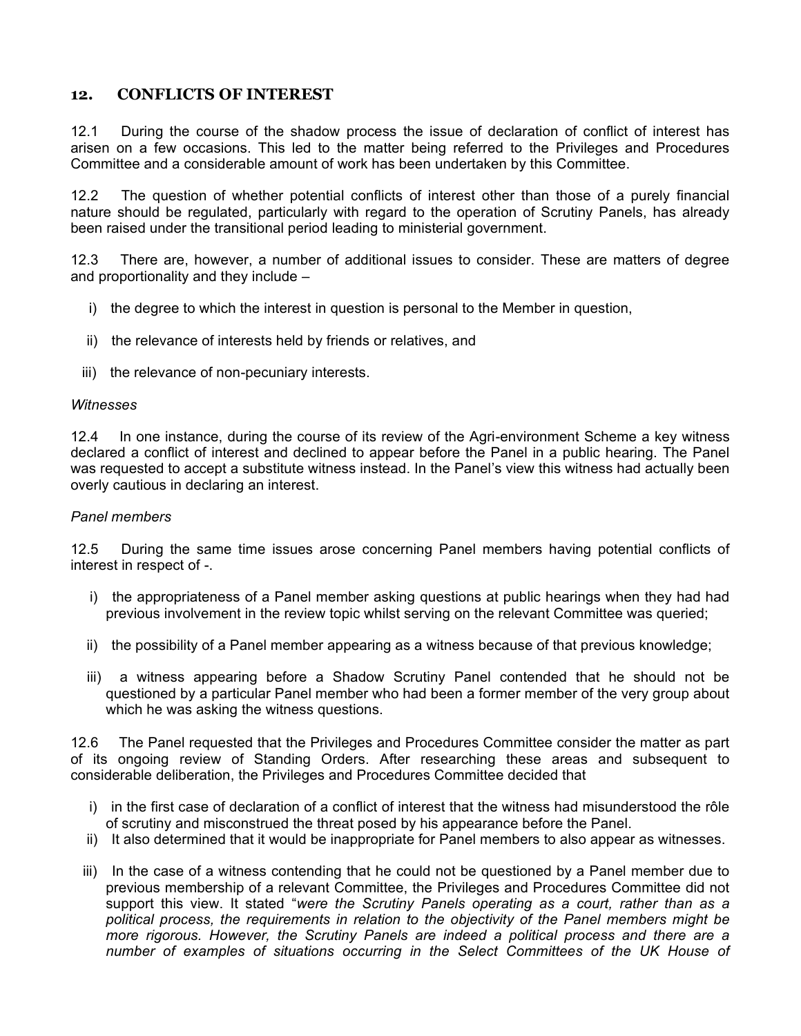## 12. CONFLICTS OF INTEREST

12.1 During the course of the shadow process the issue of declaration of conflict of interest has arisen on a few occasions. This led to the matter being referred to the Privileges and Procedures Committee and a considerable amount of work has been undertaken by this Committee.

12.2 The question of whether potential conflicts of interest other than those of a purely financial nature should be regulated, particularly with regard to the operation of Scrutiny Panels, has already been raised under the transitional period leading to ministerial government.

12.3 There are, however, a number of additional issues to consider. These are matters of degree and proportionality and they include –

i) the degree to which the interest in question is personal to the Member in question,

ii) the relevance of interests held by friends or relatives, and

iii) the relevance of non-pecuniary interests.

*Witnesses*

12.4 In one instance, during the course of its review of the Agri-environment Scheme a key witness declared a conflict of interest and declined to appear before the Panel in a public hearing. The Panel was requested to accept a substitute witness instead. In the Panel's view this witness had actually been overly cautious in declaring an interest.

*Panel members*

12.5 During the same time issues arose concerning Panel members having potential conflicts of interest in respect of -.

i) the appropriateness of a Panel member asking questions at public hearings when they had had previous involvement in the review topic whilst serving on the relevant Committee was queried;

ii) the possibility of a Panel member appearing as a witness because of that previous knowledge;

iii) a witness appearing before a Shadow Scrutiny Panel contended that he should not be questioned by a particular Panel member who had been a former member of the very group about which he was asking the witness questions.

12.6 The Panel requested that the Privileges and Procedures Committee consider the matter as part of its ongoing review of Standing Orders. After researching these areas and subsequent to considerable deliberation, the Privileges and Procedures Committee decided that

i) in the first case of declaration of a conflict of interest that the witness had misunderstood the rôle of scrutiny and misconstrued the threat posed by his appearance before the Panel.

ii) It also determined that it would be inappropriate for Panel members to also appear as witnesses.

iii) In the case of a witness contending that he could not be questioned by a Panel member due to previous membership of a relevant Committee, the Privileges and Procedures Committee did not support this view. It stated "*were the Scrutiny Panels operating as a court, rather than as a political process, the requirements in relation to the objectivity of the Panel members might be more rigorous. However, the Scrutiny Panels are indeed a political process and there are a number of examples of situations occurring in the Select Committees of the UK House of*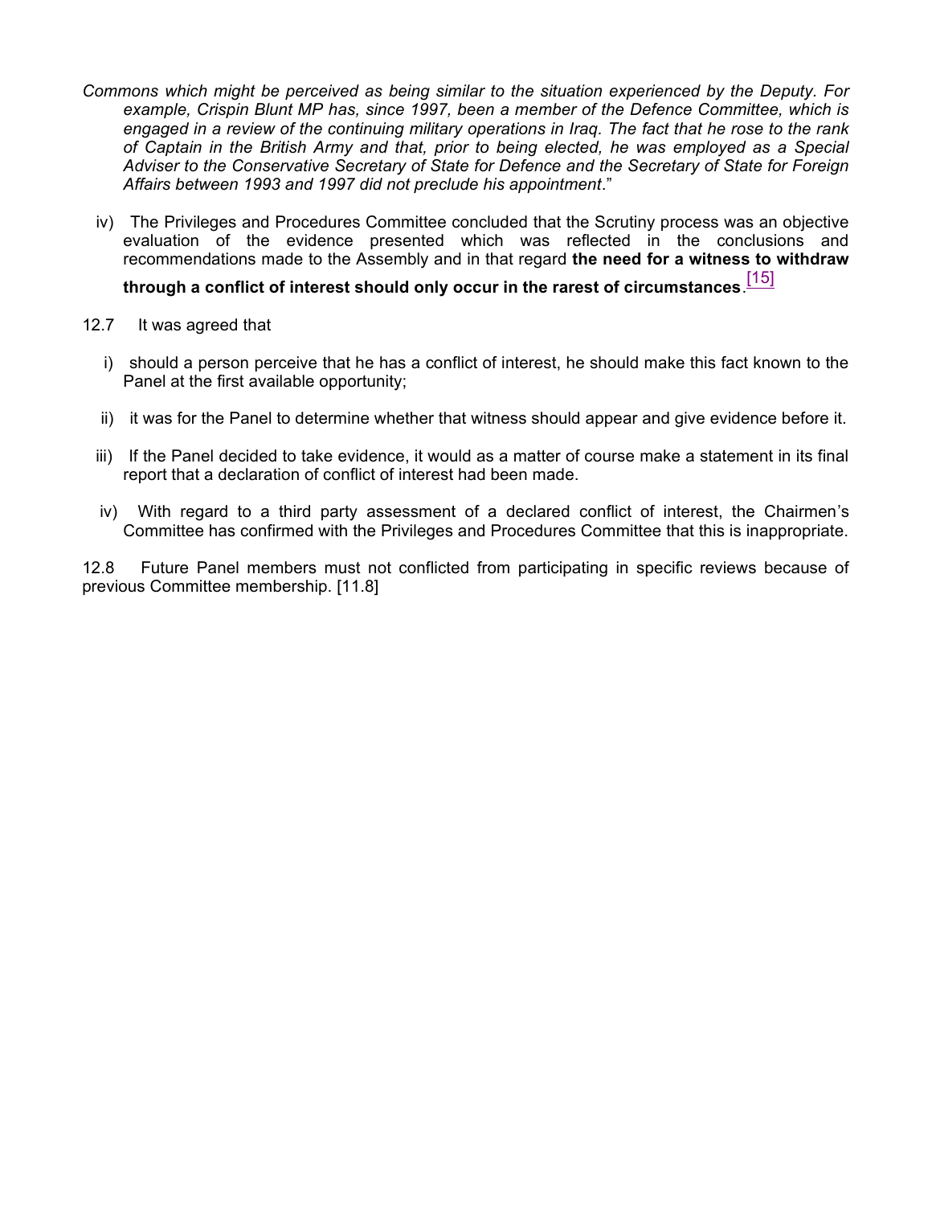*Commons which might be perceived as being similar to the situation experienced by the Deputy. For example, Crispin Blunt MP has, since 1997, been a member of the Defence Committee, which is engaged in a review of the continuing military operations in Iraq. The fact that he rose to the rank of Captain in the British Army and that, prior to being elected, he was employed as a Special Adviser to the Conservative Secretary of State for Defence and the Secretary of State for Foreign Affairs between 1993 and 1997 did not preclude his appointment*."

iv) The Privileges and Procedures Committee concluded that the Scrutiny process was an objective evaluation of the evidence presented which was reflected in the conclusions and recommendations made to the Assembly and in that regard **the need for a witness to withdraw through a conflict of interest should only occur in the rarest of circumstances**.[15]

12.7 It was agreed that

i) should a person perceive that he has a conflict of interest, he should make this fact known to the Panel at the first available opportunity;

ii) it was for the Panel to determine whether that witness should appear and give evidence before it.

iii) If the Panel decided to take evidence, it would as a matter of course make a statement in its final report that a declaration of conflict of interest had been made.

iv) With regard to a third party assessment of a declared conflict of interest, the Chairmen's Committee has confirmed with the Privileges and Procedures Committee that this is inappropriate.

12.8 Future Panel members must not conflicted from participating in specific reviews because of previous Committee membership. [11.8]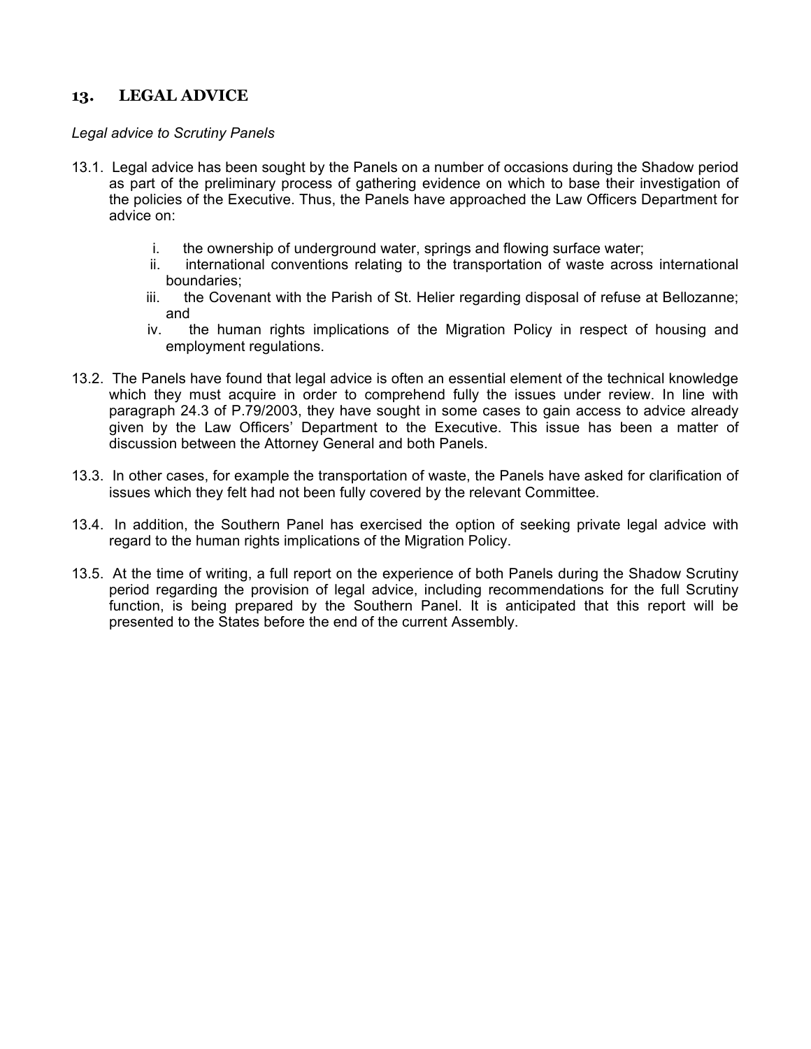## 13. LEGAL ADVICE

*Legal advice to Scrutiny Panels*

13.1. Legal advice has been sought by the Panels on a number of occasions during the Shadow period as part of the preliminary process of gathering evidence on which to base their investigation of the policies of the Executive. Thus, the Panels have approached the Law Officers Department for advice on:

- i. the ownership of underground water, springs and flowing surface water;
- ii. international conventions relating to the transportation of waste across international boundaries;
- iii. the Covenant with the Parish of St. Helier regarding disposal of refuse at Bellozanne; and
- iv. the human rights implications of the Migration Policy in respect of housing and employment regulations.

13.2. The Panels have found that legal advice is often an essential element of the technical knowledge which they must acquire in order to comprehend fully the issues under review. In line with paragraph 24.3 of P.79/2003, they have sought in some cases to gain access to advice already given by the Law Officers' Department to the Executive. This issue has been a matter of discussion between the Attorney General and both Panels.

13.3. In other cases, for example the transportation of waste, the Panels have asked for clarification of issues which they felt had not been fully covered by the relevant Committee.

13.4. In addition, the Southern Panel has exercised the option of seeking private legal advice with regard to the human rights implications of the Migration Policy.

13.5. At the time of writing, a full report on the experience of both Panels during the Shadow Scrutiny period regarding the provision of legal advice, including recommendations for the full Scrutiny function, is being prepared by the Southern Panel. It is anticipated that this report will be presented to the States before the end of the current Assembly.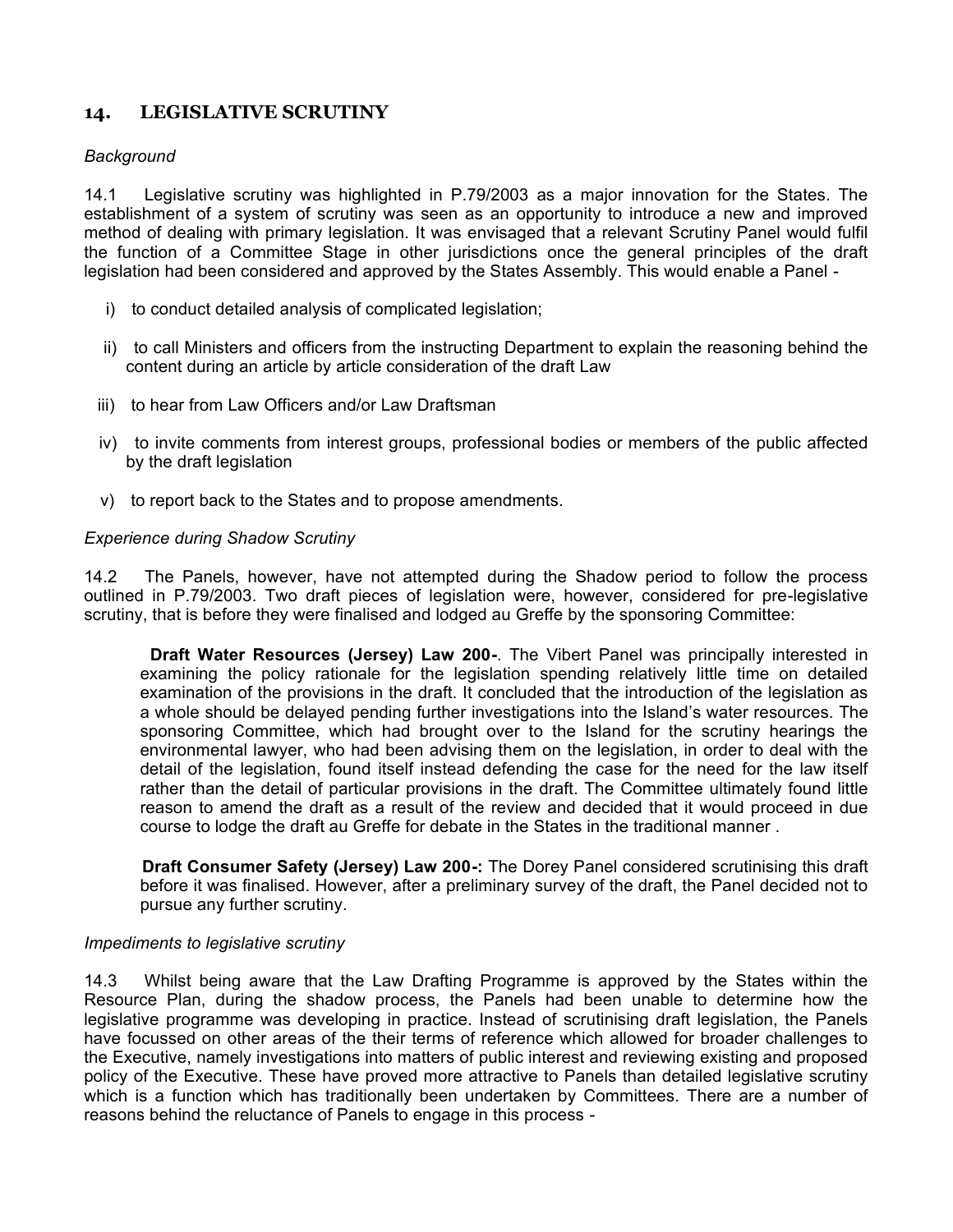## 14. LEGISLATIVE SCRUTINY

*Background*

14.1 Legislative scrutiny was highlighted in P.79/2003 as a major innovation for the States. The establishment of a system of scrutiny was seen as an opportunity to introduce a new and improved method of dealing with primary legislation. It was envisaged that a relevant Scrutiny Panel would fulfil the function of a Committee Stage in other jurisdictions once the general principles of the draft legislation had been considered and approved by the States Assembly. This would enable a Panel -

i) to conduct detailed analysis of complicated legislation;

ii) to call Ministers and officers from the instructing Department to explain the reasoning behind the content during an article by article consideration of the draft Law

iii) to hear from Law Officers and/or Law Draftsman

iv) to invite comments from interest groups, professional bodies or members of the public affected by the draft legislation

v) to report back to the States and to propose amendments.

*Experience during Shadow Scrutiny*

14.2 The Panels, however, have not attempted during the Shadow period to follow the process outlined in P.79/2003. Two draft pieces of legislation were, however, considered for pre-legislative scrutiny, that is before they were finalised and lodged au Greffe by the sponsoring Committee:

**Draft Water Resources (Jersey) Law 200-**. The Vibert Panel was principally interested in examining the policy rationale for the legislation spending relatively little time on detailed examination of the provisions in the draft. It concluded that the introduction of the legislation as a whole should be delayed pending further investigations into the Island's water resources. The sponsoring Committee, which had brought over to the Island for the scrutiny hearings the environmental lawyer, who had been advising them on the legislation, in order to deal with the detail of the legislation, found itself instead defending the case for the need for the law itself rather than the detail of particular provisions in the draft. The Committee ultimately found little reason to amend the draft as a result of the review and decided that it would proceed in due course to lodge the draft au Greffe for debate in the States in the traditional manner .

**Draft Consumer Safety (Jersey) Law 200-:** The Dorey Panel considered scrutinising this draft before it was finalised. However, after a preliminary survey of the draft, the Panel decided not to pursue any further scrutiny.

*Impediments to legislative scrutiny*

14.3 Whilst being aware that the Law Drafting Programme is approved by the States within the Resource Plan, during the shadow process, the Panels had been unable to determine how the legislative programme was developing in practice. Instead of scrutinising draft legislation, the Panels have focussed on other areas of the their terms of reference which allowed for broader challenges to the Executive, namely investigations into matters of public interest and reviewing existing and proposed policy of the Executive. These have proved more attractive to Panels than detailed legislative scrutiny which is a function which has traditionally been undertaken by Committees. There are a number of reasons behind the reluctance of Panels to engage in this process -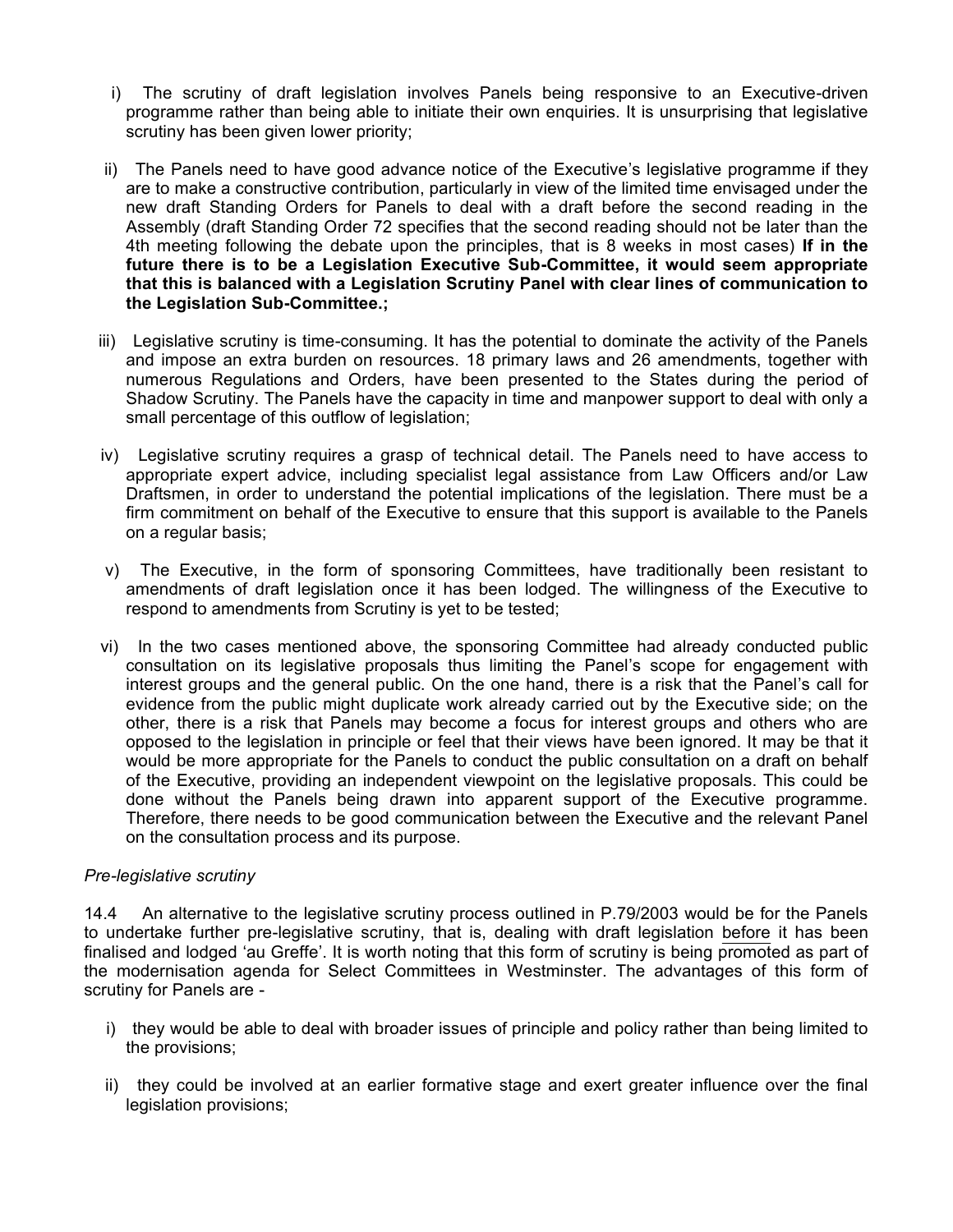i) The scrutiny of draft legislation involves Panels being responsive to an Executive-driven programme rather than being able to initiate their own enquiries. It is unsurprising that legislative scrutiny has been given lower priority;

ii) The Panels need to have good advance notice of the Executive's legislative programme if they are to make a constructive contribution, particularly in view of the limited time envisaged under the new draft Standing Orders for Panels to deal with a draft before the second reading in the Assembly (draft Standing Order 72 specifies that the second reading should not be later than the 4th meeting following the debate upon the principles, that is 8 weeks in most cases) **If in the future there is to be a Legislation Executive Sub-Committee, it would seem appropriate that this is balanced with a Legislation Scrutiny Panel with clear lines of communication to the Legislation Sub-Committee.;**

iii) Legislative scrutiny is time-consuming. It has the potential to dominate the activity of the Panels and impose an extra burden on resources. 18 primary laws and 26 amendments, together with numerous Regulations and Orders, have been presented to the States during the period of Shadow Scrutiny. The Panels have the capacity in time and manpower support to deal with only a small percentage of this outflow of legislation;

iv) Legislative scrutiny requires a grasp of technical detail. The Panels need to have access to appropriate expert advice, including specialist legal assistance from Law Officers and/or Law Draftsmen, in order to understand the potential implications of the legislation. There must be a firm commitment on behalf of the Executive to ensure that this support is available to the Panels on a regular basis;

v) The Executive, in the form of sponsoring Committees, have traditionally been resistant to amendments of draft legislation once it has been lodged. The willingness of the Executive to respond to amendments from Scrutiny is yet to be tested;

vi) In the two cases mentioned above, the sponsoring Committee had already conducted public consultation on its legislative proposals thus limiting the Panel's scope for engagement with interest groups and the general public. On the one hand, there is a risk that the Panel's call for evidence from the public might duplicate work already carried out by the Executive side; on the other, there is a risk that Panels may become a focus for interest groups and others who are opposed to the legislation in principle or feel that their views have been ignored. It may be that it would be more appropriate for the Panels to conduct the public consultation on a draft on behalf of the Executive, providing an independent viewpoint on the legislative proposals. This could be done without the Panels being drawn into apparent support of the Executive programme. Therefore, there needs to be good communication between the Executive and the relevant Panel on the consultation process and its purpose.

*Pre-legislative scrutiny*

14.4 An alternative to the legislative scrutiny process outlined in P.79/2003 would be for the Panels to undertake further pre-legislative scrutiny, that is, dealing with draft legislation before it has been finalised and lodged 'au Greffe'. It is worth noting that this form of scrutiny is being promoted as part of the modernisation agenda for Select Committees in Westminster. The advantages of this form of scrutiny for Panels are -

i) they would be able to deal with broader issues of principle and policy rather than being limited to the provisions;

ii) they could be involved at an earlier formative stage and exert greater influence over the final legislation provisions;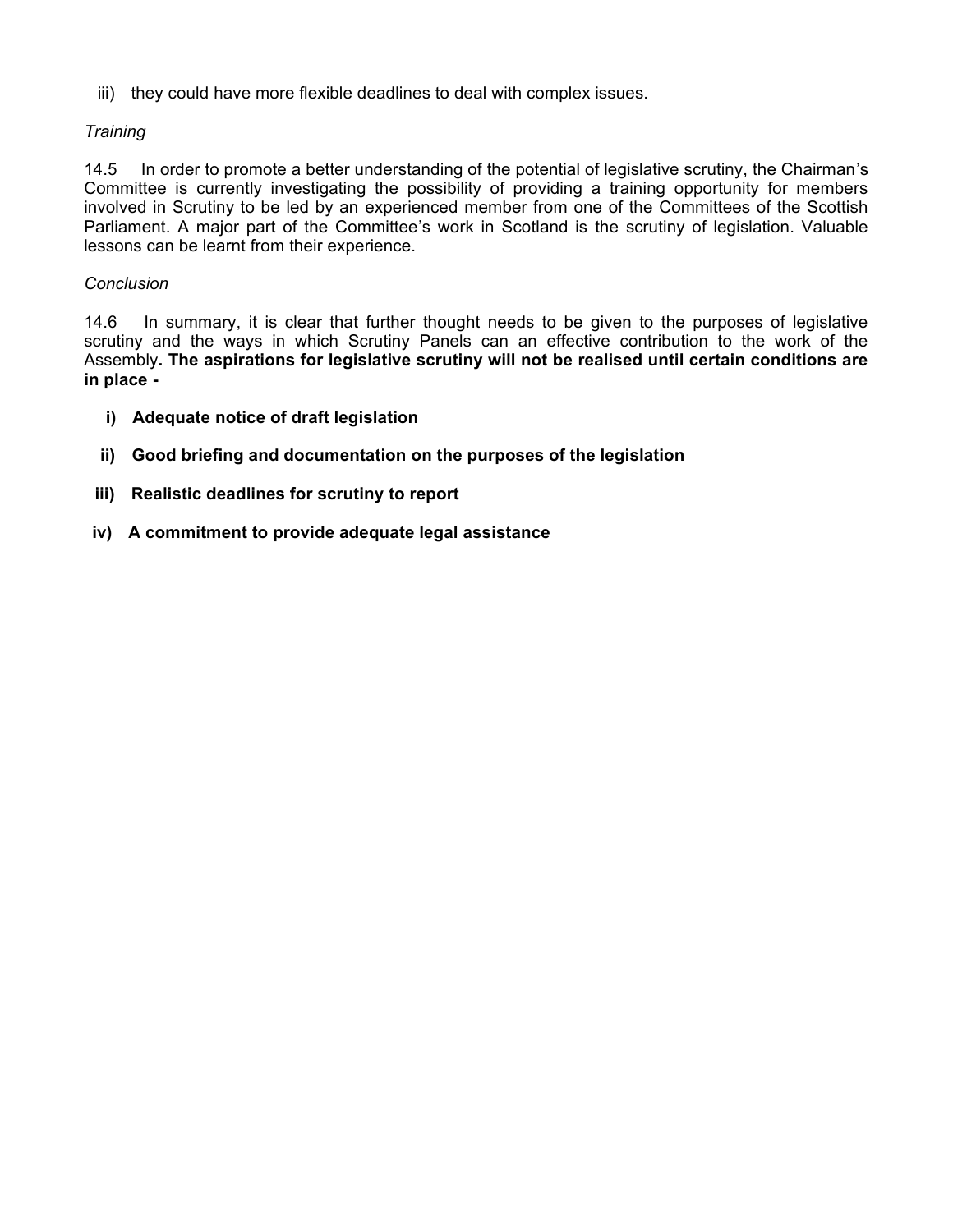iii) they could have more flexible deadlines to deal with complex issues.

*Training*

14.5 In order to promote a better understanding of the potential of legislative scrutiny, the Chairman's Committee is currently investigating the possibility of providing a training opportunity for members involved in Scrutiny to be led by an experienced member from one of the Committees of the Scottish Parliament. A major part of the Committee's work in Scotland is the scrutiny of legislation. Valuable lessons can be learnt from their experience.

*Conclusion*

14.6 In summary, it is clear that further thought needs to be given to the purposes of legislative scrutiny and the ways in which Scrutiny Panels can an effective contribution to the work of the Assembly**. The aspirations for legislative scrutiny will not be realised until certain conditions are in place -**

- **i) Adequate notice of draft legislation**
- **ii) Good briefing and documentation on the purposes of the legislation**
- **iii) Realistic deadlines for scrutiny to report**
- **iv) A commitment to provide adequate legal assistance**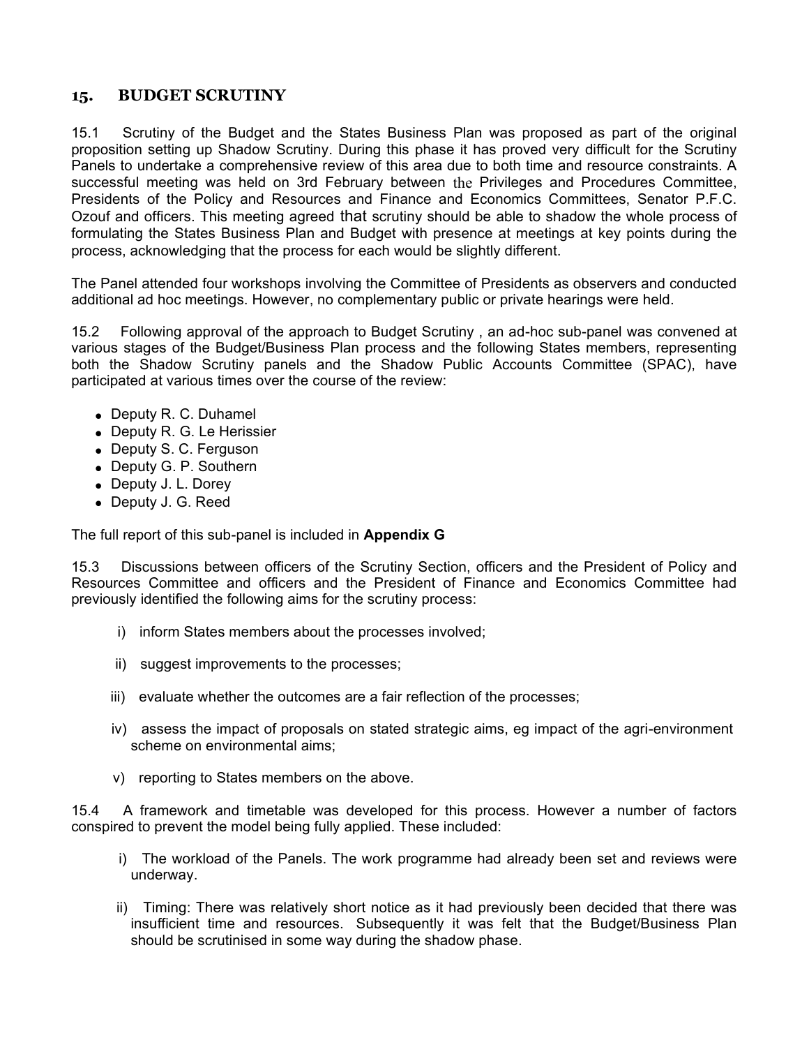## 15. BUDGET SCRUTINY

15.1 Scrutiny of the Budget and the States Business Plan was proposed as part of the original proposition setting up Shadow Scrutiny. During this phase it has proved very difficult for the Scrutiny Panels to undertake a comprehensive review of this area due to both time and resource constraints. A successful meeting was held on 3rd February between the Privileges and Procedures Committee, Presidents of the Policy and Resources and Finance and Economics Committees, Senator P.F.C. Ozouf and officers. This meeting agreed that scrutiny should be able to shadow the whole process of formulating the States Business Plan and Budget with presence at meetings at key points during the process, acknowledging that the process for each would be slightly different.

The Panel attended four workshops involving the Committee of Presidents as observers and conducted additional ad hoc meetings. However, no complementary public or private hearings were held.

15.2 Following approval of the approach to Budget Scrutiny , an ad-hoc sub-panel was convened at various stages of the Budget/Business Plan process and the following States members, representing both the Shadow Scrutiny panels and the Shadow Public Accounts Committee (SPAC), have participated at various times over the course of the review:

- Deputy R. C. Duhamel
- Deputy R. G. Le Herissier
- Deputy S. C. Ferguson
- Deputy G. P. Southern
- Deputy J. L. Dorey
- Deputy J. G. Reed

The full report of this sub-panel is included in **Appendix G**

15.3 Discussions between officers of the Scrutiny Section, officers and the President of Policy and Resources Committee and officers and the President of Finance and Economics Committee had previously identified the following aims for the scrutiny process:

i) inform States members about the processes involved;

ii) suggest improvements to the processes;

iii) evaluate whether the outcomes are a fair reflection of the processes;

iv) assess the impact of proposals on stated strategic aims, eg impact of the agri-environment scheme on environmental aims;

v) reporting to States members on the above.

15.4 A framework and timetable was developed for this process. However a number of factors conspired to prevent the model being fully applied. These included:

i) The workload of the Panels. The work programme had already been set and reviews were underway.

ii) Timing: There was relatively short notice as it had previously been decided that there was insufficient time and resources. Subsequently it was felt that the Budget/Business Plan should be scrutinised in some way during the shadow phase.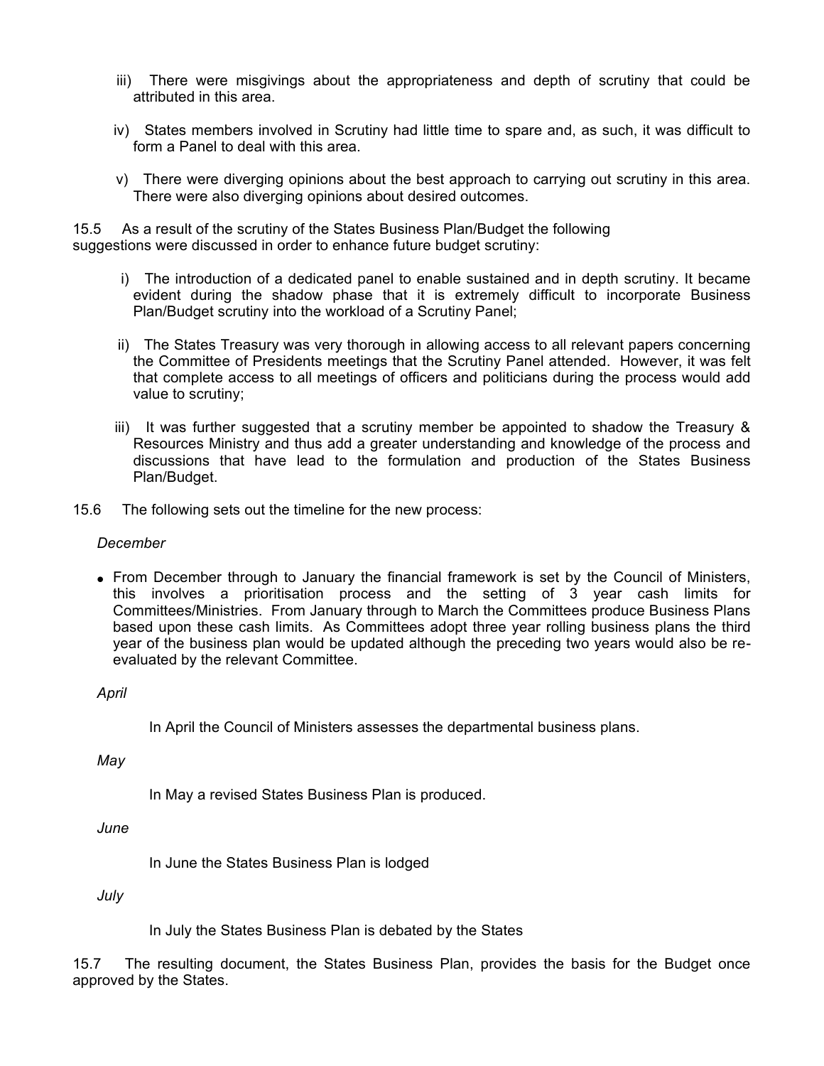iii) There were misgivings about the appropriateness and depth of scrutiny that could be attributed in this area.

iv) States members involved in Scrutiny had little time to spare and, as such, it was difficult to form a Panel to deal with this area.

v) There were diverging opinions about the best approach to carrying out scrutiny in this area. There were also diverging opinions about desired outcomes.

15.5 As a result of the scrutiny of the States Business Plan/Budget the following suggestions were discussed in order to enhance future budget scrutiny:

i) The introduction of a dedicated panel to enable sustained and in depth scrutiny. It became evident during the shadow phase that it is extremely difficult to incorporate Business Plan/Budget scrutiny into the workload of a Scrutiny Panel;

ii) The States Treasury was very thorough in allowing access to all relevant papers concerning the Committee of Presidents meetings that the Scrutiny Panel attended. However, it was felt that complete access to all meetings of officers and politicians during the process would add value to scrutiny;

iii) It was further suggested that a scrutiny member be appointed to shadow the Treasury & Resources Ministry and thus add a greater understanding and knowledge of the process and discussions that have lead to the formulation and production of the States Business Plan/Budget.

15.6 The following sets out the timeline for the new process:

*December*

- From December through to January the financial framework is set by the Council of Ministers, this involves a prioritisation process and the setting of 3 year cash limits for Committees/Ministries. From January through to March the Committees produce Business Plans based upon these cash limits. As Committees adopt three year rolling business plans the third year of the business plan would be updated although the preceding two years would also be re-evaluated by the relevant Committee.

*April*

In April the Council of Ministers assesses the departmental business plans.

*May*

In May a revised States Business Plan is produced.

*June*

In June the States Business Plan is lodged

*July*

In July the States Business Plan is debated by the States

15.7 The resulting document, the States Business Plan, provides the basis for the Budget once approved by the States.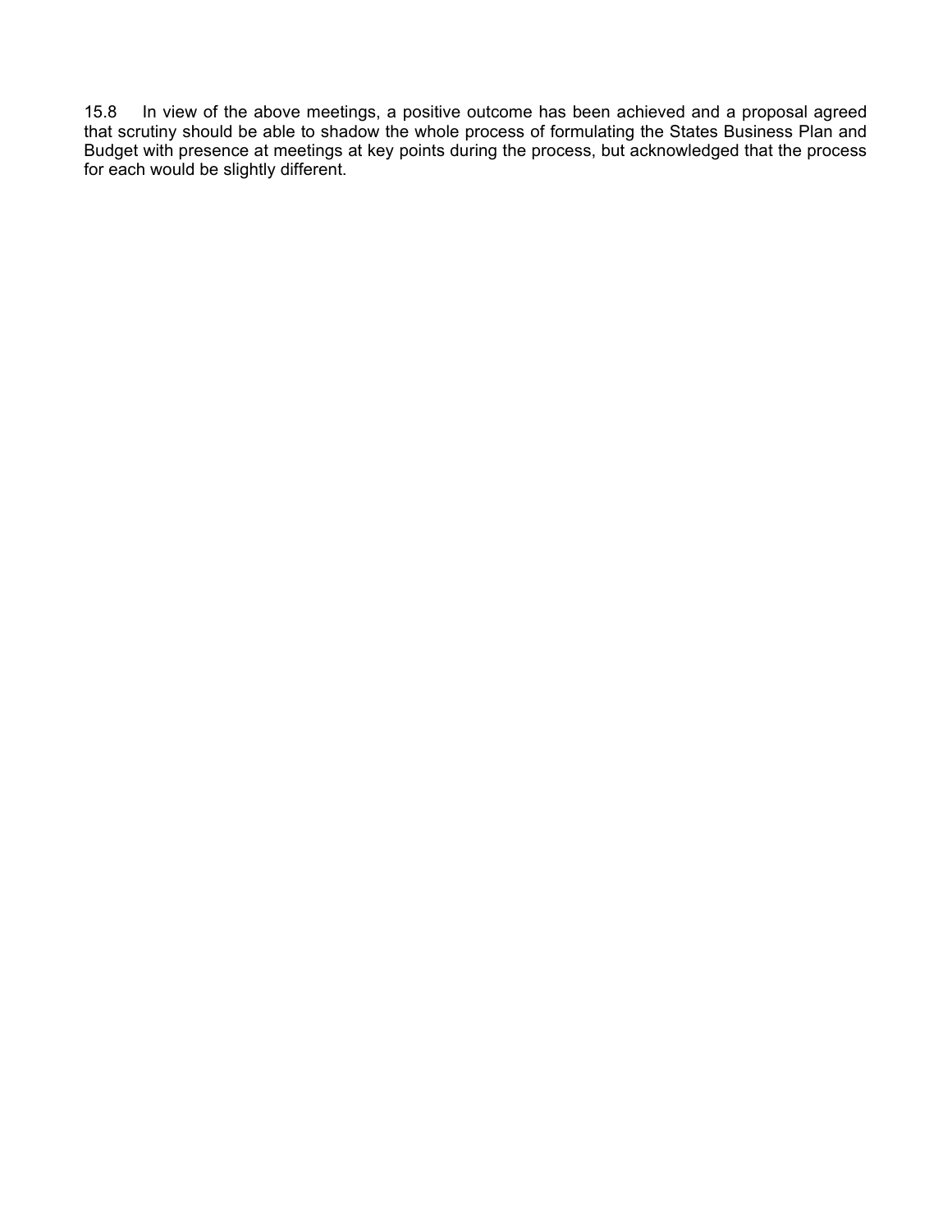15.8 In view of the above meetings, a positive outcome has been achieved and a proposal agreed that scrutiny should be able to shadow the whole process of formulating the States Business Plan and Budget with presence at meetings at key points during the process, but acknowledged that the process for each would be slightly different.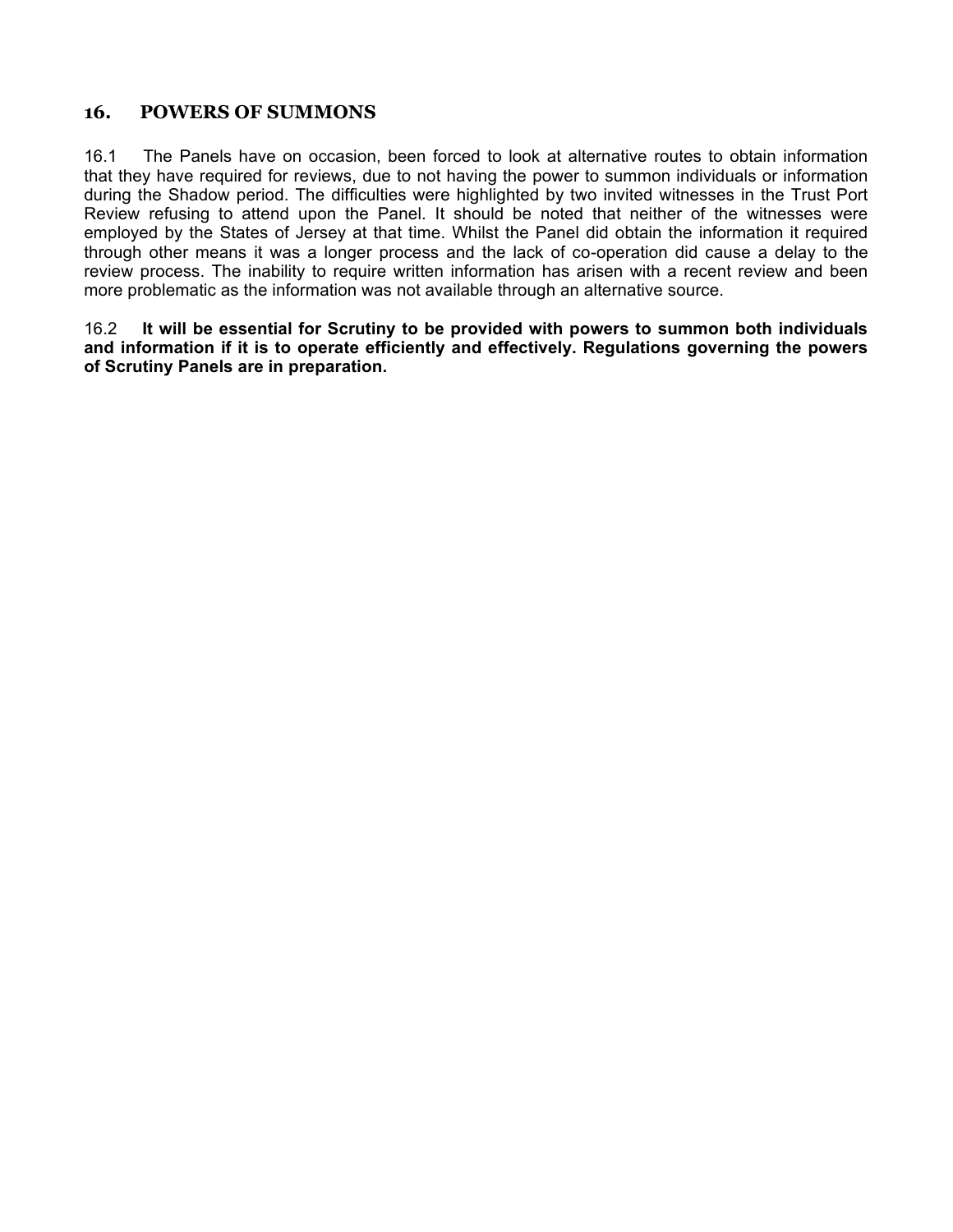## 16. POWERS OF SUMMONS

16.1 The Panels have on occasion, been forced to look at alternative routes to obtain information that they have required for reviews, due to not having the power to summon individuals or information during the Shadow period. The difficulties were highlighted by two invited witnesses in the Trust Port Review refusing to attend upon the Panel. It should be noted that neither of the witnesses were employed by the States of Jersey at that time. Whilst the Panel did obtain the information it required through other means it was a longer process and the lack of co-operation did cause a delay to the review process. The inability to require written information has arisen with a recent review and been more problematic as the information was not available through an alternative source.

16.2 **It will be essential for Scrutiny to be provided with powers to summon both individuals and information if it is to operate efficiently and effectively. Regulations governing the powers of Scrutiny Panels are in preparation.**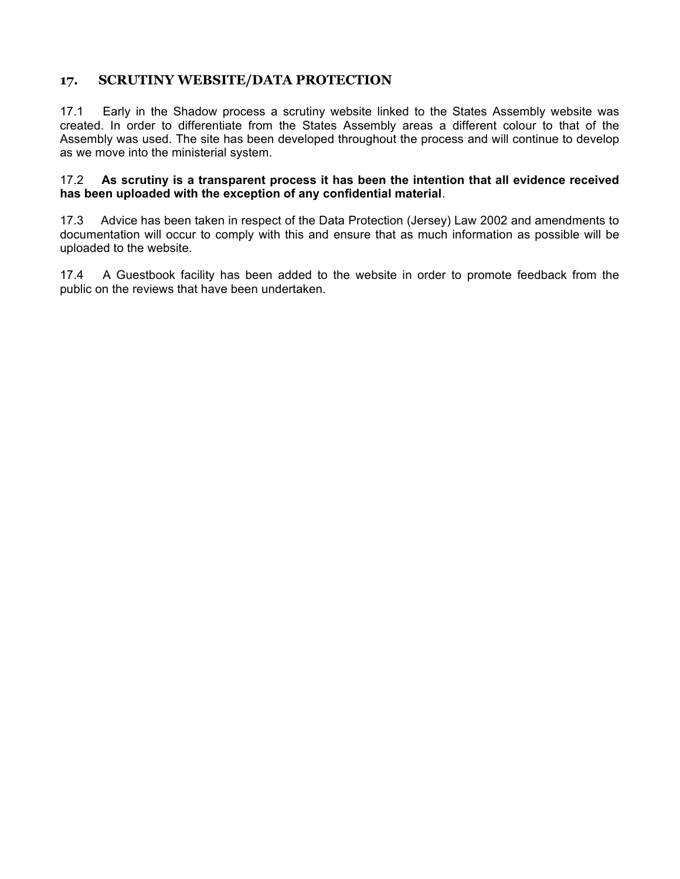## 17. SCRUTINY WEBSITE/DATA PROTECTION

17.1 Early in the Shadow process a scrutiny website linked to the States Assembly website was created. In order to differentiate from the States Assembly areas a different colour to that of the Assembly was used. The site has been developed throughout the process and will continue to develop as we move into the ministerial system.

17.2 **As scrutiny is a transparent process it has been the intention that all evidence received has been uploaded with the exception of any confidential material**.

17.3 Advice has been taken in respect of the Data Protection (Jersey) Law 2002 and amendments to documentation will occur to comply with this and ensure that as much information as possible will be uploaded to the website.

17.4 A Guestbook facility has been added to the website in order to promote feedback from the public on the reviews that have been undertaken.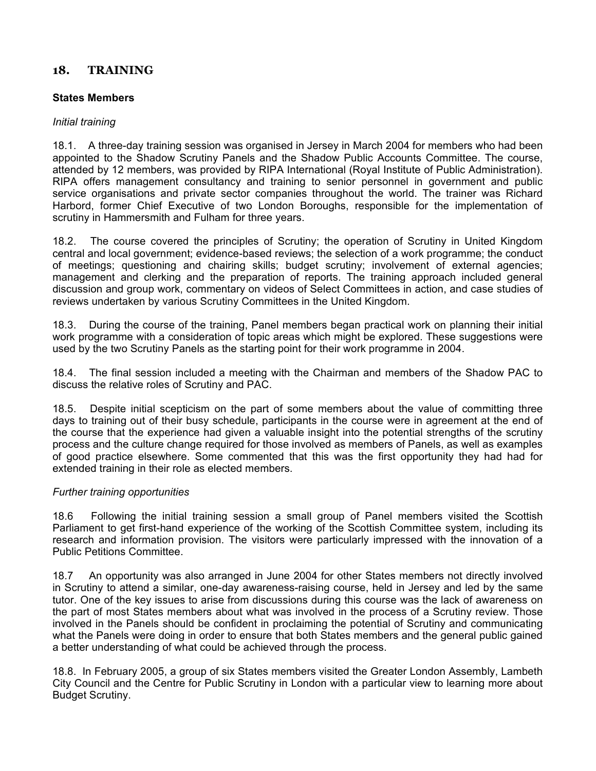## 18. TRAINING

### States Members

*Initial training*

18.1. A three-day training session was organised in Jersey in March 2004 for members who had been appointed to the Shadow Scrutiny Panels and the Shadow Public Accounts Committee. The course, attended by 12 members, was provided by RIPA International (Royal Institute of Public Administration). RIPA offers management consultancy and training to senior personnel in government and public service organisations and private sector companies throughout the world. The trainer was Richard Harbord, former Chief Executive of two London Boroughs, responsible for the implementation of scrutiny in Hammersmith and Fulham for three years.

18.2. The course covered the principles of Scrutiny; the operation of Scrutiny in United Kingdom central and local government; evidence-based reviews; the selection of a work programme; the conduct of meetings; questioning and chairing skills; budget scrutiny; involvement of external agencies; management and clerking and the preparation of reports. The training approach included general discussion and group work, commentary on videos of Select Committees in action, and case studies of reviews undertaken by various Scrutiny Committees in the United Kingdom.

18.3. During the course of the training, Panel members began practical work on planning their initial work programme with a consideration of topic areas which might be explored. These suggestions were used by the two Scrutiny Panels as the starting point for their work programme in 2004.

18.4. The final session included a meeting with the Chairman and members of the Shadow PAC to discuss the relative roles of Scrutiny and PAC.

18.5. Despite initial scepticism on the part of some members about the value of committing three days to training out of their busy schedule, participants in the course were in agreement at the end of the course that the experience had given a valuable insight into the potential strengths of the scrutiny process and the culture change required for those involved as members of Panels, as well as examples of good practice elsewhere. Some commented that this was the first opportunity they had had for extended training in their role as elected members.

*Further training opportunities*

18.6 Following the initial training session a small group of Panel members visited the Scottish Parliament to get first-hand experience of the working of the Scottish Committee system, including its research and information provision. The visitors were particularly impressed with the innovation of a Public Petitions Committee.

18.7 An opportunity was also arranged in June 2004 for other States members not directly involved in Scrutiny to attend a similar, one-day awareness-raising course, held in Jersey and led by the same tutor. One of the key issues to arise from discussions during this course was the lack of awareness on the part of most States members about what was involved in the process of a Scrutiny review. Those involved in the Panels should be confident in proclaiming the potential of Scrutiny and communicating what the Panels were doing in order to ensure that both States members and the general public gained a better understanding of what could be achieved through the process.

18.8. In February 2005, a group of six States members visited the Greater London Assembly, Lambeth City Council and the Centre for Public Scrutiny in London with a particular view to learning more about Budget Scrutiny.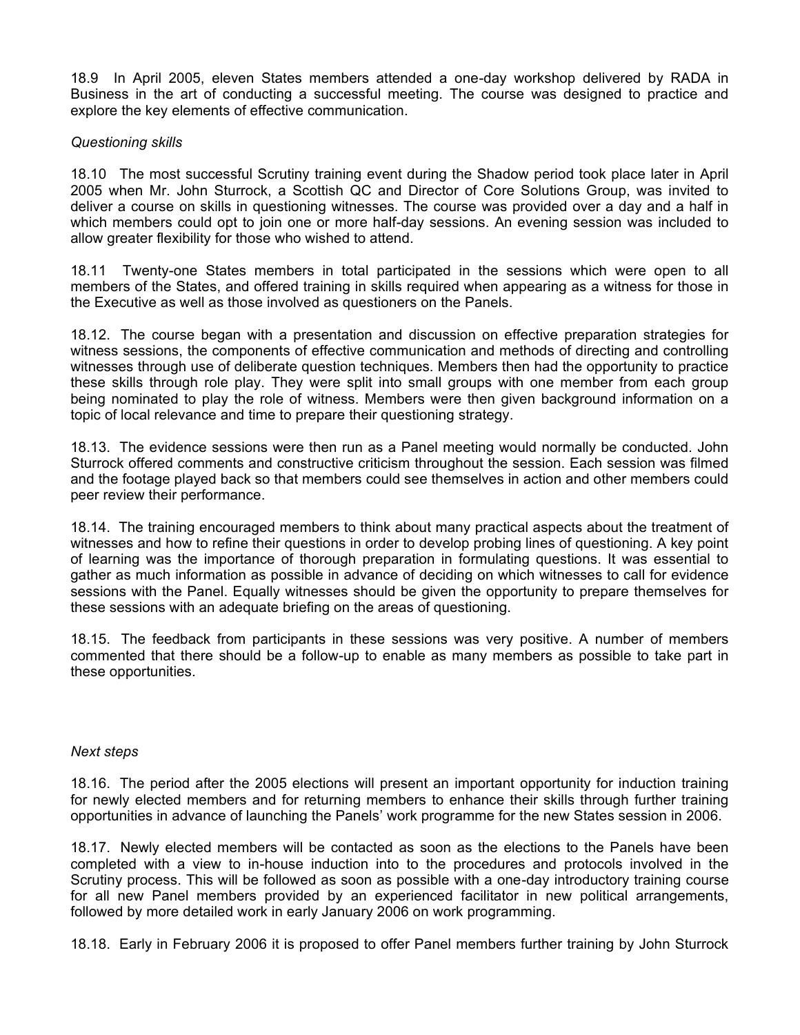18.9 In April 2005, eleven States members attended a one-day workshop delivered by RADA in Business in the art of conducting a successful meeting. The course was designed to practice and explore the key elements of effective communication.

*Questioning skills*

18.10 The most successful Scrutiny training event during the Shadow period took place later in April 2005 when Mr. John Sturrock, a Scottish QC and Director of Core Solutions Group, was invited to deliver a course on skills in questioning witnesses. The course was provided over a day and a half in which members could opt to join one or more half-day sessions. An evening session was included to allow greater flexibility for those who wished to attend.

18.11 Twenty-one States members in total participated in the sessions which were open to all members of the States, and offered training in skills required when appearing as a witness for those in the Executive as well as those involved as questioners on the Panels.

18.12. The course began with a presentation and discussion on effective preparation strategies for witness sessions, the components of effective communication and methods of directing and controlling witnesses through use of deliberate question techniques. Members then had the opportunity to practice these skills through role play. They were split into small groups with one member from each group being nominated to play the role of witness. Members were then given background information on a topic of local relevance and time to prepare their questioning strategy.

18.13. The evidence sessions were then run as a Panel meeting would normally be conducted. John Sturrock offered comments and constructive criticism throughout the session. Each session was filmed and the footage played back so that members could see themselves in action and other members could peer review their performance.

18.14. The training encouraged members to think about many practical aspects about the treatment of witnesses and how to refine their questions in order to develop probing lines of questioning. A key point of learning was the importance of thorough preparation in formulating questions. It was essential to gather as much information as possible in advance of deciding on which witnesses to call for evidence sessions with the Panel. Equally witnesses should be given the opportunity to prepare themselves for these sessions with an adequate briefing on the areas of questioning.

18.15. The feedback from participants in these sessions was very positive. A number of members commented that there should be a follow-up to enable as many members as possible to take part in these opportunities.

*Next steps*

18.16. The period after the 2005 elections will present an important opportunity for induction training for newly elected members and for returning members to enhance their skills through further training opportunities in advance of launching the Panels' work programme for the new States session in 2006.

18.17. Newly elected members will be contacted as soon as the elections to the Panels have been completed with a view to in-house induction into to the procedures and protocols involved in the Scrutiny process. This will be followed as soon as possible with a one-day introductory training course for all new Panel members provided by an experienced facilitator in new political arrangements, followed by more detailed work in early January 2006 on work programming.

18.18. Early in February 2006 it is proposed to offer Panel members further training by John Sturrock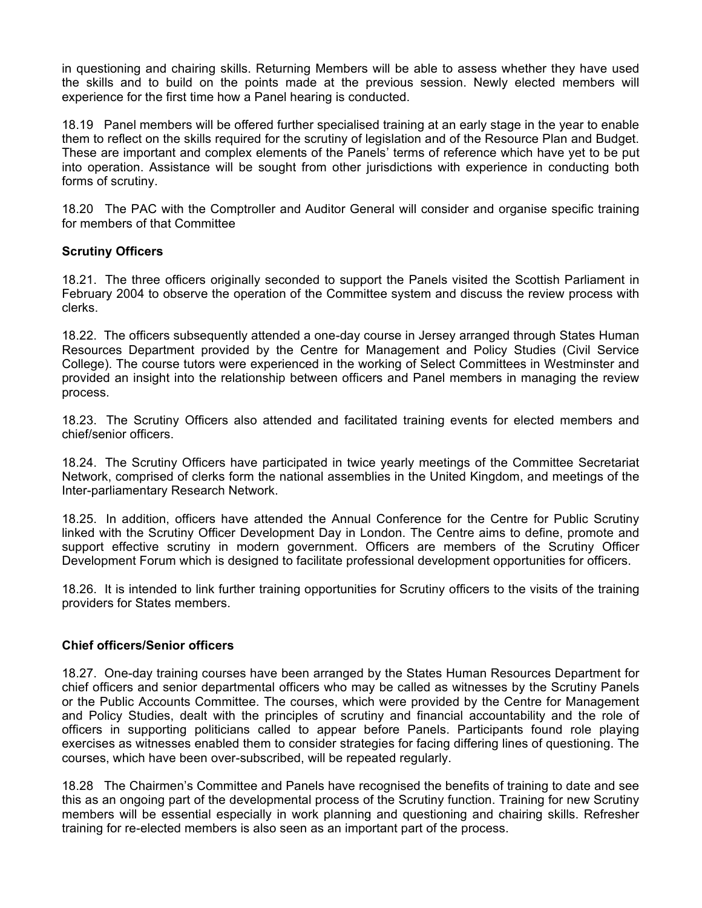in questioning and chairing skills. Returning Members will be able to assess whether they have used the skills and to build on the points made at the previous session. Newly elected members will experience for the first time how a Panel hearing is conducted.

18.19 Panel members will be offered further specialised training at an early stage in the year to enable them to reflect on the skills required for the scrutiny of legislation and of the Resource Plan and Budget. These are important and complex elements of the Panels' terms of reference which have yet to be put into operation. Assistance will be sought from other jurisdictions with experience in conducting both forms of scrutiny.

18.20 The PAC with the Comptroller and Auditor General will consider and organise specific training for members of that Committee

**Scrutiny Officers**

18.21. The three officers originally seconded to support the Panels visited the Scottish Parliament in February 2004 to observe the operation of the Committee system and discuss the review process with clerks.

18.22. The officers subsequently attended a one-day course in Jersey arranged through States Human Resources Department provided by the Centre for Management and Policy Studies (Civil Service College). The course tutors were experienced in the working of Select Committees in Westminster and provided an insight into the relationship between officers and Panel members in managing the review process.

18.23. The Scrutiny Officers also attended and facilitated training events for elected members and chief/senior officers.

18.24. The Scrutiny Officers have participated in twice yearly meetings of the Committee Secretariat Network, comprised of clerks form the national assemblies in the United Kingdom, and meetings of the Inter-parliamentary Research Network.

18.25. In addition, officers have attended the Annual Conference for the Centre for Public Scrutiny linked with the Scrutiny Officer Development Day in London. The Centre aims to define, promote and support effective scrutiny in modern government. Officers are members of the Scrutiny Officer Development Forum which is designed to facilitate professional development opportunities for officers.

18.26. It is intended to link further training opportunities for Scrutiny officers to the visits of the training providers for States members.

**Chief officers/Senior officers**

18.27. One-day training courses have been arranged by the States Human Resources Department for chief officers and senior departmental officers who may be called as witnesses by the Scrutiny Panels or the Public Accounts Committee. The courses, which were provided by the Centre for Management and Policy Studies, dealt with the principles of scrutiny and financial accountability and the role of officers in supporting politicians called to appear before Panels. Participants found role playing exercises as witnesses enabled them to consider strategies for facing differing lines of questioning. The courses, which have been over-subscribed, will be repeated regularly.

18.28 The Chairmen's Committee and Panels have recognised the benefits of training to date and see this as an ongoing part of the developmental process of the Scrutiny function. Training for new Scrutiny members will be essential especially in work planning and questioning and chairing skills. Refresher training for re-elected members is also seen as an important part of the process.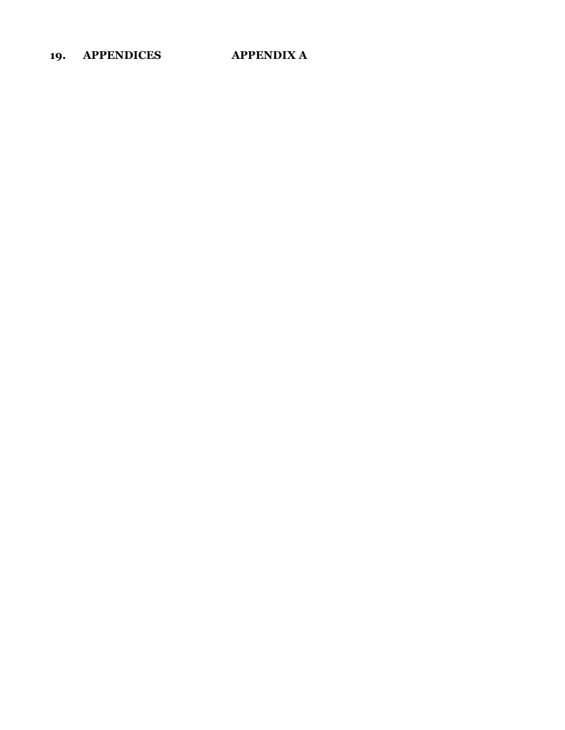# 19. APPENDICES

## APPENDIX A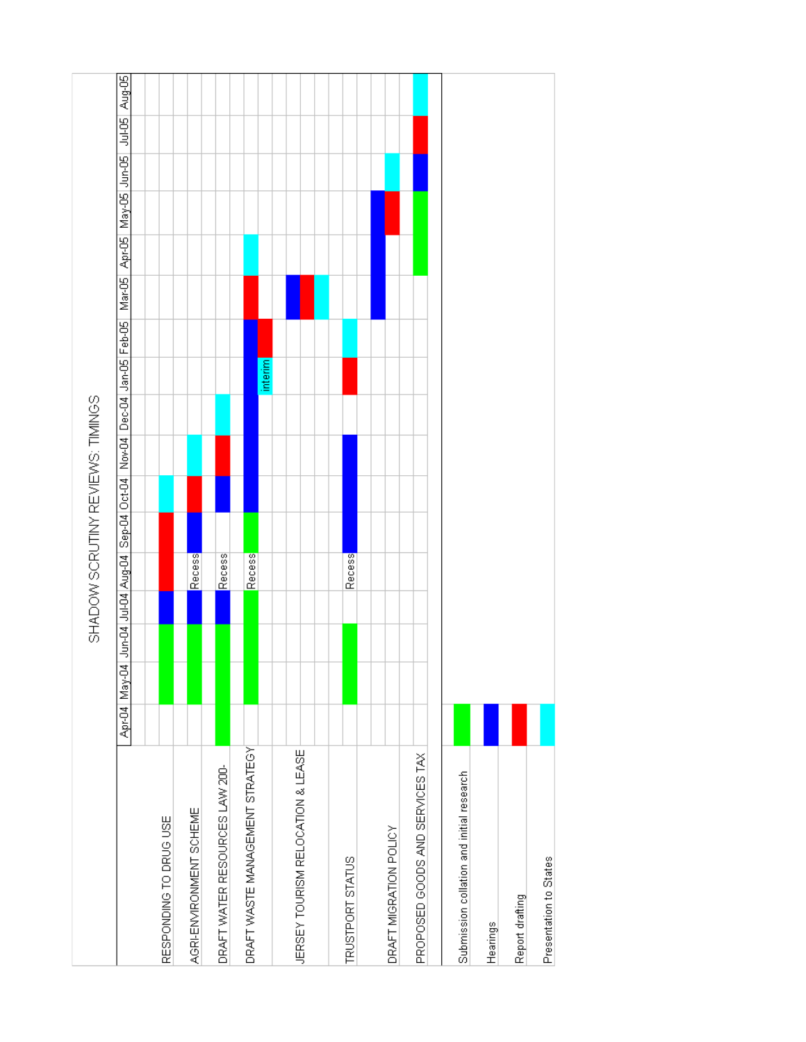# SHADOW SCRUTINY REVIEWS: TIMINGS

| | Apr-04 | May-04 | Jun-04 | Jul-04 | Aug-04 | Sep-04 | Oct-04 | Nov-04 | Dec-04 | Jan-05 | Feb-05 | Mar-05 | Apr-05 | May-05 | Jun-05 | Jul-05 | Aug-05 |
|---|---|---|---|---|---|---|---|---|---|---|---|---|---|---|---|---|---|
| RESPONDING TO DRUG USE | | Submission collation and initial research | Submission collation and initial research | Hearings | Report drafting | Report drafting | Presentation to States | | | | | | | | | | |
| AGRI-ENVIRONMENT SCHEME | | Submission collation and initial research | Submission collation and initial research | Hearings | Recess | Hearings | Report drafting | Presentation to States | | | | | | | | | |
| DRAFT WATER RESOURCES LAW 200- | Submission collation and initial research | Submission collation and initial research | Submission collation and initial research | Hearings | Recess | | Hearings | Report drafting | Presentation to States | | | | | | | | |
| DRAFT WASTE MANAGEMENT STRATEGY | | Submission collation and initial research | Submission collation and initial research | Submission collation and initial research | Recess | Submission collation and initial research | Hearings | Hearings | Hearings | Hearings | Hearings | Report drafting | Presentation to States | | | | |
| | | | | | | | | | | Presentation to States (interim) | Report drafting | | | | | | |
| JERSEY TOURISM RELOCATION & LEASE | | | | | | | | | | | | Hearings; Report drafting; Presentation to States | | | | | |
| TRUSTPORT STATUS | | Submission collation and initial research | Submission collation and initial research | | Recess | Hearings | Hearings | Hearings | | Report drafting | Presentation to States | | | | | | |
| DRAFT MIGRATION POLICY | | | | | | | | | | | | Hearings | Hearings | Hearings | | | |
| | | | | | | | | | | | | | | Report drafting | Presentation to States | | |
| PROPOSED GOODS AND SERVICES TAX | | | | | | | | | | | | | Submission collation and initial research | Submission collation and initial research | Hearings | Report drafting | Presentation to States |

**Key:**

- Green: Submission collation and initial research
- Blue: Hearings
- Red: Report drafting
- Cyan: Presentation to States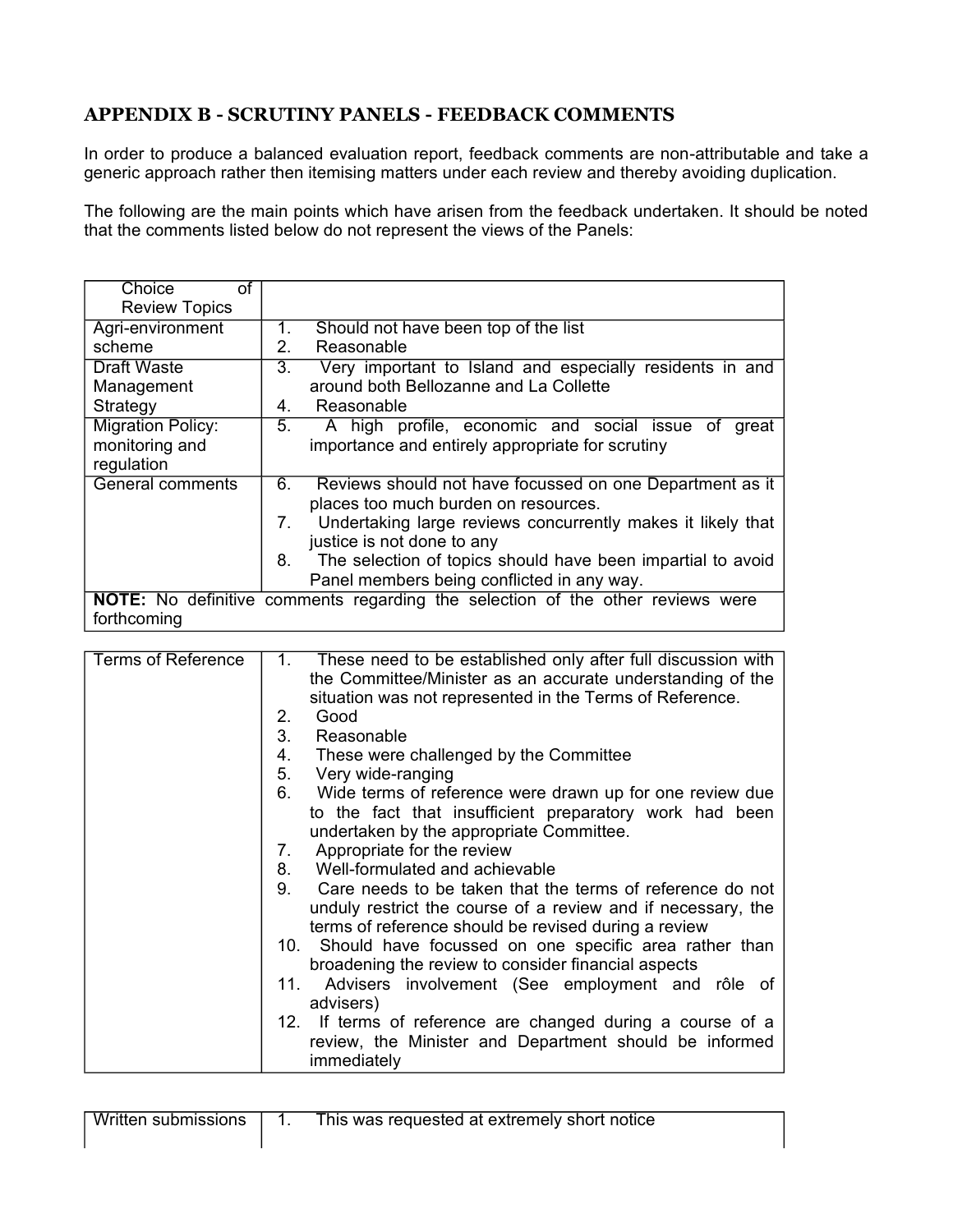## APPENDIX B - SCRUTINY PANELS - FEEDBACK COMMENTS

In order to produce a balanced evaluation report, feedback comments are non-attributable and take a generic approach rather then itemising matters under each review and thereby avoiding duplication.

The following are the main points which have arisen from the feedback undertaken. It should be noted that the comments listed below do not represent the views of the Panels:

| Choice of Review Topics | |
|---|---|
| Agri-environment scheme | 1. Should not have been top of the list<br>2. Reasonable |
| Draft Waste Management Strategy | 3. Very important to Island and especially residents in and around both Bellozanne and La Collette<br>4. Reasonable |
| Migration Policy: monitoring and regulation | 5. A high profile, economic and social issue of great importance and entirely appropriate for scrutiny |
| General comments | 6. Reviews should not have focussed on one Department as it places too much burden on resources.<br>7. Undertaking large reviews concurrently makes it likely that justice is not done to any<br>8. The selection of topics should have been impartial to avoid Panel members being conflicted in any way. |
| **NOTE:** No definitive comments regarding the selection of the other reviews were forthcoming | |

| Terms of Reference | |
|---|---|
| Terms of Reference | 1. These need to be established only after full discussion with the Committee/Minister as an accurate understanding of the situation was not represented in the Terms of Reference.<br>2. Good<br>3. Reasonable<br>4. These were challenged by the Committee<br>5. Very wide-ranging<br>6. Wide terms of reference were drawn up for one review due to the fact that insufficient preparatory work had been undertaken by the appropriate Committee.<br>7. Appropriate for the review<br>8. Well-formulated and achievable<br>9. Care needs to be taken that the terms of reference do not unduly restrict the course of a review and if necessary, the terms of reference should be revised during a review<br>10. Should have focussed on one specific area rather than broadening the review to consider financial aspects<br>11. Advisers involvement (See employment and rôle of advisers)<br>12. If terms of reference are changed during a course of a review, the Minister and Department should be informed immediately |

| Written submissions | |
|---|---|
| Written submissions | 1. This was requested at extremely short notice |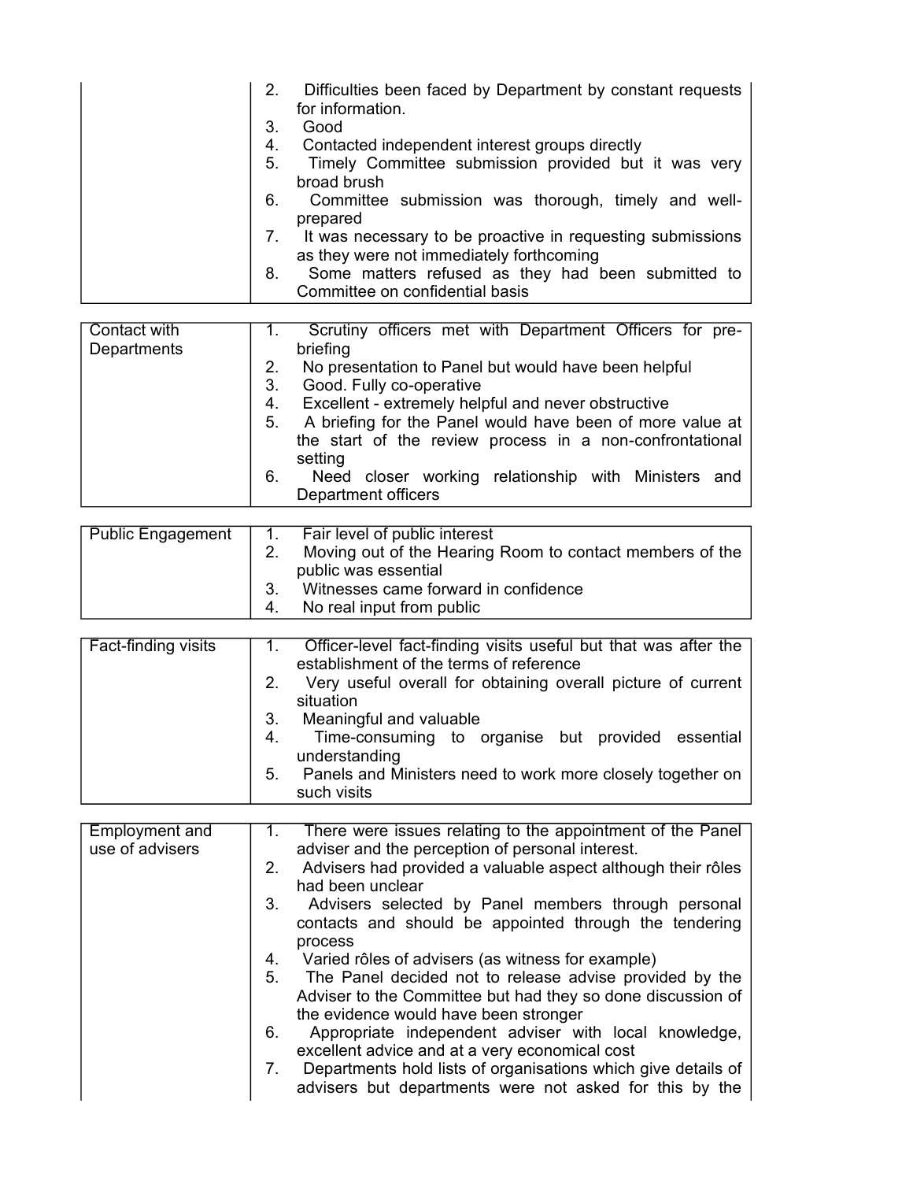| | |
|---|---|
| | 2. Difficulties been faced by Department by constant requests for information.<br>3. Good<br>4. Contacted independent interest groups directly<br>5. Timely Committee submission provided but it was very broad brush<br>6. Committee submission was thorough, timely and well-prepared<br>7. It was necessary to be proactive in requesting submissions as they were not immediately forthcoming<br>8. Some matters refused as they had been submitted to Committee on confidential basis |

| | |
|---|---|
| Contact with Departments | 1. Scrutiny officers met with Department Officers for pre-briefing<br>2. No presentation to Panel but would have been helpful<br>3. Good. Fully co-operative<br>4. Excellent - extremely helpful and never obstructive<br>5. A briefing for the Panel would have been of more value at the start of the review process in a non-confrontational setting<br>6. Need closer working relationship with Ministers and Department officers |

| | |
|---|---|
| Public Engagement | 1. Fair level of public interest<br>2. Moving out of the Hearing Room to contact members of the public was essential<br>3. Witnesses came forward in confidence<br>4. No real input from public |

| | |
|---|---|
| Fact-finding visits | 1. Officer-level fact-finding visits useful but that was after the establishment of the terms of reference<br>2. Very useful overall for obtaining overall picture of current situation<br>3. Meaningful and valuable<br>4. Time-consuming to organise but provided essential understanding<br>5. Panels and Ministers need to work more closely together on such visits |

| | |
|---|---|
| Employment and use of advisers | 1. There were issues relating to the appointment of the Panel adviser and the perception of personal interest.<br>2. Advisers had provided a valuable aspect although their rôles had been unclear<br>3. Advisers selected by Panel members through personal contacts and should be appointed through the tendering process<br>4. Varied rôles of advisers (as witness for example)<br>5. The Panel decided not to release advise provided by the Adviser to the Committee but had they so done discussion of the evidence would have been stronger<br>6. Appropriate independent adviser with local knowledge, excellent advice and at a very economical cost<br>7. Departments hold lists of organisations which give details of advisers but departments were not asked for this by the |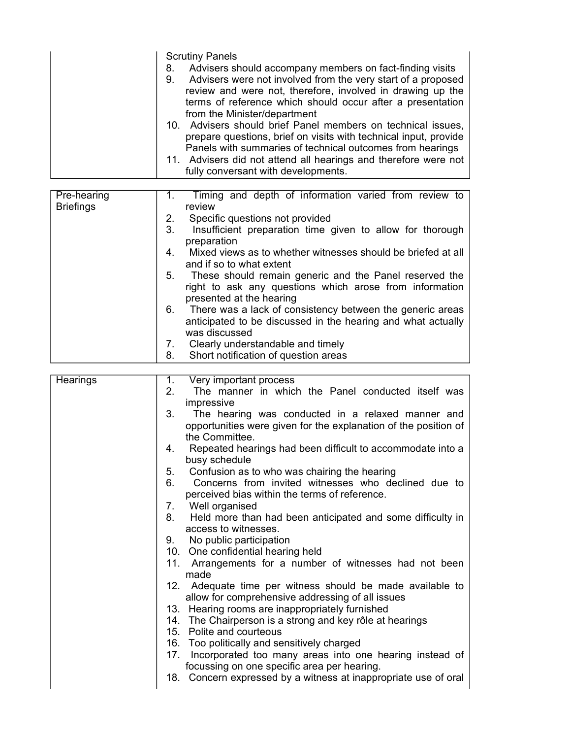| | |
|---|---|
| | Scrutiny Panels<br>8. Advisers should accompany members on fact-finding visits<br>9. Advisers were not involved from the very start of a proposed review and were not, therefore, involved in drawing up the terms of reference which should occur after a presentation from the Minister/department<br>10. Advisers should brief Panel members on technical issues, prepare questions, brief on visits with technical input, provide Panels with summaries of technical outcomes from hearings<br>11. Advisers did not attend all hearings and therefore were not fully conversant with developments. |

| | |
|---|---|
| Pre-hearing Briefings | 1. Timing and depth of information varied from review to review<br>2. Specific questions not provided<br>3. Insufficient preparation time given to allow for thorough preparation<br>4. Mixed views as to whether witnesses should be briefed at all and if so to what extent<br>5. These should remain generic and the Panel reserved the right to ask any questions which arose from information presented at the hearing<br>6. There was a lack of consistency between the generic areas anticipated to be discussed in the hearing and what actually was discussed<br>7. Clearly understandable and timely<br>8. Short notification of question areas |

| | |
|---|---|
| Hearings | 1. Very important process<br>2. The manner in which the Panel conducted itself was impressive<br>3. The hearing was conducted in a relaxed manner and opportunities were given for the explanation of the position of the Committee.<br>4. Repeated hearings had been difficult to accommodate into a busy schedule<br>5. Confusion as to who was chairing the hearing<br>6. Concerns from invited witnesses who declined due to perceived bias within the terms of reference.<br>7. Well organised<br>8. Held more than had been anticipated and some difficulty in access to witnesses.<br>9. No public participation<br>10. One confidential hearing held<br>11. Arrangements for a number of witnesses had not been made<br>12. Adequate time per witness should be made available to allow for comprehensive addressing of all issues<br>13. Hearing rooms are inappropriately furnished<br>14. The Chairperson is a strong and key rôle at hearings<br>15. Polite and courteous<br>16. Too politically and sensitively charged<br>17. Incorporated too many areas into one hearing instead of focussing on one specific area per hearing.<br>18. Concern expressed by a witness at inappropriate use of oral |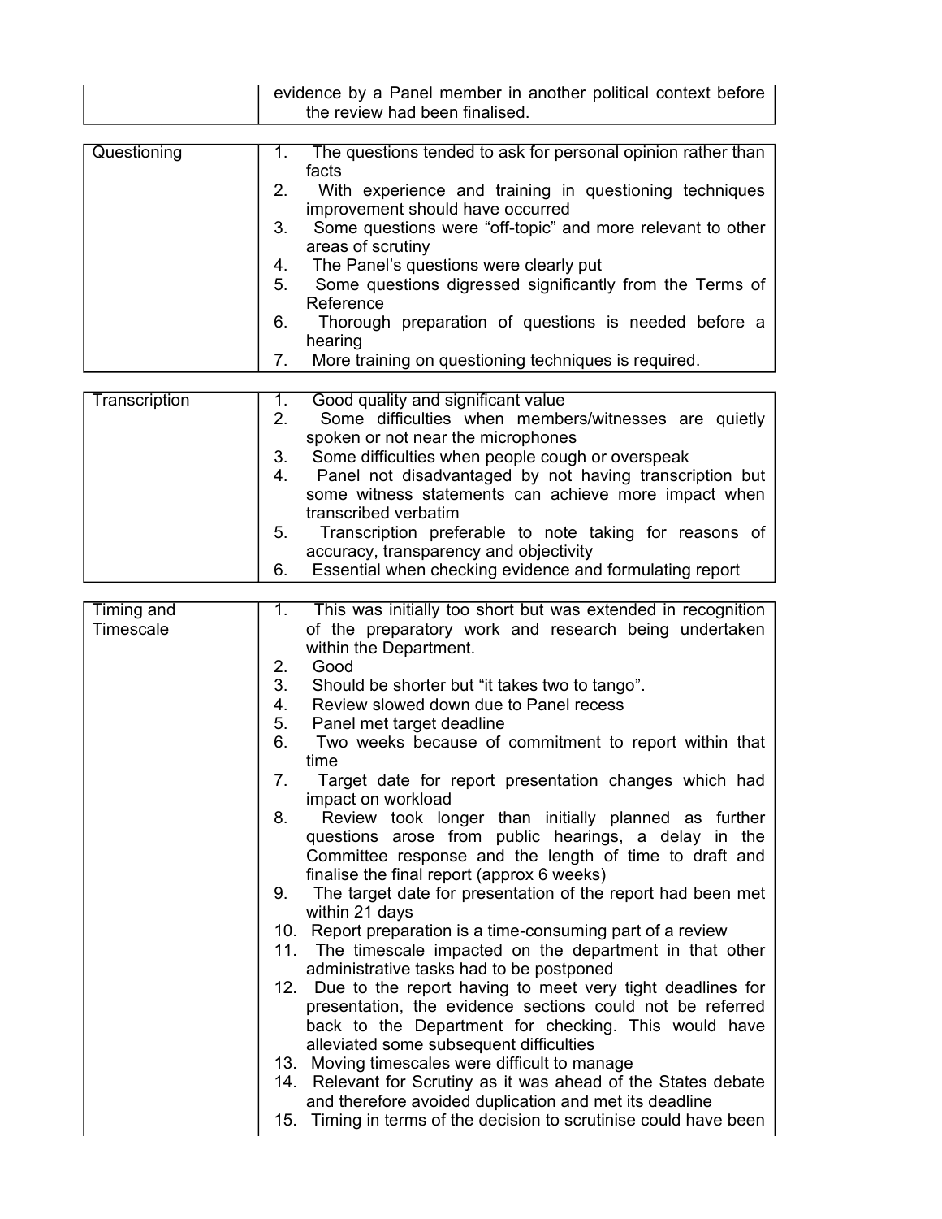| | |
|---|---|
| | evidence by a Panel member in another political context before the review had been finalised. |

| | |
|---|---|
| Questioning | 1. The questions tended to ask for personal opinion rather than facts<br>2. With experience and training in questioning techniques improvement should have occurred<br>3. Some questions were “off-topic” and more relevant to other areas of scrutiny<br>4. The Panel’s questions were clearly put<br>5. Some questions digressed significantly from the Terms of Reference<br>6. Thorough preparation of questions is needed before a hearing<br>7. More training on questioning techniques is required. |

| | |
|---|---|
| Transcription | 1. Good quality and significant value<br>2. Some difficulties when members/witnesses are quietly spoken or not near the microphones<br>3. Some difficulties when people cough or overspeak<br>4. Panel not disadvantaged by not having transcription but some witness statements can achieve more impact when transcribed verbatim<br>5. Transcription preferable to note taking for reasons of accuracy, transparency and objectivity<br>6. Essential when checking evidence and formulating report |

| | |
|---|---|
| Timing and Timescale | 1. This was initially too short but was extended in recognition of the preparatory work and research being undertaken within the Department.<br>2. Good<br>3. Should be shorter but “it takes two to tango”.<br>4. Review slowed down due to Panel recess<br>5. Panel met target deadline<br>6. Two weeks because of commitment to report within that time<br>7. Target date for report presentation changes which had impact on workload<br>8. Review took longer than initially planned as further questions arose from public hearings, a delay in the Committee response and the length of time to draft and finalise the final report (approx 6 weeks)<br>9. The target date for presentation of the report had been met within 21 days<br>10. Report preparation is a time-consuming part of a review<br>11. The timescale impacted on the department in that other administrative tasks had to be postponed<br>12. Due to the report having to meet very tight deadlines for presentation, the evidence sections could not be referred back to the Department for checking. This would have alleviated some subsequent difficulties<br>13. Moving timescales were difficult to manage<br>14. Relevant for Scrutiny as it was ahead of the States debate and therefore avoided duplication and met its deadline<br>15. Timing in terms of the decision to scrutinise could have been |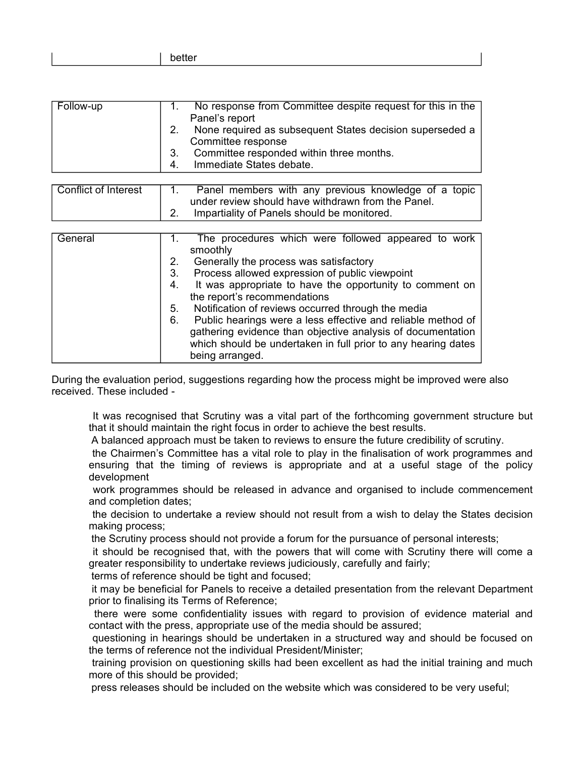| | better |
|---|---|

| Follow-up | 1. No response from Committee despite request for this in the Panel's report<br>2. None required as subsequent States decision superseded a Committee response<br>3. Committee responded within three months.<br>4. Immediate States debate. |
|---|---|

| Conflict of Interest | 1. Panel members with any previous knowledge of a topic under review should have withdrawn from the Panel.<br>2. Impartiality of Panels should be monitored. |
|---|---|

| General | 1. The procedures which were followed appeared to work smoothly<br>2. Generally the process was satisfactory<br>3. Process allowed expression of public viewpoint<br>4. It was appropriate to have the opportunity to comment on the report's recommendations<br>5. Notification of reviews occurred through the media<br>6. Public hearings were a less effective and reliable method of gathering evidence than objective analysis of documentation which should be undertaken in full prior to any hearing dates being arranged. |
|---|---|

During the evaluation period, suggestions regarding how the process might be improved were also received. These included -

- It was recognised that Scrutiny was a vital part of the forthcoming government structure but that it should maintain the right focus in order to achieve the best results.
- A balanced approach must be taken to reviews to ensure the future credibility of scrutiny.
- the Chairmen's Committee has a vital role to play in the finalisation of work programmes and ensuring that the timing of reviews is appropriate and at a useful stage of the policy development
- work programmes should be released in advance and organised to include commencement and completion dates;
- the decision to undertake a review should not result from a wish to delay the States decision making process;
- the Scrutiny process should not provide a forum for the pursuance of personal interests;
- it should be recognised that, with the powers that will come with Scrutiny there will come a greater responsibility to undertake reviews judiciously, carefully and fairly;
- terms of reference should be tight and focused;
- it may be beneficial for Panels to receive a detailed presentation from the relevant Department prior to finalising its Terms of Reference;
- there were some confidentiality issues with regard to provision of evidence material and contact with the press, appropriate use of the media should be assured;
- questioning in hearings should be undertaken in a structured way and should be focused on the terms of reference not the individual President/Minister;
- training provision on questioning skills had been excellent as had the initial training and much more of this should be provided;
- press releases should be included on the website which was considered to be very useful;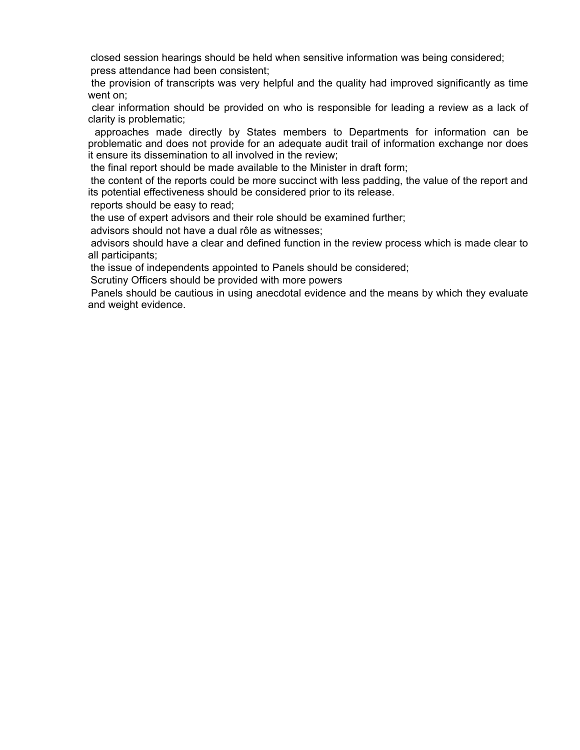- closed session hearings should be held when sensitive information was being considered;
- press attendance had been consistent;
- the provision of transcripts was very helpful and the quality had improved significantly as time went on;
- clear information should be provided on who is responsible for leading a review as a lack of clarity is problematic;
- approaches made directly by States members to Departments for information can be problematic and does not provide for an adequate audit trail of information exchange nor does it ensure its dissemination to all involved in the review;
- the final report should be made available to the Minister in draft form;
- the content of the reports could be more succinct with less padding, the value of the report and its potential effectiveness should be considered prior to its release.
- reports should be easy to read;
- the use of expert advisors and their role should be examined further;
- advisors should not have a dual rôle as witnesses;
- advisors should have a clear and defined function in the review process which is made clear to all participants;
- the issue of independents appointed to Panels should be considered;
- Scrutiny Officers should be provided with more powers
- Panels should be cautious in using anecdotal evidence and the means by which they evaluate and weight evidence.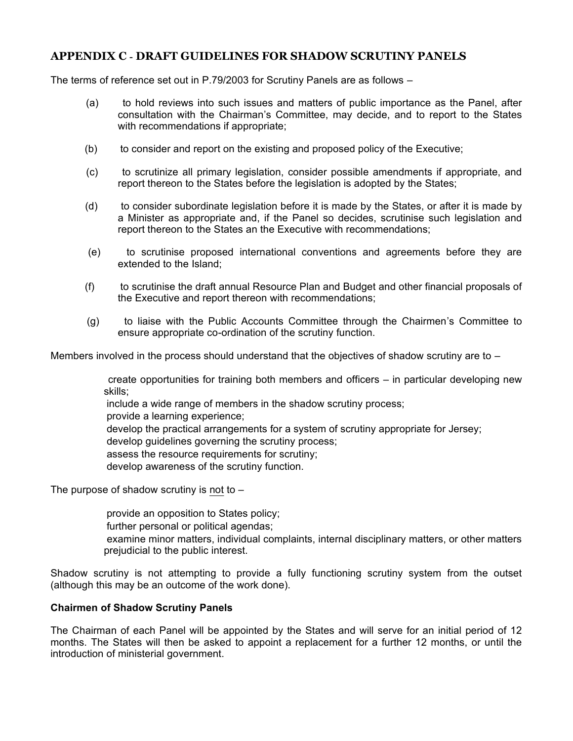## APPENDIX C - DRAFT GUIDELINES FOR SHADOW SCRUTINY PANELS

The terms of reference set out in P.79/2003 for Scrutiny Panels are as follows –

(a) to hold reviews into such issues and matters of public importance as the Panel, after consultation with the Chairman's Committee, may decide, and to report to the States with recommendations if appropriate;

(b) to consider and report on the existing and proposed policy of the Executive;

(c) to scrutinize all primary legislation, consider possible amendments if appropriate, and report thereon to the States before the legislation is adopted by the States;

(d) to consider subordinate legislation before it is made by the States, or after it is made by a Minister as appropriate and, if the Panel so decides, scrutinise such legislation and report thereon to the States an the Executive with recommendations;

(e) to scrutinise proposed international conventions and agreements before they are extended to the Island;

(f) to scrutinise the draft annual Resource Plan and Budget and other financial proposals of the Executive and report thereon with recommendations;

(g) to liaise with the Public Accounts Committee through the Chairmen's Committee to ensure appropriate co-ordination of the scrutiny function.

Members involved in the process should understand that the objectives of shadow scrutiny are to –

- create opportunities for training both members and officers – in particular developing new skills;
- include a wide range of members in the shadow scrutiny process;
- provide a learning experience;
- develop the practical arrangements for a system of scrutiny appropriate for Jersey;
- develop guidelines governing the scrutiny process;
- assess the resource requirements for scrutiny;
- develop awareness of the scrutiny function.

The purpose of shadow scrutiny is not to –

- provide an opposition to States policy;
- further personal or political agendas;
- examine minor matters, individual complaints, internal disciplinary matters, or other matters prejudicial to the public interest.

Shadow scrutiny is not attempting to provide a fully functioning scrutiny system from the outset (although this may be an outcome of the work done).

**Chairmen of Shadow Scrutiny Panels**

The Chairman of each Panel will be appointed by the States and will serve for an initial period of 12 months. The States will then be asked to appoint a replacement for a further 12 months, or until the introduction of ministerial government.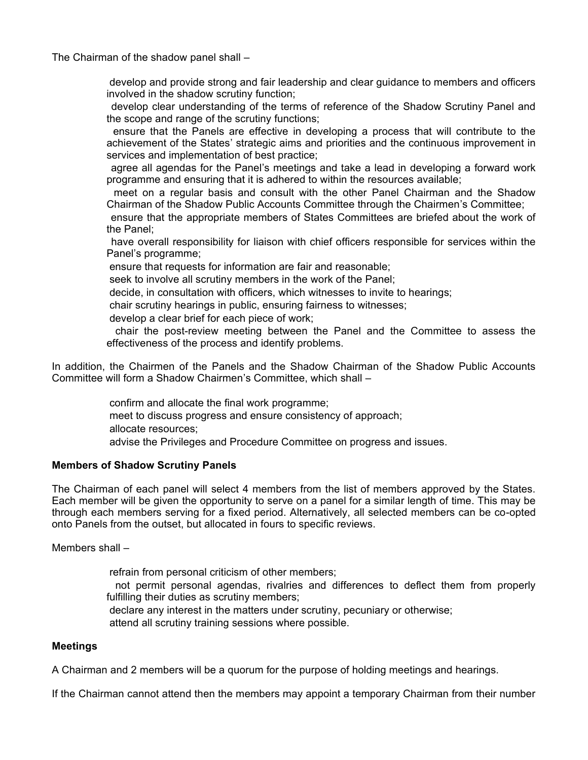The Chairman of the shadow panel shall –

- develop and provide strong and fair leadership and clear guidance to members and officers involved in the shadow scrutiny function;
- develop clear understanding of the terms of reference of the Shadow Scrutiny Panel and the scope and range of the scrutiny functions;
- ensure that the Panels are effective in developing a process that will contribute to the achievement of the States' strategic aims and priorities and the continuous improvement in services and implementation of best practice;
- agree all agendas for the Panel's meetings and take a lead in developing a forward work programme and ensuring that it is adhered to within the resources available;
- meet on a regular basis and consult with the other Panel Chairman and the Shadow Chairman of the Shadow Public Accounts Committee through the Chairmen's Committee;
- ensure that the appropriate members of States Committees are briefed about the work of the Panel;
- have overall responsibility for liaison with chief officers responsible for services within the Panel's programme;
- ensure that requests for information are fair and reasonable;
- seek to involve all scrutiny members in the work of the Panel;
- decide, in consultation with officers, which witnesses to invite to hearings;
- chair scrutiny hearings in public, ensuring fairness to witnesses;
- develop a clear brief for each piece of work;
- chair the post-review meeting between the Panel and the Committee to assess the effectiveness of the process and identify problems.

In addition, the Chairmen of the Panels and the Shadow Chairman of the Shadow Public Accounts Committee will form a Shadow Chairmen's Committee, which shall –

- confirm and allocate the final work programme;
- meet to discuss progress and ensure consistency of approach;
- allocate resources;
- advise the Privileges and Procedure Committee on progress and issues.

**Members of Shadow Scrutiny Panels**

The Chairman of each panel will select 4 members from the list of members approved by the States. Each member will be given the opportunity to serve on a panel for a similar length of time. This may be through each members serving for a fixed period. Alternatively, all selected members can be co-opted onto Panels from the outset, but allocated in fours to specific reviews.

Members shall –

- refrain from personal criticism of other members;
- not permit personal agendas, rivalries and differences to deflect them from properly fulfilling their duties as scrutiny members;
- declare any interest in the matters under scrutiny, pecuniary or otherwise;
- attend all scrutiny training sessions where possible.

**Meetings**

A Chairman and 2 members will be a quorum for the purpose of holding meetings and hearings.

If the Chairman cannot attend then the members may appoint a temporary Chairman from their number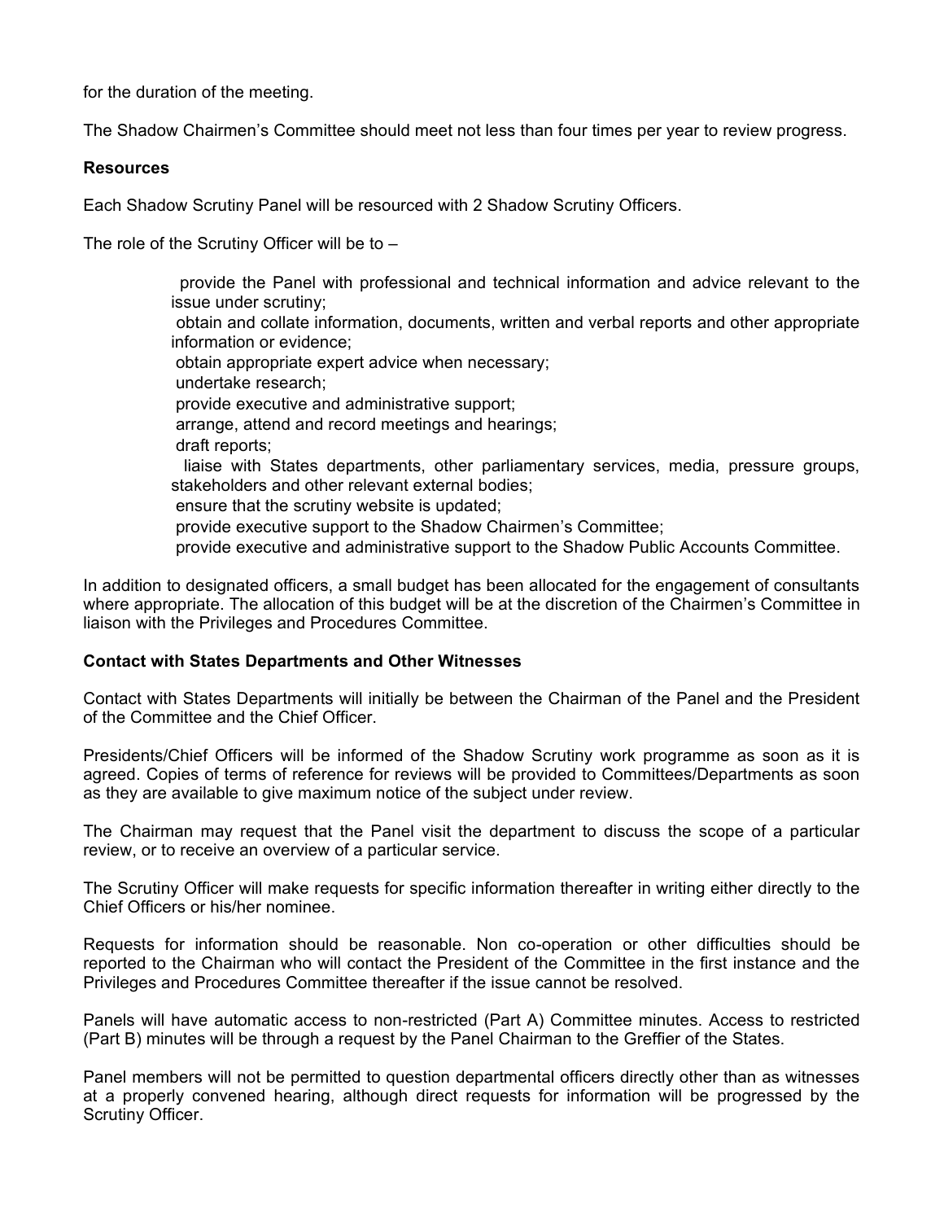for the duration of the meeting.

The Shadow Chairmen's Committee should meet not less than four times per year to review progress.

**Resources**

Each Shadow Scrutiny Panel will be resourced with 2 Shadow Scrutiny Officers.

The role of the Scrutiny Officer will be to –

- provide the Panel with professional and technical information and advice relevant to the issue under scrutiny;
- obtain and collate information, documents, written and verbal reports and other appropriate information or evidence;
- obtain appropriate expert advice when necessary;
- undertake research;
- provide executive and administrative support;
- arrange, attend and record meetings and hearings;
- draft reports;
- liaise with States departments, other parliamentary services, media, pressure groups, stakeholders and other relevant external bodies;
- ensure that the scrutiny website is updated;
- provide executive support to the Shadow Chairmen's Committee;
- provide executive and administrative support to the Shadow Public Accounts Committee.

In addition to designated officers, a small budget has been allocated for the engagement of consultants where appropriate. The allocation of this budget will be at the discretion of the Chairmen's Committee in liaison with the Privileges and Procedures Committee.

**Contact with States Departments and Other Witnesses**

Contact with States Departments will initially be between the Chairman of the Panel and the President of the Committee and the Chief Officer.

Presidents/Chief Officers will be informed of the Shadow Scrutiny work programme as soon as it is agreed. Copies of terms of reference for reviews will be provided to Committees/Departments as soon as they are available to give maximum notice of the subject under review.

The Chairman may request that the Panel visit the department to discuss the scope of a particular review, or to receive an overview of a particular service.

The Scrutiny Officer will make requests for specific information thereafter in writing either directly to the Chief Officers or his/her nominee.

Requests for information should be reasonable. Non co-operation or other difficulties should be reported to the Chairman who will contact the President of the Committee in the first instance and the Privileges and Procedures Committee thereafter if the issue cannot be resolved.

Panels will have automatic access to non-restricted (Part A) Committee minutes. Access to restricted (Part B) minutes will be through a request by the Panel Chairman to the Greffier of the States.

Panel members will not be permitted to question departmental officers directly other than as witnesses at a properly convened hearing, although direct requests for information will be progressed by the Scrutiny Officer.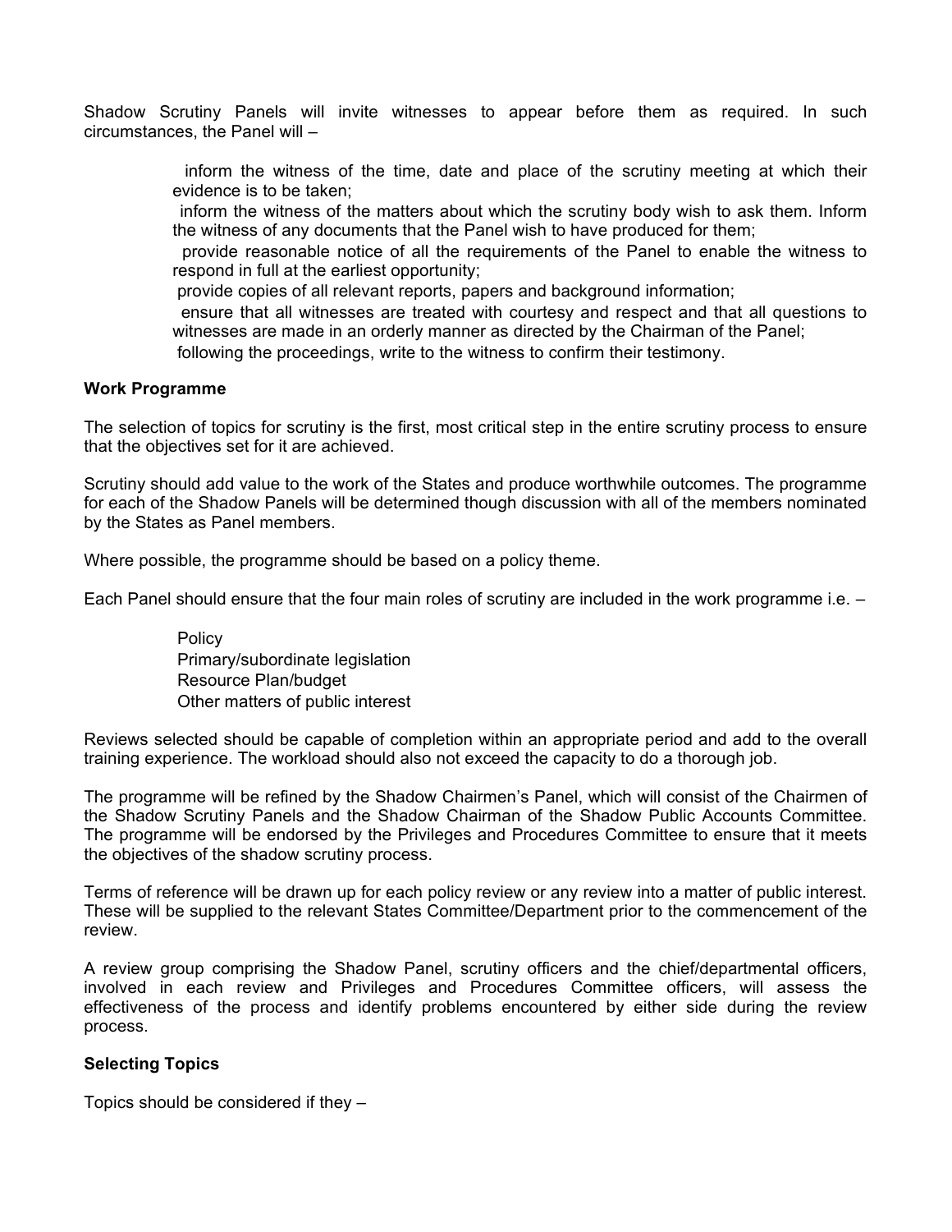Shadow Scrutiny Panels will invite witnesses to appear before them as required. In such circumstances, the Panel will –

- inform the witness of the time, date and place of the scrutiny meeting at which their evidence is to be taken;
- inform the witness of the matters about which the scrutiny body wish to ask them. Inform the witness of any documents that the Panel wish to have produced for them;
- provide reasonable notice of all the requirements of the Panel to enable the witness to respond in full at the earliest opportunity;
- provide copies of all relevant reports, papers and background information;
- ensure that all witnesses are treated with courtesy and respect and that all questions to witnesses are made in an orderly manner as directed by the Chairman of the Panel;
- following the proceedings, write to the witness to confirm their testimony.

**Work Programme**

The selection of topics for scrutiny is the first, most critical step in the entire scrutiny process to ensure that the objectives set for it are achieved.

Scrutiny should add value to the work of the States and produce worthwhile outcomes. The programme for each of the Shadow Panels will be determined though discussion with all of the members nominated by the States as Panel members.

Where possible, the programme should be based on a policy theme.

Each Panel should ensure that the four main roles of scrutiny are included in the work programme i.e. –

- Policy
- Primary/subordinate legislation
- Resource Plan/budget
- Other matters of public interest

Reviews selected should be capable of completion within an appropriate period and add to the overall training experience. The workload should also not exceed the capacity to do a thorough job.

The programme will be refined by the Shadow Chairmen's Panel, which will consist of the Chairmen of the Shadow Scrutiny Panels and the Shadow Chairman of the Shadow Public Accounts Committee. The programme will be endorsed by the Privileges and Procedures Committee to ensure that it meets the objectives of the shadow scrutiny process.

Terms of reference will be drawn up for each policy review or any review into a matter of public interest. These will be supplied to the relevant States Committee/Department prior to the commencement of the review.

A review group comprising the Shadow Panel, scrutiny officers and the chief/departmental officers, involved in each review and Privileges and Procedures Committee officers, will assess the effectiveness of the process and identify problems encountered by either side during the review process.

**Selecting Topics**

Topics should be considered if they –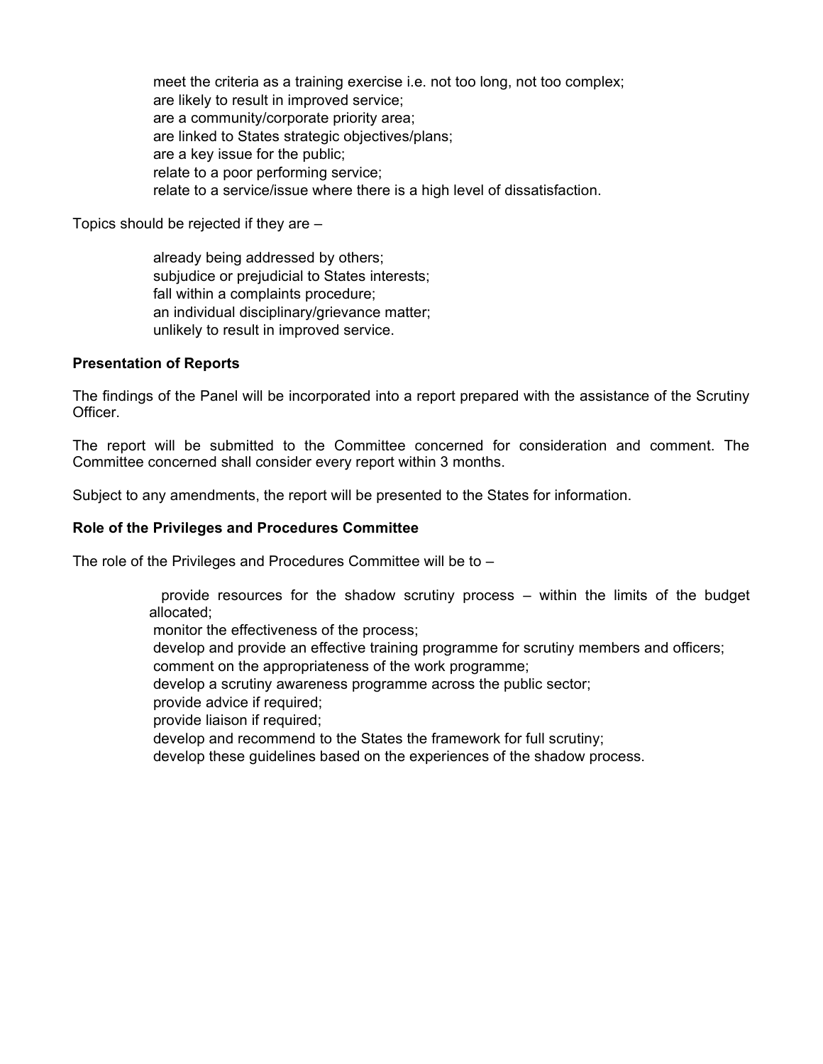- meet the criteria as a training exercise i.e. not too long, not too complex;
- are likely to result in improved service;
- are a community/corporate priority area;
- are linked to States strategic objectives/plans;
- are a key issue for the public;
- relate to a poor performing service;
- relate to a service/issue where there is a high level of dissatisfaction.

Topics should be rejected if they are –

- already being addressed by others;
- subjudice or prejudicial to States interests;
- fall within a complaints procedure;
- an individual disciplinary/grievance matter;
- unlikely to result in improved service.

**Presentation of Reports**

The findings of the Panel will be incorporated into a report prepared with the assistance of the Scrutiny Officer.

The report will be submitted to the Committee concerned for consideration and comment. The Committee concerned shall consider every report within 3 months.

Subject to any amendments, the report will be presented to the States for information.

**Role of the Privileges and Procedures Committee**

The role of the Privileges and Procedures Committee will be to –

- provide resources for the shadow scrutiny process – within the limits of the budget allocated;
- monitor the effectiveness of the process;
- develop and provide an effective training programme for scrutiny members and officers;
- comment on the appropriateness of the work programme;
- develop a scrutiny awareness programme across the public sector;
- provide advice if required;
- provide liaison if required;
- develop and recommend to the States the framework for full scrutiny;
- develop these guidelines based on the experiences of the shadow process.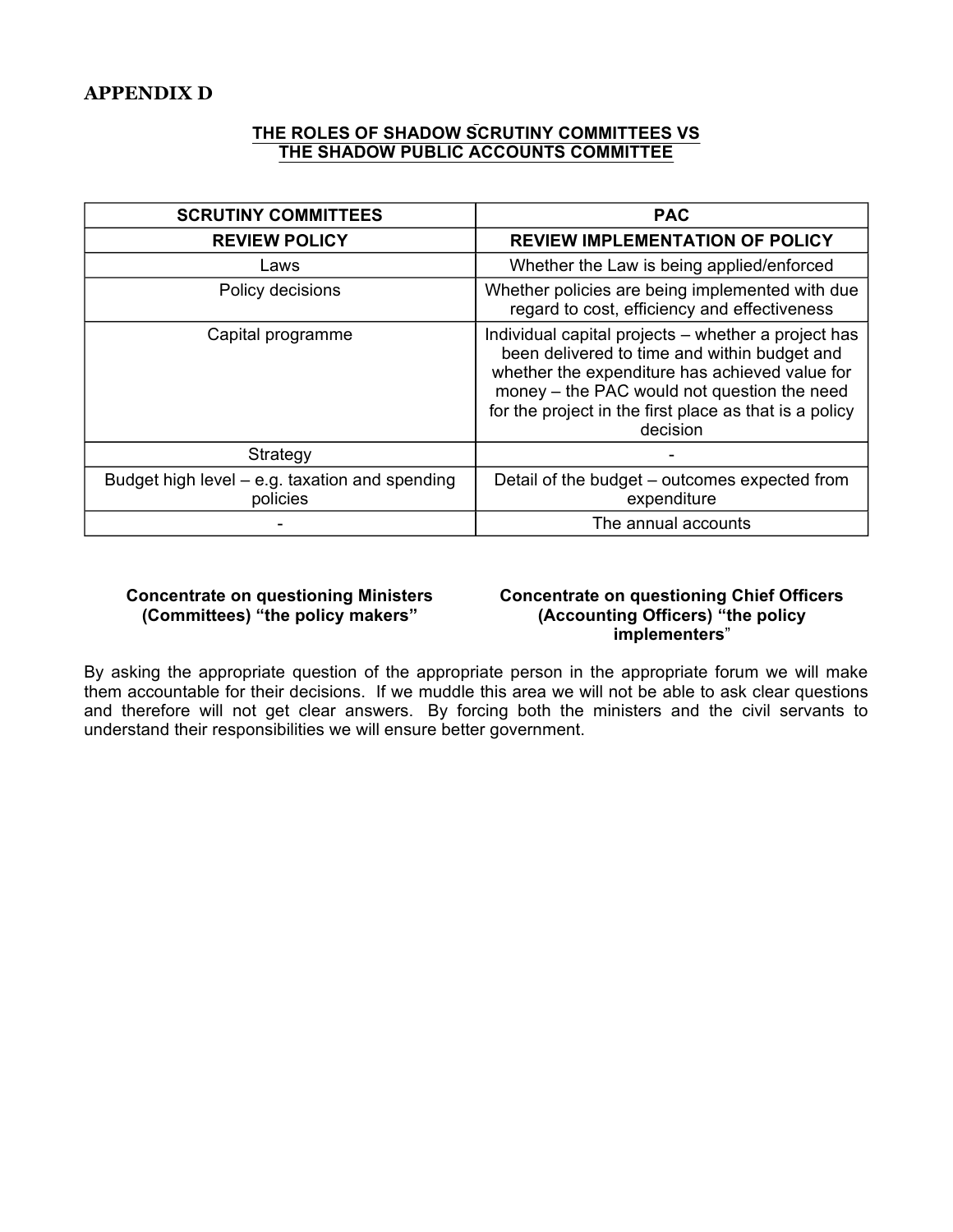## APPENDIX D

**THE ROLES OF SHADOW SCRUTINY COMMITTEES VS THE SHADOW PUBLIC ACCOUNTS COMMITTEE**

| SCRUTINY COMMITTEES | PAC |
|---|---|
| **REVIEW POLICY** | **REVIEW IMPLEMENTATION OF POLICY** |
| Laws | Whether the Law is being applied/enforced |
| Policy decisions | Whether policies are being implemented with due regard to cost, efficiency and effectiveness |
| Capital programme | Individual capital projects – whether a project has been delivered to time and within budget and whether the expenditure has achieved value for money – the PAC would not question the need for the project in the first place as that is a policy decision |
| Strategy | - |
| Budget high level – e.g. taxation and spending policies | Detail of the budget – outcomes expected from expenditure |
| - | The annual accounts |

**Concentrate on questioning Ministers (Committees) "the policy makers"**

**Concentrate on questioning Chief Officers (Accounting Officers) "the policy implementers"**

By asking the appropriate question of the appropriate person in the appropriate forum we will make them accountable for their decisions. If we muddle this area we will not be able to ask clear questions and therefore will not get clear answers. By forcing both the ministers and the civil servants to understand their responsibilities we will ensure better government.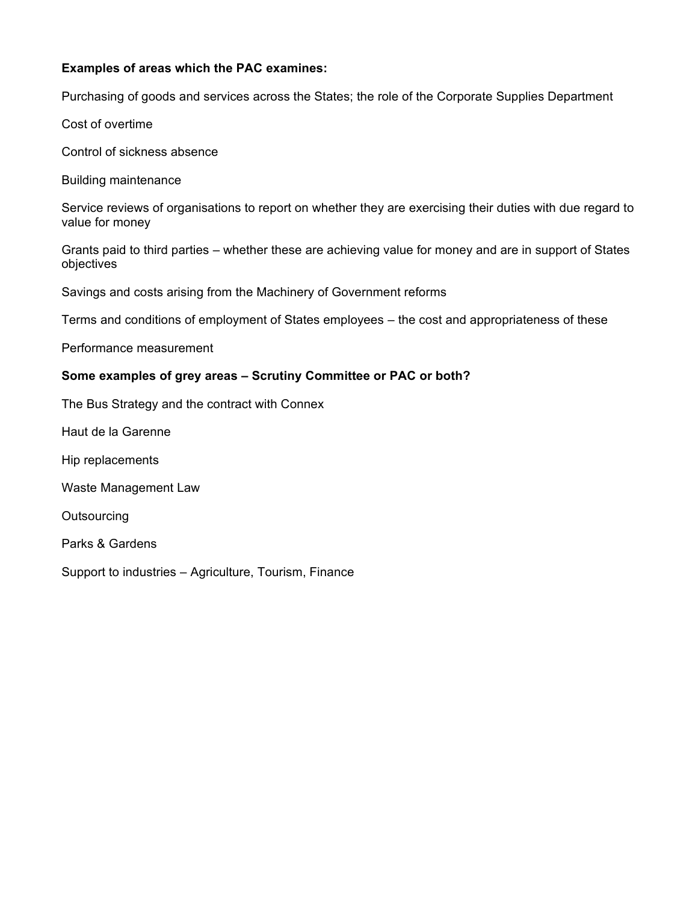**Examples of areas which the PAC examines:**

Purchasing of goods and services across the States; the role of the Corporate Supplies Department

Cost of overtime

Control of sickness absence

Building maintenance

Service reviews of organisations to report on whether they are exercising their duties with due regard to value for money

Grants paid to third parties – whether these are achieving value for money and are in support of States objectives

Savings and costs arising from the Machinery of Government reforms

Terms and conditions of employment of States employees – the cost and appropriateness of these

Performance measurement

**Some examples of grey areas – Scrutiny Committee or PAC or both?**

The Bus Strategy and the contract with Connex

Haut de la Garenne

Hip replacements

Waste Management Law

Outsourcing

Parks & Gardens

Support to industries – Agriculture, Tourism, Finance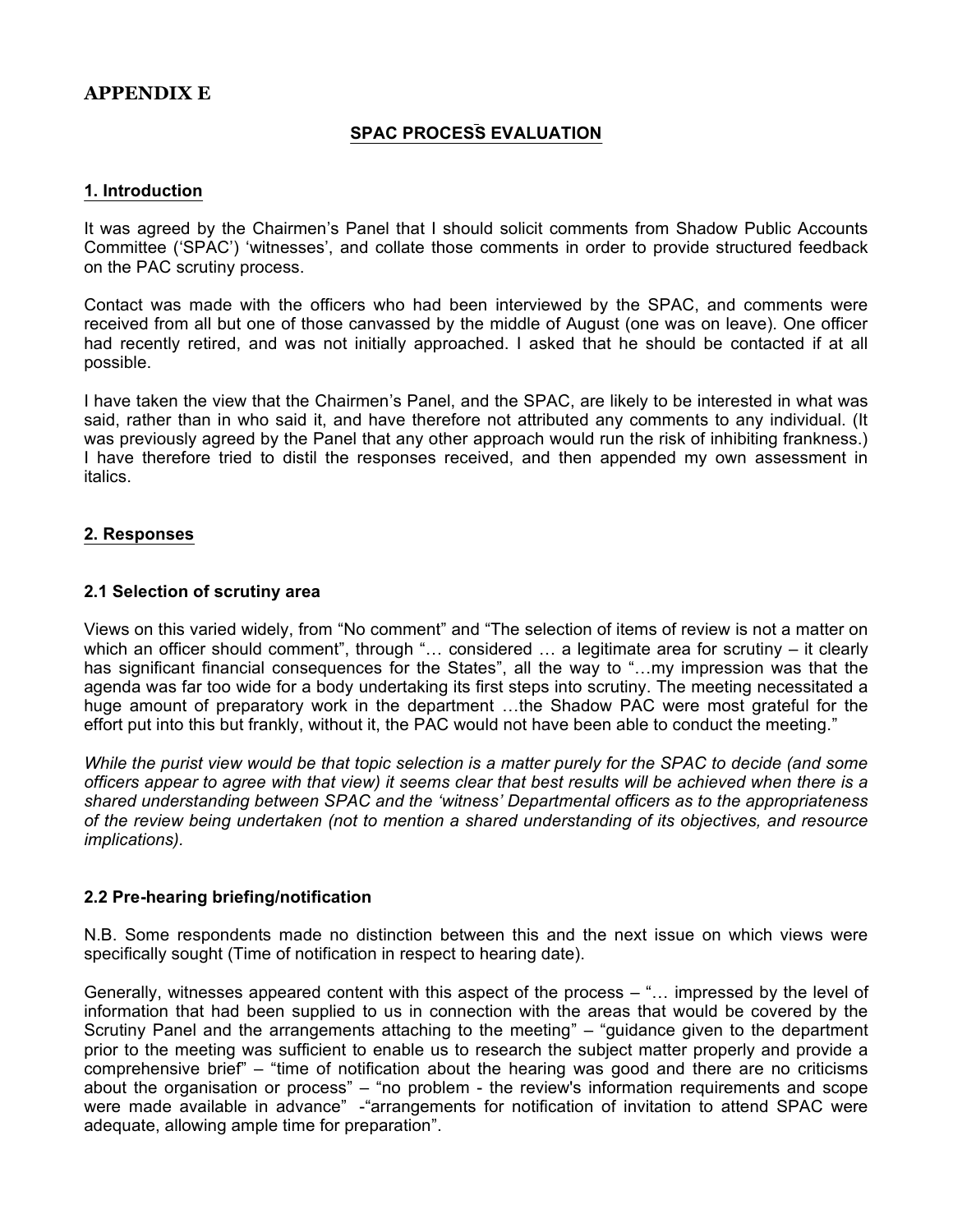# APPENDIX E

## SPAC PROCESS EVALUATION

### 1. Introduction

It was agreed by the Chairmen's Panel that I should solicit comments from Shadow Public Accounts Committee ('SPAC') 'witnesses', and collate those comments in order to provide structured feedback on the PAC scrutiny process.

Contact was made with the officers who had been interviewed by the SPAC, and comments were received from all but one of those canvassed by the middle of August (one was on leave). One officer had recently retired, and was not initially approached. I asked that he should be contacted if at all possible.

I have taken the view that the Chairmen's Panel, and the SPAC, are likely to be interested in what was said, rather than in who said it, and have therefore not attributed any comments to any individual. (It was previously agreed by the Panel that any other approach would run the risk of inhibiting frankness.) I have therefore tried to distil the responses received, and then appended my own assessment in italics.

### 2. Responses

#### 2.1 Selection of scrutiny area

Views on this varied widely, from "No comment" and "The selection of items of review is not a matter on which an officer should comment", through "… considered … a legitimate area for scrutiny – it clearly has significant financial consequences for the States", all the way to "…my impression was that the agenda was far too wide for a body undertaking its first steps into scrutiny. The meeting necessitated a huge amount of preparatory work in the department …the Shadow PAC were most grateful for the effort put into this but frankly, without it, the PAC would not have been able to conduct the meeting."

*While the purist view would be that topic selection is a matter purely for the SPAC to decide (and some officers appear to agree with that view) it seems clear that best results will be achieved when there is a shared understanding between SPAC and the 'witness' Departmental officers as to the appropriateness of the review being undertaken (not to mention a shared understanding of its objectives, and resource implications).*

#### 2.2 Pre-hearing briefing/notification

N.B. Some respondents made no distinction between this and the next issue on which views were specifically sought (Time of notification in respect to hearing date).

Generally, witnesses appeared content with this aspect of the process – "… impressed by the level of information that had been supplied to us in connection with the areas that would be covered by the Scrutiny Panel and the arrangements attaching to the meeting" – "guidance given to the department prior to the meeting was sufficient to enable us to research the subject matter properly and provide a comprehensive brief" – "time of notification about the hearing was good and there are no criticisms about the organisation or process" – "no problem - the review's information requirements and scope were made available in advance" -"arrangements for notification of invitation to attend SPAC were adequate, allowing ample time for preparation".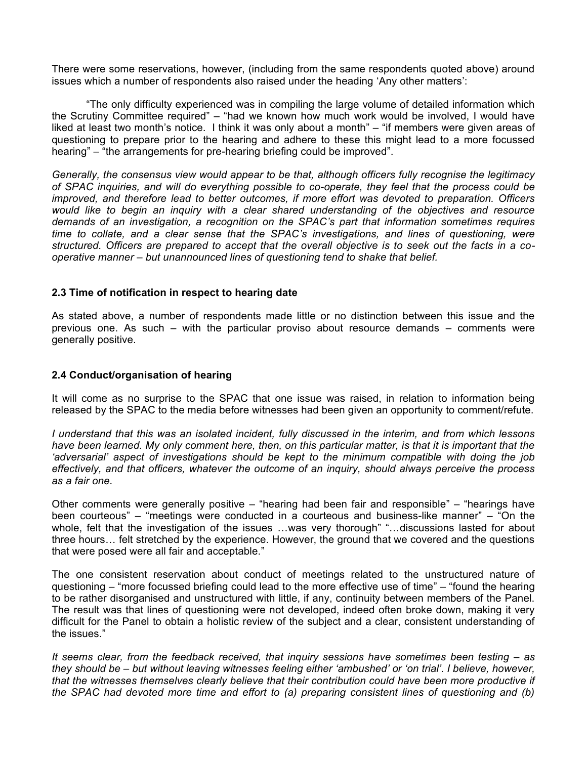There were some reservations, however, (including from the same respondents quoted above) around issues which a number of respondents also raised under the heading 'Any other matters':

"The only difficulty experienced was in compiling the large volume of detailed information which the Scrutiny Committee required" – "had we known how much work would be involved, I would have liked at least two month's notice. I think it was only about a month" – "if members were given areas of questioning to prepare prior to the hearing and adhere to these this might lead to a more focussed hearing" – "the arrangements for pre-hearing briefing could be improved".

*Generally, the consensus view would appear to be that, although officers fully recognise the legitimacy of SPAC inquiries, and will do everything possible to co-operate, they feel that the process could be improved, and therefore lead to better outcomes, if more effort was devoted to preparation. Officers would like to begin an inquiry with a clear shared understanding of the objectives and resource demands of an investigation, a recognition on the SPAC's part that information sometimes requires time to collate, and a clear sense that the SPAC's investigations, and lines of questioning, were structured. Officers are prepared to accept that the overall objective is to seek out the facts in a co-operative manner – but unannounced lines of questioning tend to shake that belief.*

### 2.3 Time of notification in respect to hearing date

As stated above, a number of respondents made little or no distinction between this issue and the previous one. As such – with the particular proviso about resource demands – comments were generally positive.

### 2.4 Conduct/organisation of hearing

It will come as no surprise to the SPAC that one issue was raised, in relation to information being released by the SPAC to the media before witnesses had been given an opportunity to comment/refute.

*I understand that this was an isolated incident, fully discussed in the interim, and from which lessons have been learned. My only comment here, then, on this particular matter, is that it is important that the 'adversarial' aspect of investigations should be kept to the minimum compatible with doing the job effectively, and that officers, whatever the outcome of an inquiry, should always perceive the process as a fair one.*

Other comments were generally positive – "hearing had been fair and responsible" – "hearings have been courteous" – "meetings were conducted in a courteous and business-like manner" – "On the whole, felt that the investigation of the issues …was very thorough" "…discussions lasted for about three hours… felt stretched by the experience. However, the ground that we covered and the questions that were posed were all fair and acceptable."

The one consistent reservation about conduct of meetings related to the unstructured nature of questioning – "more focussed briefing could lead to the more effective use of time" – "found the hearing to be rather disorganised and unstructured with little, if any, continuity between members of the Panel. The result was that lines of questioning were not developed, indeed often broke down, making it very difficult for the Panel to obtain a holistic review of the subject and a clear, consistent understanding of the issues."

*It seems clear, from the feedback received, that inquiry sessions have sometimes been testing – as they should be – but without leaving witnesses feeling either 'ambushed' or 'on trial'. I believe, however, that the witnesses themselves clearly believe that their contribution could have been more productive if the SPAC had devoted more time and effort to (a) preparing consistent lines of questioning and (b)*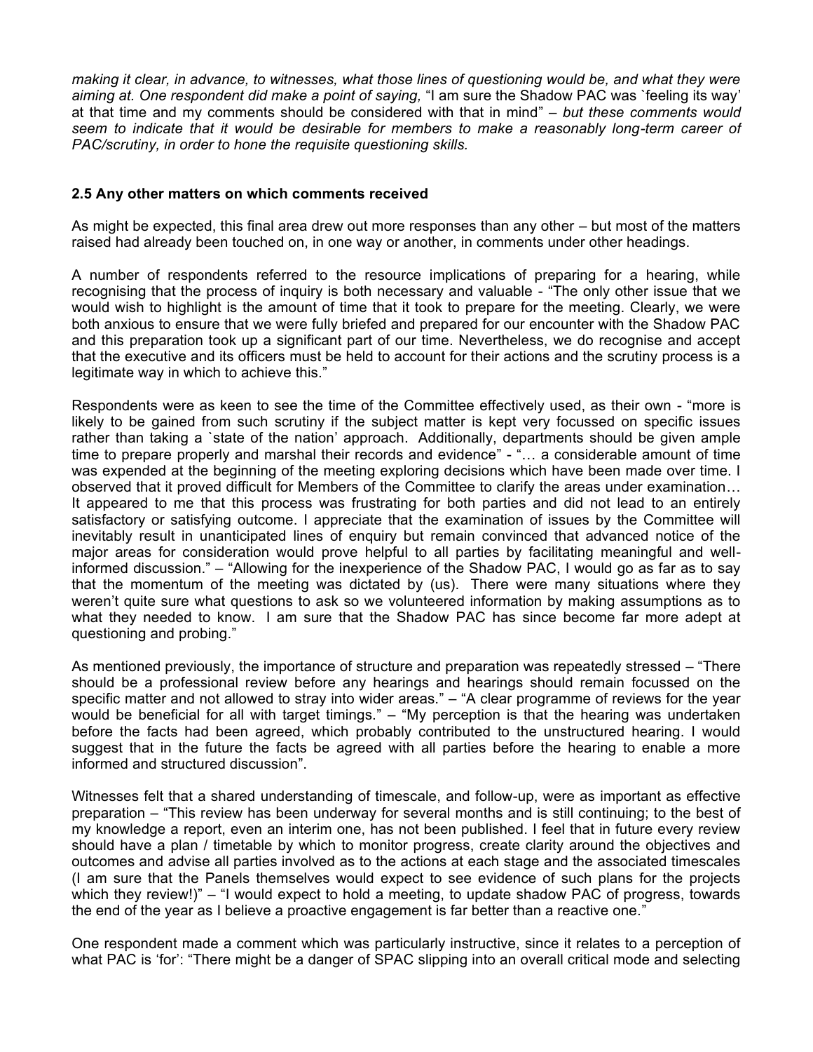*making it clear, in advance, to witnesses, what those lines of questioning would be, and what they were aiming at. One respondent did make a point of saying,* "I am sure the Shadow PAC was `feeling its way' at that time and my comments should be considered with that in mind" – *but these comments would seem to indicate that it would be desirable for members to make a reasonably long-term career of PAC/scrutiny, in order to hone the requisite questioning skills.*

**2.5 Any other matters on which comments received**

As might be expected, this final area drew out more responses than any other – but most of the matters raised had already been touched on, in one way or another, in comments under other headings.

A number of respondents referred to the resource implications of preparing for a hearing, while recognising that the process of inquiry is both necessary and valuable - "The only other issue that we would wish to highlight is the amount of time that it took to prepare for the meeting. Clearly, we were both anxious to ensure that we were fully briefed and prepared for our encounter with the Shadow PAC and this preparation took up a significant part of our time. Nevertheless, we do recognise and accept that the executive and its officers must be held to account for their actions and the scrutiny process is a legitimate way in which to achieve this."

Respondents were as keen to see the time of the Committee effectively used, as their own - "more is likely to be gained from such scrutiny if the subject matter is kept very focussed on specific issues rather than taking a `state of the nation' approach. Additionally, departments should be given ample time to prepare properly and marshal their records and evidence" - "… a considerable amount of time was expended at the beginning of the meeting exploring decisions which have been made over time. I observed that it proved difficult for Members of the Committee to clarify the areas under examination… It appeared to me that this process was frustrating for both parties and did not lead to an entirely satisfactory or satisfying outcome. I appreciate that the examination of issues by the Committee will inevitably result in unanticipated lines of enquiry but remain convinced that advanced notice of the major areas for consideration would prove helpful to all parties by facilitating meaningful and well-informed discussion." – "Allowing for the inexperience of the Shadow PAC, I would go as far as to say that the momentum of the meeting was dictated by (us). There were many situations where they weren't quite sure what questions to ask so we volunteered information by making assumptions as to what they needed to know. I am sure that the Shadow PAC has since become far more adept at questioning and probing."

As mentioned previously, the importance of structure and preparation was repeatedly stressed – "There should be a professional review before any hearings and hearings should remain focussed on the specific matter and not allowed to stray into wider areas." – "A clear programme of reviews for the year would be beneficial for all with target timings." – "My perception is that the hearing was undertaken before the facts had been agreed, which probably contributed to the unstructured hearing. I would suggest that in the future the facts be agreed with all parties before the hearing to enable a more informed and structured discussion".

Witnesses felt that a shared understanding of timescale, and follow-up, were as important as effective preparation – "This review has been underway for several months and is still continuing; to the best of my knowledge a report, even an interim one, has not been published. I feel that in future every review should have a plan / timetable by which to monitor progress, create clarity around the objectives and outcomes and advise all parties involved as to the actions at each stage and the associated timescales (I am sure that the Panels themselves would expect to see evidence of such plans for the projects which they review!)" – "I would expect to hold a meeting, to update shadow PAC of progress, towards the end of the year as I believe a proactive engagement is far better than a reactive one."

One respondent made a comment which was particularly instructive, since it relates to a perception of what PAC is 'for': "There might be a danger of SPAC slipping into an overall critical mode and selecting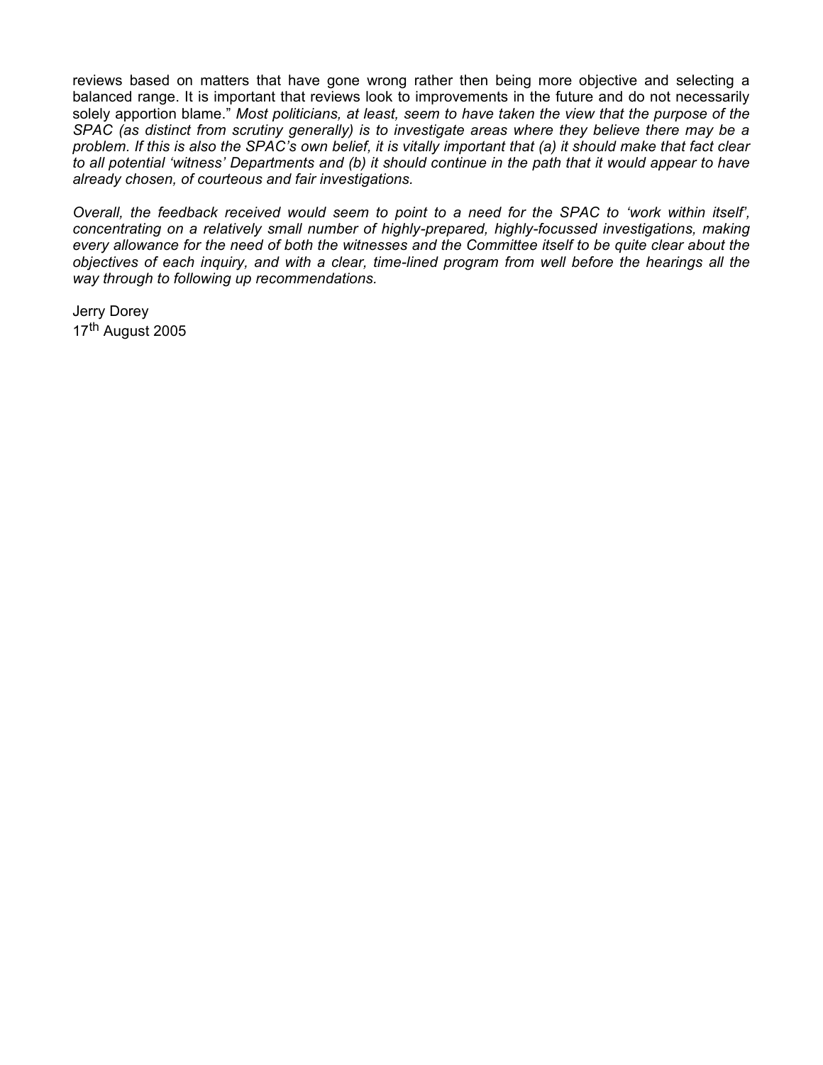reviews based on matters that have gone wrong rather then being more objective and selecting a balanced range. It is important that reviews look to improvements in the future and do not necessarily solely apportion blame." *Most politicians, at least, seem to have taken the view that the purpose of the SPAC (as distinct from scrutiny generally) is to investigate areas where they believe there may be a problem. If this is also the SPAC's own belief, it is vitally important that (a) it should make that fact clear to all potential 'witness' Departments and (b) it should continue in the path that it would appear to have already chosen, of courteous and fair investigations.*

*Overall, the feedback received would seem to point to a need for the SPAC to 'work within itself', concentrating on a relatively small number of highly-prepared, highly-focussed investigations, making every allowance for the need of both the witnesses and the Committee itself to be quite clear about the objectives of each inquiry, and with a clear, time-lined program from well before the hearings all the way through to following up recommendations.*

Jerry Dorey
17th August 2005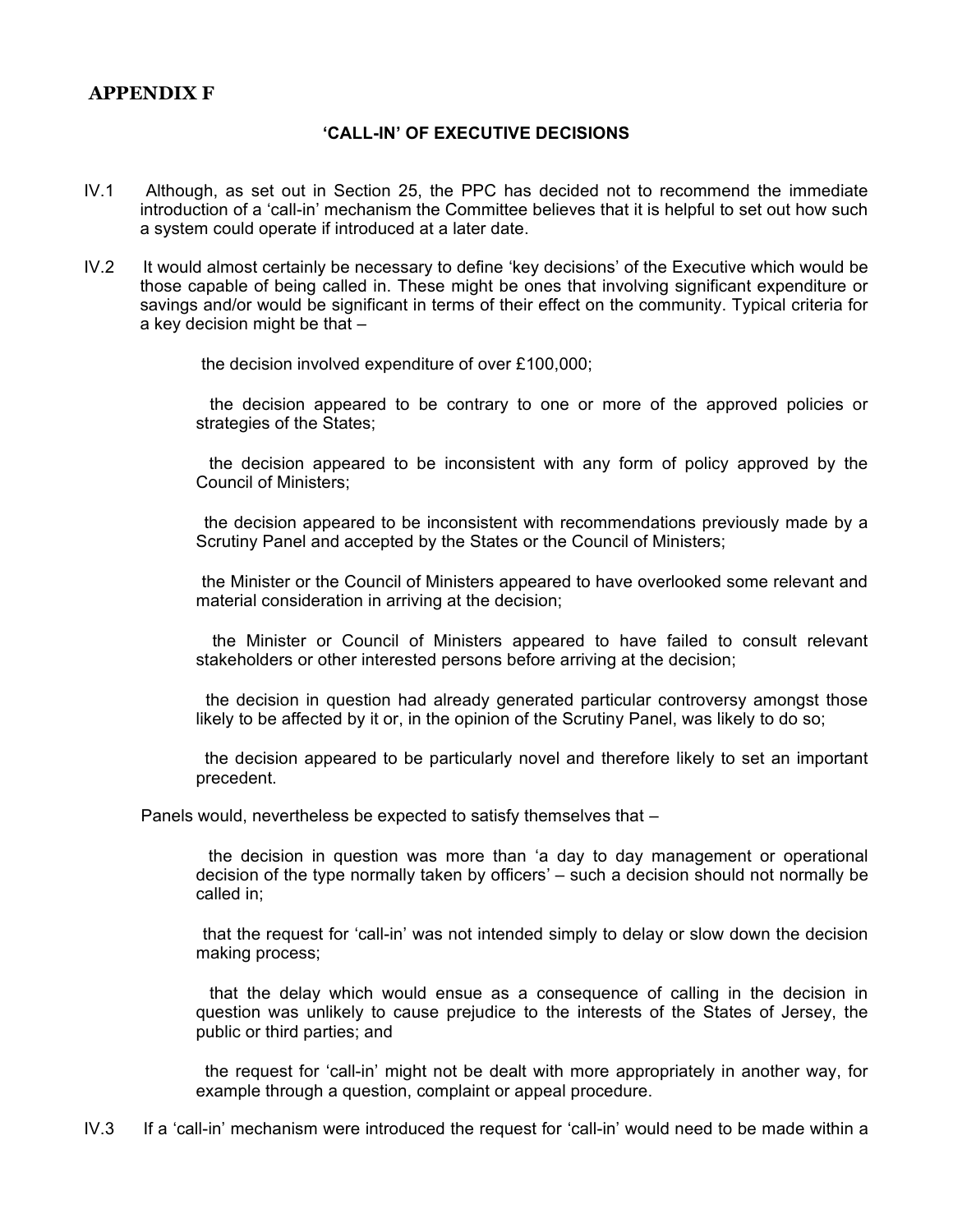## APPENDIX F

### 'CALL-IN' OF EXECUTIVE DECISIONS

IV.1 Although, as set out in Section 25, the PPC has decided not to recommend the immediate introduction of a 'call-in' mechanism the Committee believes that it is helpful to set out how such a system could operate if introduced at a later date.

IV.2 It would almost certainly be necessary to define 'key decisions' of the Executive which would be those capable of being called in. These might be ones that involving significant expenditure or savings and/or would be significant in terms of their effect on the community. Typical criteria for a key decision might be that –

- the decision involved expenditure of over £100,000;
- the decision appeared to be contrary to one or more of the approved policies or strategies of the States;
- the decision appeared to be inconsistent with any form of policy approved by the Council of Ministers;
- the decision appeared to be inconsistent with recommendations previously made by a Scrutiny Panel and accepted by the States or the Council of Ministers;
- the Minister or the Council of Ministers appeared to have overlooked some relevant and material consideration in arriving at the decision;
- the Minister or Council of Ministers appeared to have failed to consult relevant stakeholders or other interested persons before arriving at the decision;
- the decision in question had already generated particular controversy amongst those likely to be affected by it or, in the opinion of the Scrutiny Panel, was likely to do so;
- the decision appeared to be particularly novel and therefore likely to set an important precedent.

Panels would, nevertheless be expected to satisfy themselves that –

- the decision in question was more than 'a day to day management or operational decision of the type normally taken by officers' – such a decision should not normally be called in;
- that the request for 'call-in' was not intended simply to delay or slow down the decision making process;
- that the delay which would ensue as a consequence of calling in the decision in question was unlikely to cause prejudice to the interests of the States of Jersey, the public or third parties; and
- the request for 'call-in' might not be dealt with more appropriately in another way, for example through a question, complaint or appeal procedure.

IV.3 If a 'call-in' mechanism were introduced the request for 'call-in' would need to be made within a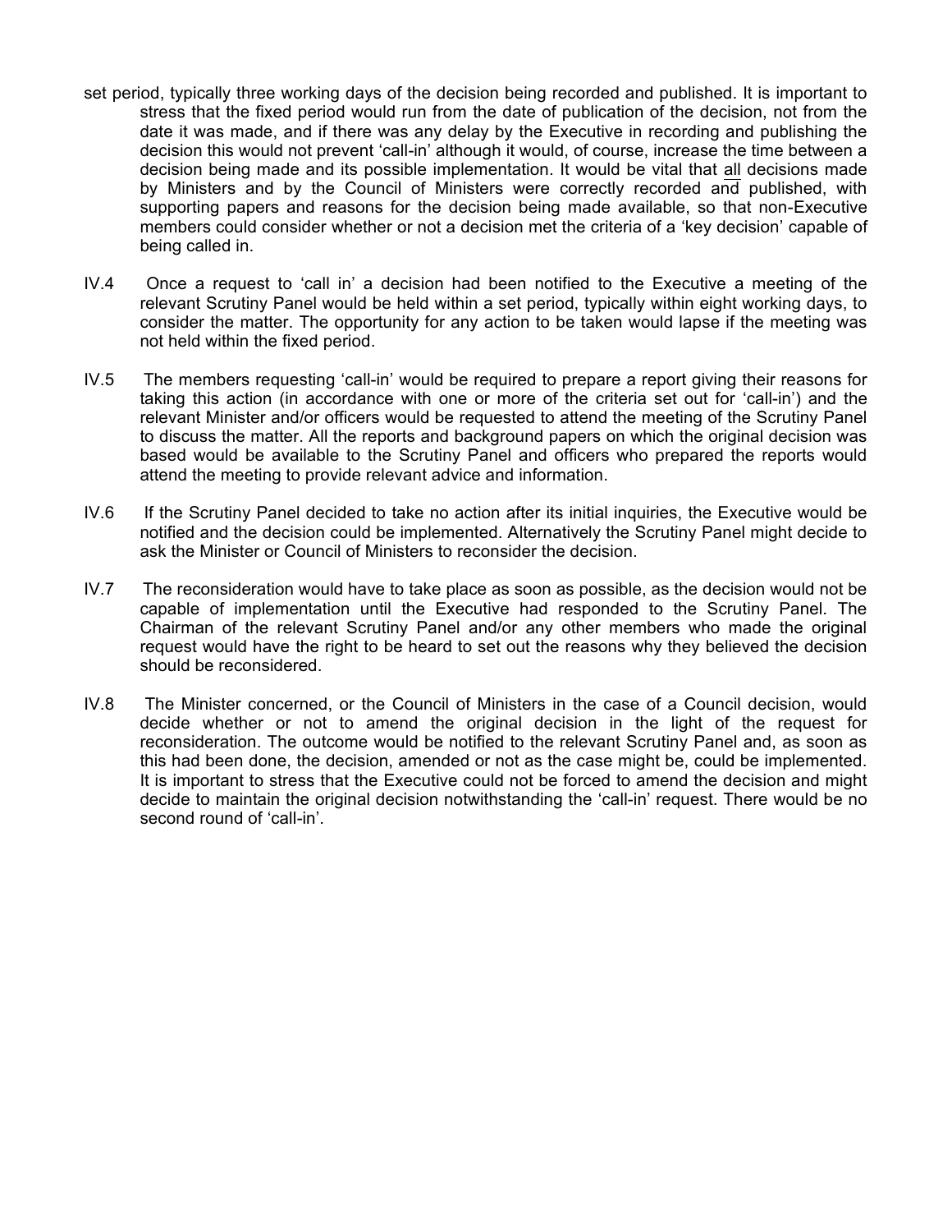set period, typically three working days of the decision being recorded and published. It is important to stress that the fixed period would run from the date of publication of the decision, not from the date it was made, and if there was any delay by the Executive in recording and publishing the decision this would not prevent 'call-in' although it would, of course, increase the time between a decision being made and its possible implementation. It would be vital that <u>all</u> decisions made by Ministers and by the Council of Ministers were correctly recorded and published, with supporting papers and reasons for the decision being made available, so that non-Executive members could consider whether or not a decision met the criteria of a 'key decision' capable of being called in.

IV.4 Once a request to 'call in' a decision had been notified to the Executive a meeting of the relevant Scrutiny Panel would be held within a set period, typically within eight working days, to consider the matter. The opportunity for any action to be taken would lapse if the meeting was not held within the fixed period.

IV.5 The members requesting 'call-in' would be required to prepare a report giving their reasons for taking this action (in accordance with one or more of the criteria set out for 'call-in') and the relevant Minister and/or officers would be requested to attend the meeting of the Scrutiny Panel to discuss the matter. All the reports and background papers on which the original decision was based would be available to the Scrutiny Panel and officers who prepared the reports would attend the meeting to provide relevant advice and information.

IV.6 If the Scrutiny Panel decided to take no action after its initial inquiries, the Executive would be notified and the decision could be implemented. Alternatively the Scrutiny Panel might decide to ask the Minister or Council of Ministers to reconsider the decision.

IV.7 The reconsideration would have to take place as soon as possible, as the decision would not be capable of implementation until the Executive had responded to the Scrutiny Panel. The Chairman of the relevant Scrutiny Panel and/or any other members who made the original request would have the right to be heard to set out the reasons why they believed the decision should be reconsidered.

IV.8 The Minister concerned, or the Council of Ministers in the case of a Council decision, would decide whether or not to amend the original decision in the light of the request for reconsideration. The outcome would be notified to the relevant Scrutiny Panel and, as soon as this had been done, the decision, amended or not as the case might be, could be implemented. It is important to stress that the Executive could not be forced to amend the decision and might decide to maintain the original decision notwithstanding the 'call-in' request. There would be no second round of 'call-in'.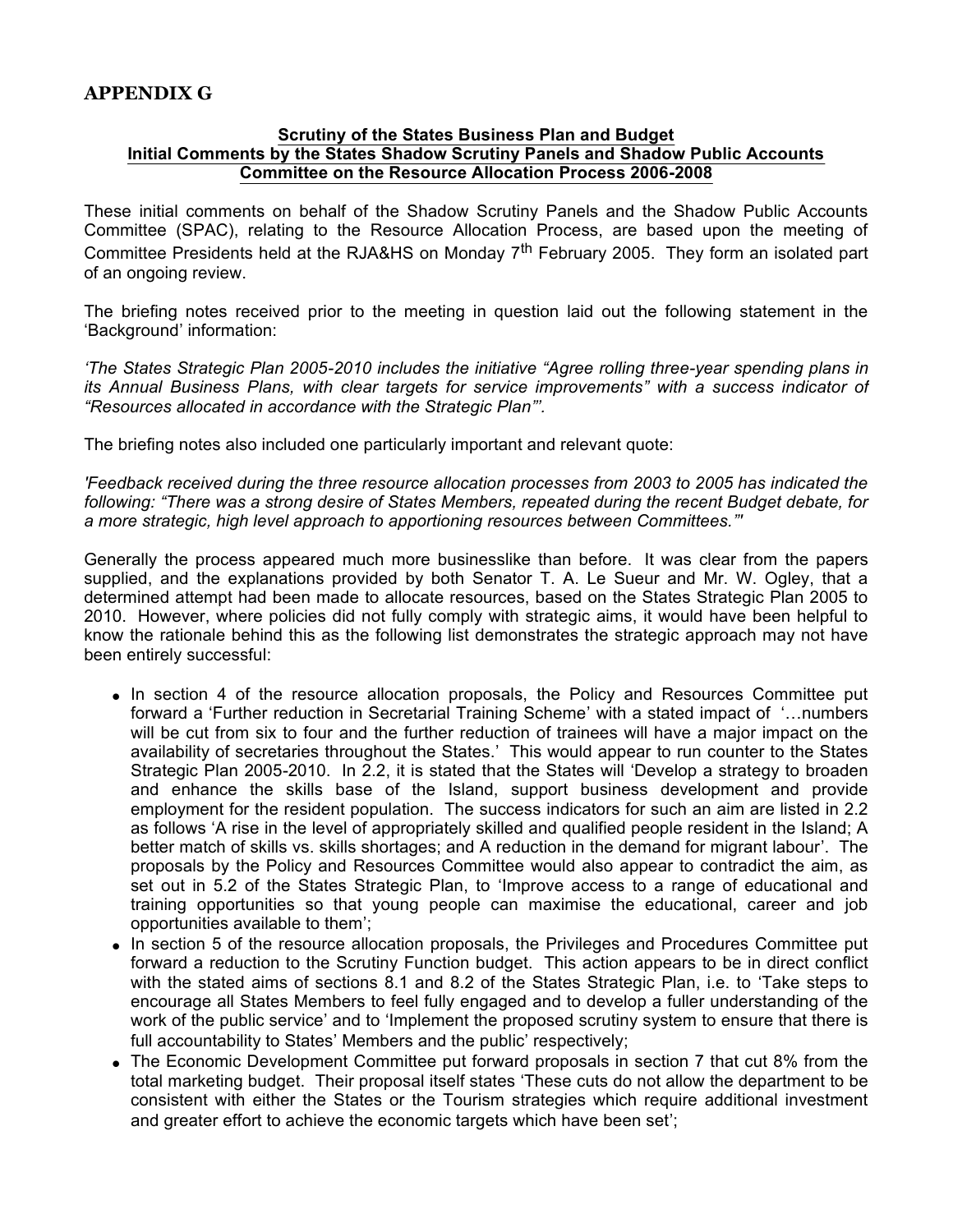# APPENDIX G

**Scrutiny of the States Business Plan and Budget**
**Initial Comments by the States Shadow Scrutiny Panels and Shadow Public Accounts Committee on the Resource Allocation Process 2006-2008**

These initial comments on behalf of the Shadow Scrutiny Panels and the Shadow Public Accounts Committee (SPAC), relating to the Resource Allocation Process, are based upon the meeting of Committee Presidents held at the RJA&HS on Monday 7th February 2005. They form an isolated part of an ongoing review.

The briefing notes received prior to the meeting in question laid out the following statement in the 'Background' information:

*'The States Strategic Plan 2005-2010 includes the initiative "Agree rolling three-year spending plans in its Annual Business Plans, with clear targets for service improvements" with a success indicator of "Resources allocated in accordance with the Strategic Plan"'.*

The briefing notes also included one particularly important and relevant quote:

*'Feedback received during the three resource allocation processes from 2003 to 2005 has indicated the following: "There was a strong desire of States Members, repeated during the recent Budget debate, for a more strategic, high level approach to apportioning resources between Committees."'*

Generally the process appeared much more businesslike than before. It was clear from the papers supplied, and the explanations provided by both Senator T. A. Le Sueur and Mr. W. Ogley, that a determined attempt had been made to allocate resources, based on the States Strategic Plan 2005 to 2010. However, where policies did not fully comply with strategic aims, it would have been helpful to know the rationale behind this as the following list demonstrates the strategic approach may not have been entirely successful:

- In section 4 of the resource allocation proposals, the Policy and Resources Committee put forward a 'Further reduction in Secretarial Training Scheme' with a stated impact of '…numbers will be cut from six to four and the further reduction of trainees will have a major impact on the availability of secretaries throughout the States.' This would appear to run counter to the States Strategic Plan 2005-2010. In 2.2, it is stated that the States will 'Develop a strategy to broaden and enhance the skills base of the Island, support business development and provide employment for the resident population. The success indicators for such an aim are listed in 2.2 as follows 'A rise in the level of appropriately skilled and qualified people resident in the Island; A better match of skills vs. skills shortages; and A reduction in the demand for migrant labour'. The proposals by the Policy and Resources Committee would also appear to contradict the aim, as set out in 5.2 of the States Strategic Plan, to 'Improve access to a range of educational and training opportunities so that young people can maximise the educational, career and job opportunities available to them';
- In section 5 of the resource allocation proposals, the Privileges and Procedures Committee put forward a reduction to the Scrutiny Function budget. This action appears to be in direct conflict with the stated aims of sections 8.1 and 8.2 of the States Strategic Plan, i.e. to 'Take steps to encourage all States Members to feel fully engaged and to develop a fuller understanding of the work of the public service' and to 'Implement the proposed scrutiny system to ensure that there is full accountability to States' Members and the public' respectively;
- The Economic Development Committee put forward proposals in section 7 that cut 8% from the total marketing budget. Their proposal itself states 'These cuts do not allow the department to be consistent with either the States or the Tourism strategies which require additional investment and greater effort to achieve the economic targets which have been set';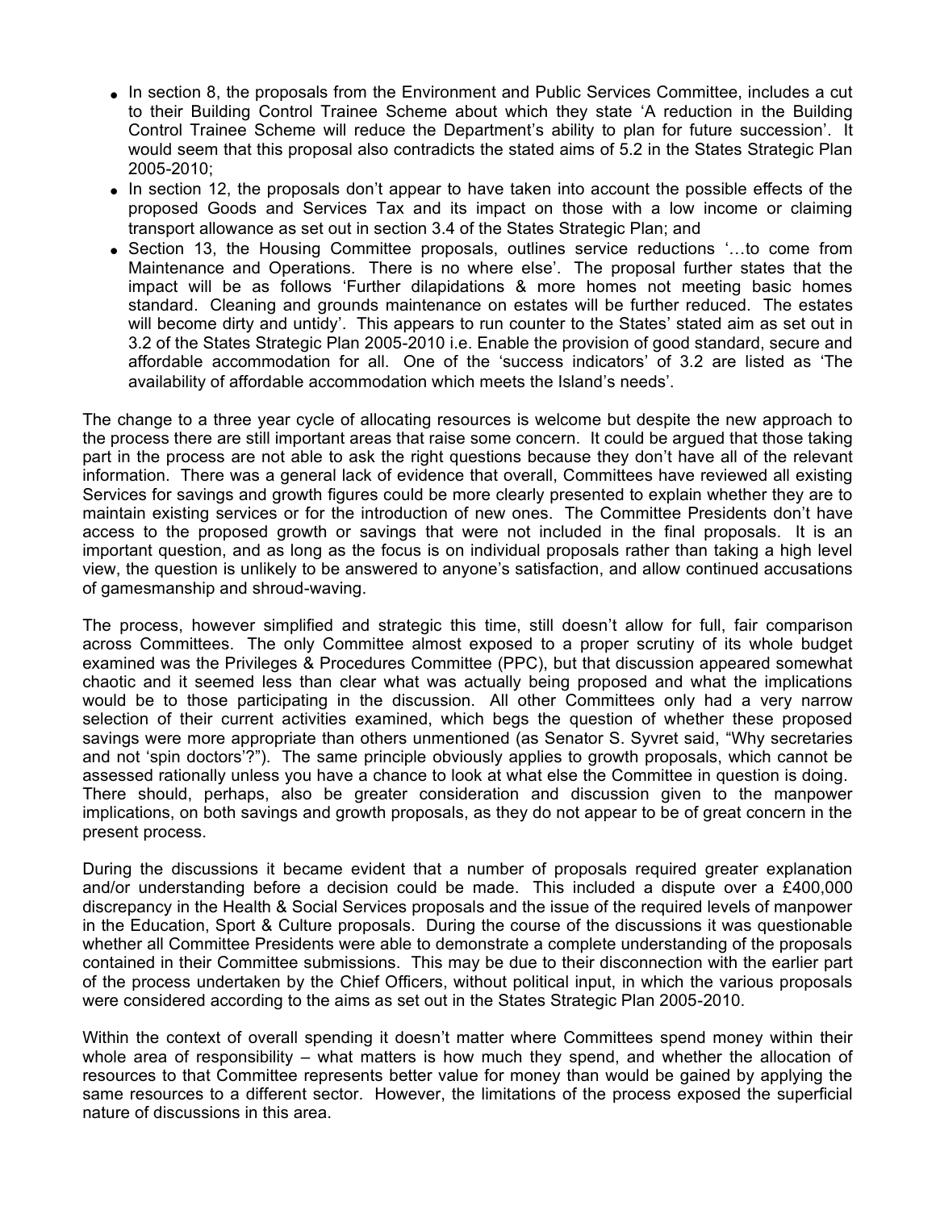- In section 8, the proposals from the Environment and Public Services Committee, includes a cut to their Building Control Trainee Scheme about which they state 'A reduction in the Building Control Trainee Scheme will reduce the Department's ability to plan for future succession'. It would seem that this proposal also contradicts the stated aims of 5.2 in the States Strategic Plan 2005-2010;
- In section 12, the proposals don't appear to have taken into account the possible effects of the proposed Goods and Services Tax and its impact on those with a low income or claiming transport allowance as set out in section 3.4 of the States Strategic Plan; and
- Section 13, the Housing Committee proposals, outlines service reductions '…to come from Maintenance and Operations. There is no where else'. The proposal further states that the impact will be as follows 'Further dilapidations & more homes not meeting basic homes standard. Cleaning and grounds maintenance on estates will be further reduced. The estates will become dirty and untidy'. This appears to run counter to the States' stated aim as set out in 3.2 of the States Strategic Plan 2005-2010 i.e. Enable the provision of good standard, secure and affordable accommodation for all. One of the 'success indicators' of 3.2 are listed as 'The availability of affordable accommodation which meets the Island's needs'.

The change to a three year cycle of allocating resources is welcome but despite the new approach to the process there are still important areas that raise some concern. It could be argued that those taking part in the process are not able to ask the right questions because they don't have all of the relevant information. There was a general lack of evidence that overall, Committees have reviewed all existing Services for savings and growth figures could be more clearly presented to explain whether they are to maintain existing services or for the introduction of new ones. The Committee Presidents don't have access to the proposed growth or savings that were not included in the final proposals. It is an important question, and as long as the focus is on individual proposals rather than taking a high level view, the question is unlikely to be answered to anyone's satisfaction, and allow continued accusations of gamesmanship and shroud-waving.

The process, however simplified and strategic this time, still doesn't allow for full, fair comparison across Committees. The only Committee almost exposed to a proper scrutiny of its whole budget examined was the Privileges & Procedures Committee (PPC), but that discussion appeared somewhat chaotic and it seemed less than clear what was actually being proposed and what the implications would be to those participating in the discussion. All other Committees only had a very narrow selection of their current activities examined, which begs the question of whether these proposed savings were more appropriate than others unmentioned (as Senator S. Syvret said, "Why secretaries and not 'spin doctors'?"). The same principle obviously applies to growth proposals, which cannot be assessed rationally unless you have a chance to look at what else the Committee in question is doing. There should, perhaps, also be greater consideration and discussion given to the manpower implications, on both savings and growth proposals, as they do not appear to be of great concern in the present process.

During the discussions it became evident that a number of proposals required greater explanation and/or understanding before a decision could be made. This included a dispute over a £400,000 discrepancy in the Health & Social Services proposals and the issue of the required levels of manpower in the Education, Sport & Culture proposals. During the course of the discussions it was questionable whether all Committee Presidents were able to demonstrate a complete understanding of the proposals contained in their Committee submissions. This may be due to their disconnection with the earlier part of the process undertaken by the Chief Officers, without political input, in which the various proposals were considered according to the aims as set out in the States Strategic Plan 2005-2010.

Within the context of overall spending it doesn't matter where Committees spend money within their whole area of responsibility – what matters is how much they spend, and whether the allocation of resources to that Committee represents better value for money than would be gained by applying the same resources to a different sector. However, the limitations of the process exposed the superficial nature of discussions in this area.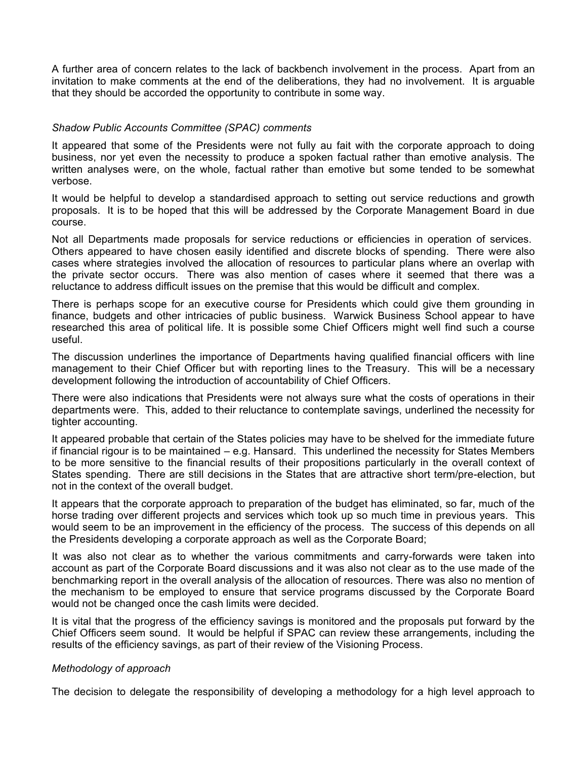A further area of concern relates to the lack of backbench involvement in the process. Apart from an invitation to make comments at the end of the deliberations, they had no involvement. It is arguable that they should be accorded the opportunity to contribute in some way.

*Shadow Public Accounts Committee (SPAC) comments*

It appeared that some of the Presidents were not fully au fait with the corporate approach to doing business, nor yet even the necessity to produce a spoken factual rather than emotive analysis. The written analyses were, on the whole, factual rather than emotive but some tended to be somewhat verbose.

It would be helpful to develop a standardised approach to setting out service reductions and growth proposals. It is to be hoped that this will be addressed by the Corporate Management Board in due course.

Not all Departments made proposals for service reductions or efficiencies in operation of services. Others appeared to have chosen easily identified and discrete blocks of spending. There were also cases where strategies involved the allocation of resources to particular plans where an overlap with the private sector occurs. There was also mention of cases where it seemed that there was a reluctance to address difficult issues on the premise that this would be difficult and complex.

There is perhaps scope for an executive course for Presidents which could give them grounding in finance, budgets and other intricacies of public business. Warwick Business School appear to have researched this area of political life. It is possible some Chief Officers might well find such a course useful.

The discussion underlines the importance of Departments having qualified financial officers with line management to their Chief Officer but with reporting lines to the Treasury. This will be a necessary development following the introduction of accountability of Chief Officers.

There were also indications that Presidents were not always sure what the costs of operations in their departments were. This, added to their reluctance to contemplate savings, underlined the necessity for tighter accounting.

It appeared probable that certain of the States policies may have to be shelved for the immediate future if financial rigour is to be maintained – e.g. Hansard. This underlined the necessity for States Members to be more sensitive to the financial results of their propositions particularly in the overall context of States spending. There are still decisions in the States that are attractive short term/pre-election, but not in the context of the overall budget.

It appears that the corporate approach to preparation of the budget has eliminated, so far, much of the horse trading over different projects and services which took up so much time in previous years. This would seem to be an improvement in the efficiency of the process. The success of this depends on all the Presidents developing a corporate approach as well as the Corporate Board;

It was also not clear as to whether the various commitments and carry-forwards were taken into account as part of the Corporate Board discussions and it was also not clear as to the use made of the benchmarking report in the overall analysis of the allocation of resources. There was also no mention of the mechanism to be employed to ensure that service programs discussed by the Corporate Board would not be changed once the cash limits were decided.

It is vital that the progress of the efficiency savings is monitored and the proposals put forward by the Chief Officers seem sound. It would be helpful if SPAC can review these arrangements, including the results of the efficiency savings, as part of their review of the Visioning Process.

*Methodology of approach*

The decision to delegate the responsibility of developing a methodology for a high level approach to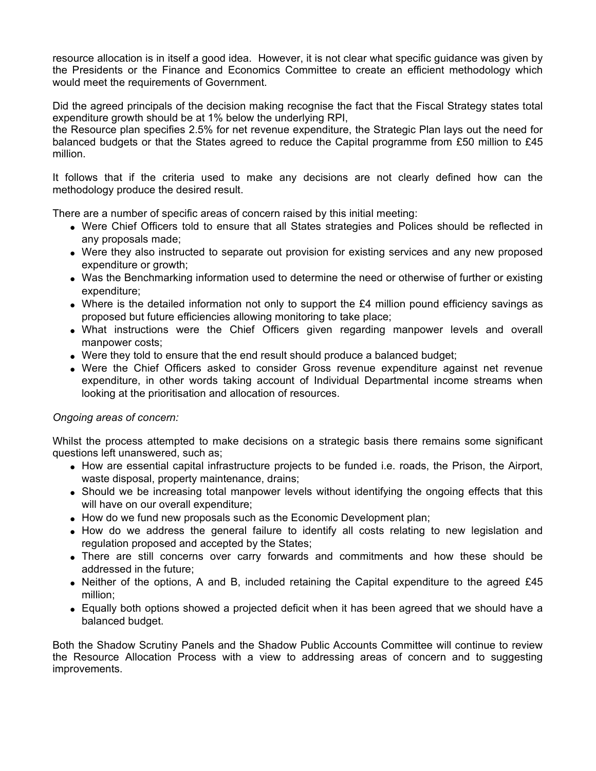resource allocation is in itself a good idea. However, it is not clear what specific guidance was given by the Presidents or the Finance and Economics Committee to create an efficient methodology which would meet the requirements of Government.

Did the agreed principals of the decision making recognise the fact that the Fiscal Strategy states total expenditure growth should be at 1% below the underlying RPI,
the Resource plan specifies 2.5% for net revenue expenditure, the Strategic Plan lays out the need for balanced budgets or that the States agreed to reduce the Capital programme from £50 million to £45 million.

It follows that if the criteria used to make any decisions are not clearly defined how can the methodology produce the desired result.

There are a number of specific areas of concern raised by this initial meeting:

- Were Chief Officers told to ensure that all States strategies and Polices should be reflected in any proposals made;
- Were they also instructed to separate out provision for existing services and any new proposed expenditure or growth;
- Was the Benchmarking information used to determine the need or otherwise of further or existing expenditure;
- Where is the detailed information not only to support the £4 million pound efficiency savings as proposed but future efficiencies allowing monitoring to take place;
- What instructions were the Chief Officers given regarding manpower levels and overall manpower costs;
- Were they told to ensure that the end result should produce a balanced budget;
- Were the Chief Officers asked to consider Gross revenue expenditure against net revenue expenditure, in other words taking account of Individual Departmental income streams when looking at the prioritisation and allocation of resources.

*Ongoing areas of concern:*

Whilst the process attempted to make decisions on a strategic basis there remains some significant questions left unanswered, such as;

- How are essential capital infrastructure projects to be funded i.e. roads, the Prison, the Airport, waste disposal, property maintenance, drains;
- Should we be increasing total manpower levels without identifying the ongoing effects that this will have on our overall expenditure;
- How do we fund new proposals such as the Economic Development plan;
- How do we address the general failure to identify all costs relating to new legislation and regulation proposed and accepted by the States;
- There are still concerns over carry forwards and commitments and how these should be addressed in the future;
- Neither of the options, A and B, included retaining the Capital expenditure to the agreed £45 million;
- Equally both options showed a projected deficit when it has been agreed that we should have a balanced budget.

Both the Shadow Scrutiny Panels and the Shadow Public Accounts Committee will continue to review the Resource Allocation Process with a view to addressing areas of concern and to suggesting improvements.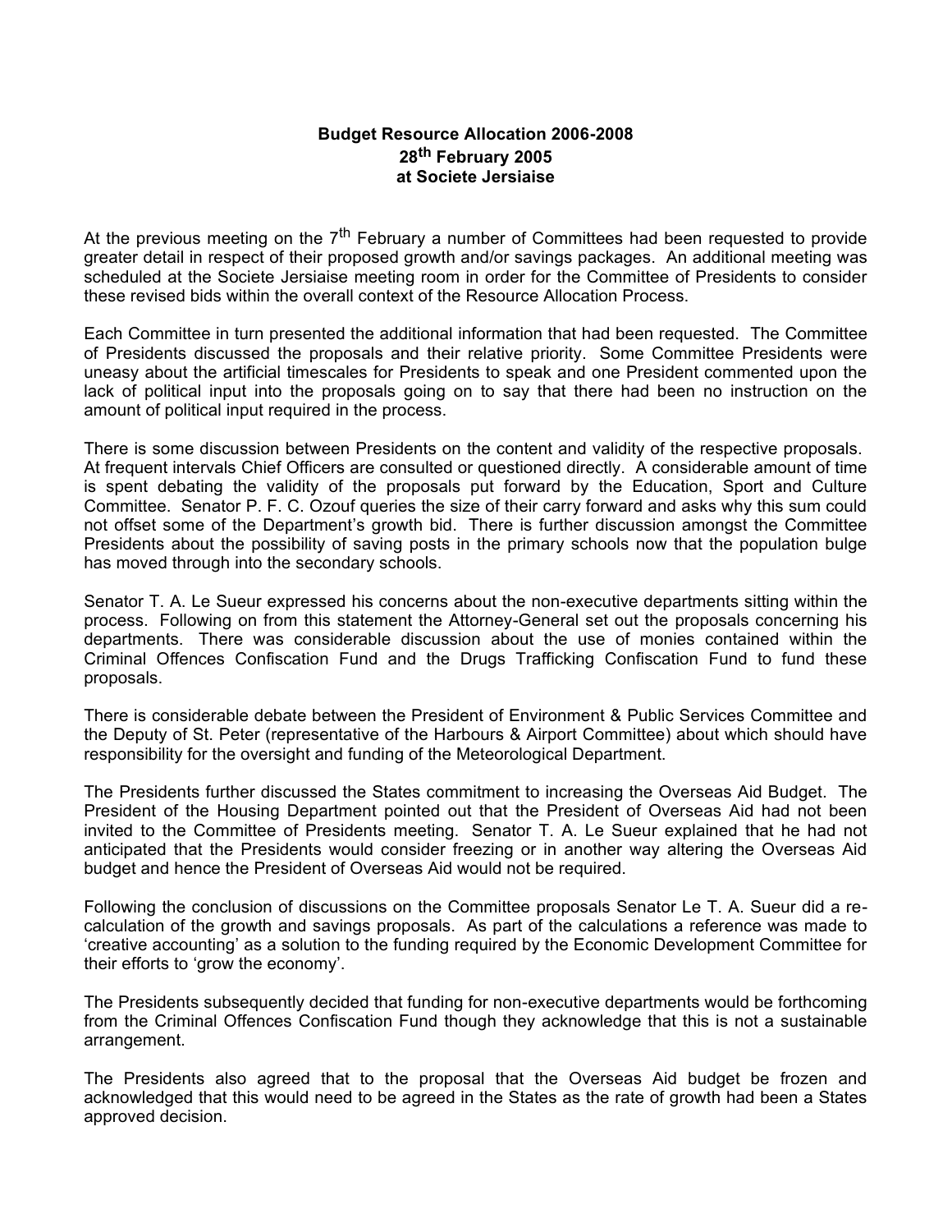**Budget Resource Allocation 2006-2008**
**28th February 2005**
**at Societe Jersiaise**

At the previous meeting on the 7th February a number of Committees had been requested to provide greater detail in respect of their proposed growth and/or savings packages. An additional meeting was scheduled at the Societe Jersiaise meeting room in order for the Committee of Presidents to consider these revised bids within the overall context of the Resource Allocation Process.

Each Committee in turn presented the additional information that had been requested. The Committee of Presidents discussed the proposals and their relative priority. Some Committee Presidents were uneasy about the artificial timescales for Presidents to speak and one President commented upon the lack of political input into the proposals going on to say that there had been no instruction on the amount of political input required in the process.

There is some discussion between Presidents on the content and validity of the respective proposals. At frequent intervals Chief Officers are consulted or questioned directly. A considerable amount of time is spent debating the validity of the proposals put forward by the Education, Sport and Culture Committee. Senator P. F. C. Ozouf queries the size of their carry forward and asks why this sum could not offset some of the Department's growth bid. There is further discussion amongst the Committee Presidents about the possibility of saving posts in the primary schools now that the population bulge has moved through into the secondary schools.

Senator T. A. Le Sueur expressed his concerns about the non-executive departments sitting within the process. Following on from this statement the Attorney-General set out the proposals concerning his departments. There was considerable discussion about the use of monies contained within the Criminal Offences Confiscation Fund and the Drugs Trafficking Confiscation Fund to fund these proposals.

There is considerable debate between the President of Environment & Public Services Committee and the Deputy of St. Peter (representative of the Harbours & Airport Committee) about which should have responsibility for the oversight and funding of the Meteorological Department.

The Presidents further discussed the States commitment to increasing the Overseas Aid Budget. The President of the Housing Department pointed out that the President of Overseas Aid had not been invited to the Committee of Presidents meeting. Senator T. A. Le Sueur explained that he had not anticipated that the Presidents would consider freezing or in another way altering the Overseas Aid budget and hence the President of Overseas Aid would not be required.

Following the conclusion of discussions on the Committee proposals Senator Le T. A. Sueur did a re-calculation of the growth and savings proposals. As part of the calculations a reference was made to 'creative accounting' as a solution to the funding required by the Economic Development Committee for their efforts to 'grow the economy'.

The Presidents subsequently decided that funding for non-executive departments would be forthcoming from the Criminal Offences Confiscation Fund though they acknowledge that this is not a sustainable arrangement.

The Presidents also agreed that to the proposal that the Overseas Aid budget be frozen and acknowledged that this would need to be agreed in the States as the rate of growth had been a States approved decision.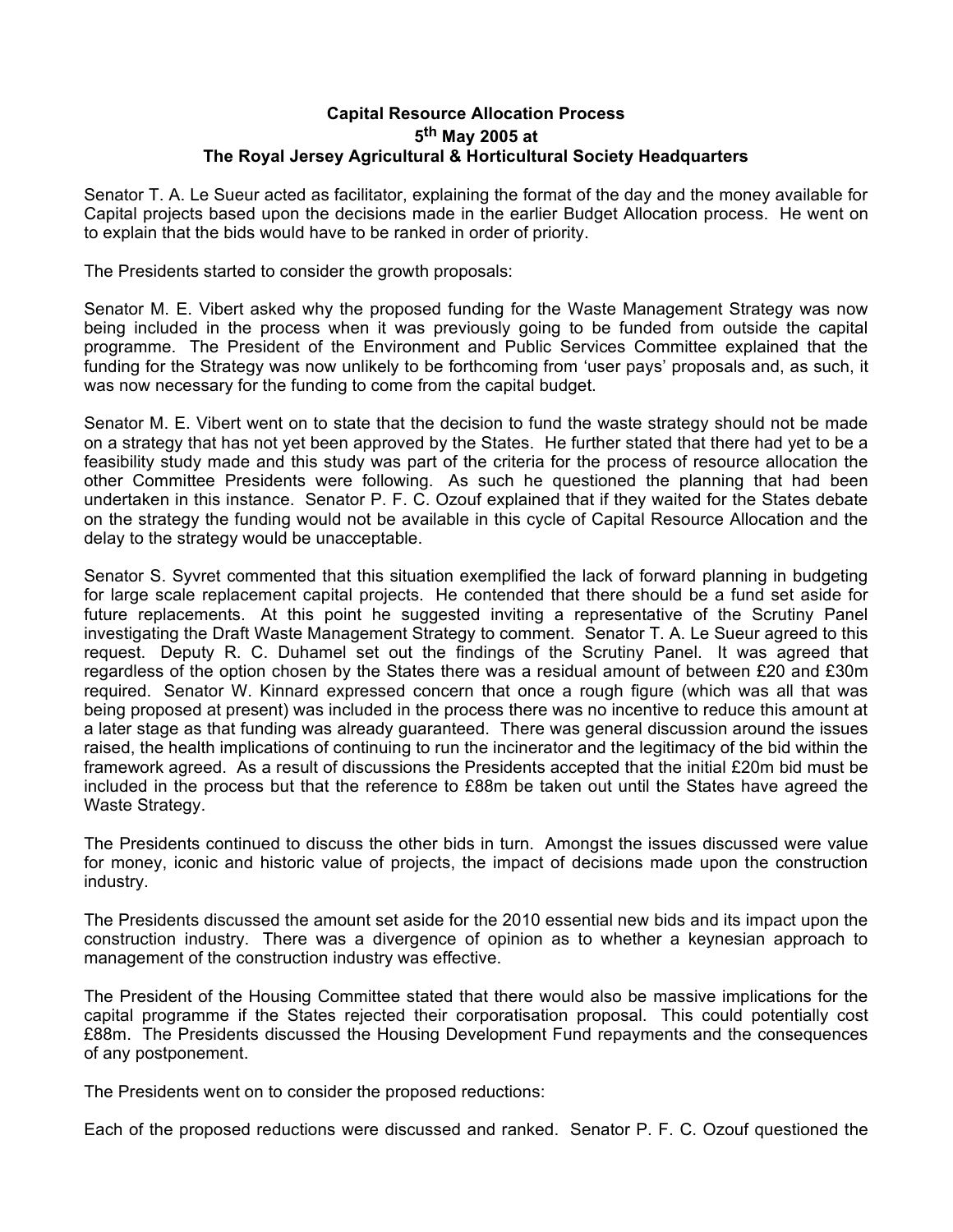**Capital Resource Allocation Process**
**5th May 2005 at**
**The Royal Jersey Agricultural & Horticultural Society Headquarters**

Senator T. A. Le Sueur acted as facilitator, explaining the format of the day and the money available for Capital projects based upon the decisions made in the earlier Budget Allocation process. He went on to explain that the bids would have to be ranked in order of priority.

The Presidents started to consider the growth proposals:

Senator M. E. Vibert asked why the proposed funding for the Waste Management Strategy was now being included in the process when it was previously going to be funded from outside the capital programme. The President of the Environment and Public Services Committee explained that the funding for the Strategy was now unlikely to be forthcoming from 'user pays' proposals and, as such, it was now necessary for the funding to come from the capital budget.

Senator M. E. Vibert went on to state that the decision to fund the waste strategy should not be made on a strategy that has not yet been approved by the States. He further stated that there had yet to be a feasibility study made and this study was part of the criteria for the process of resource allocation the other Committee Presidents were following. As such he questioned the planning that had been undertaken in this instance. Senator P. F. C. Ozouf explained that if they waited for the States debate on the strategy the funding would not be available in this cycle of Capital Resource Allocation and the delay to the strategy would be unacceptable.

Senator S. Syvret commented that this situation exemplified the lack of forward planning in budgeting for large scale replacement capital projects. He contended that there should be a fund set aside for future replacements. At this point he suggested inviting a representative of the Scrutiny Panel investigating the Draft Waste Management Strategy to comment. Senator T. A. Le Sueur agreed to this request. Deputy R. C. Duhamel set out the findings of the Scrutiny Panel. It was agreed that regardless of the option chosen by the States there was a residual amount of between £20 and £30m required. Senator W. Kinnard expressed concern that once a rough figure (which was all that was being proposed at present) was included in the process there was no incentive to reduce this amount at a later stage as that funding was already guaranteed. There was general discussion around the issues raised, the health implications of continuing to run the incinerator and the legitimacy of the bid within the framework agreed. As a result of discussions the Presidents accepted that the initial £20m bid must be included in the process but that the reference to £88m be taken out until the States have agreed the Waste Strategy.

The Presidents continued to discuss the other bids in turn. Amongst the issues discussed were value for money, iconic and historic value of projects, the impact of decisions made upon the construction industry.

The Presidents discussed the amount set aside for the 2010 essential new bids and its impact upon the construction industry. There was a divergence of opinion as to whether a keynesian approach to management of the construction industry was effective.

The President of the Housing Committee stated that there would also be massive implications for the capital programme if the States rejected their corporatisation proposal. This could potentially cost £88m. The Presidents discussed the Housing Development Fund repayments and the consequences of any postponement.

The Presidents went on to consider the proposed reductions:

Each of the proposed reductions were discussed and ranked. Senator P. F. C. Ozouf questioned the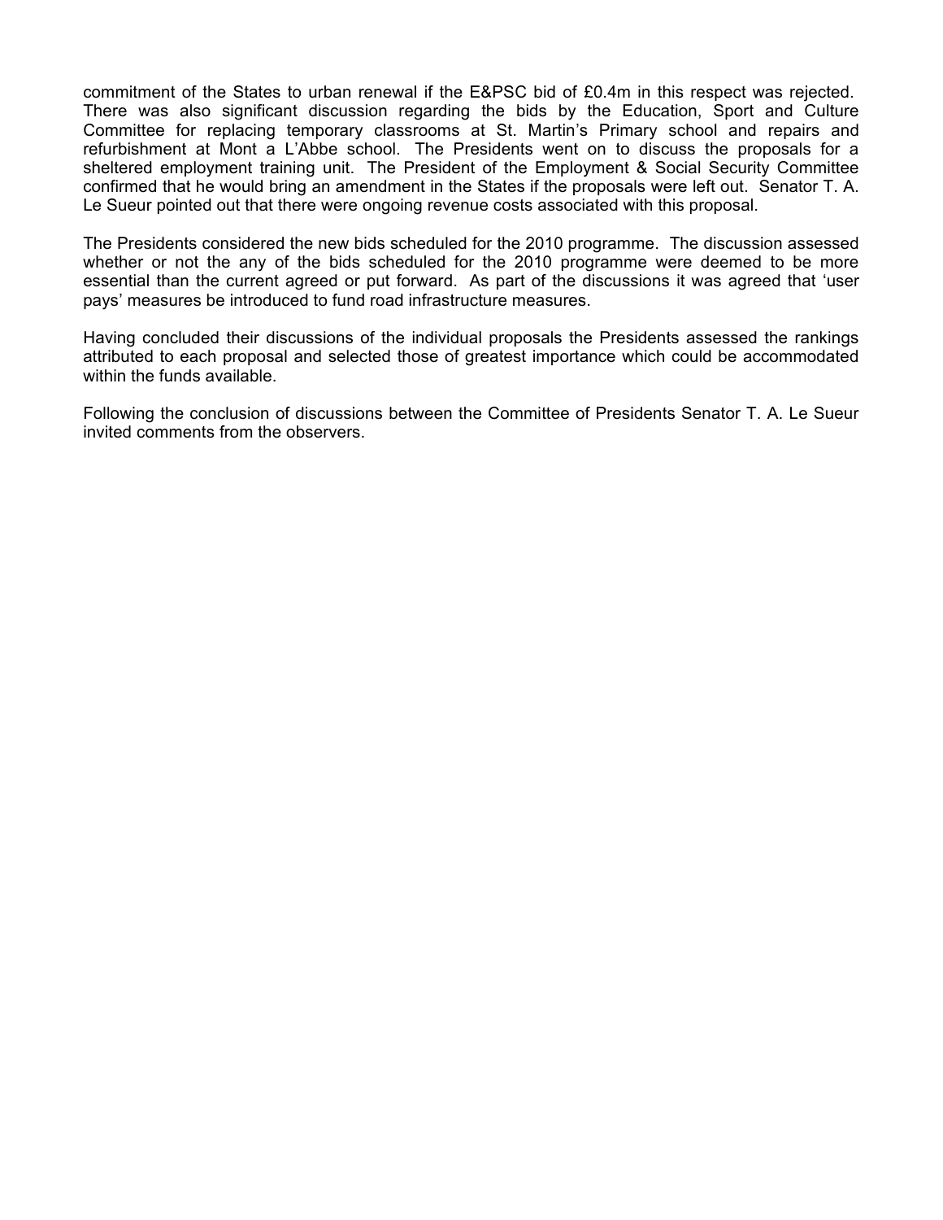commitment of the States to urban renewal if the E&PSC bid of £0.4m in this respect was rejected. There was also significant discussion regarding the bids by the Education, Sport and Culture Committee for replacing temporary classrooms at St. Martin's Primary school and repairs and refurbishment at Mont a L'Abbe school. The Presidents went on to discuss the proposals for a sheltered employment training unit. The President of the Employment & Social Security Committee confirmed that he would bring an amendment in the States if the proposals were left out. Senator T. A. Le Sueur pointed out that there were ongoing revenue costs associated with this proposal.

The Presidents considered the new bids scheduled for the 2010 programme. The discussion assessed whether or not the any of the bids scheduled for the 2010 programme were deemed to be more essential than the current agreed or put forward. As part of the discussions it was agreed that 'user pays' measures be introduced to fund road infrastructure measures.

Having concluded their discussions of the individual proposals the Presidents assessed the rankings attributed to each proposal and selected those of greatest importance which could be accommodated within the funds available.

Following the conclusion of discussions between the Committee of Presidents Senator T. A. Le Sueur invited comments from the observers.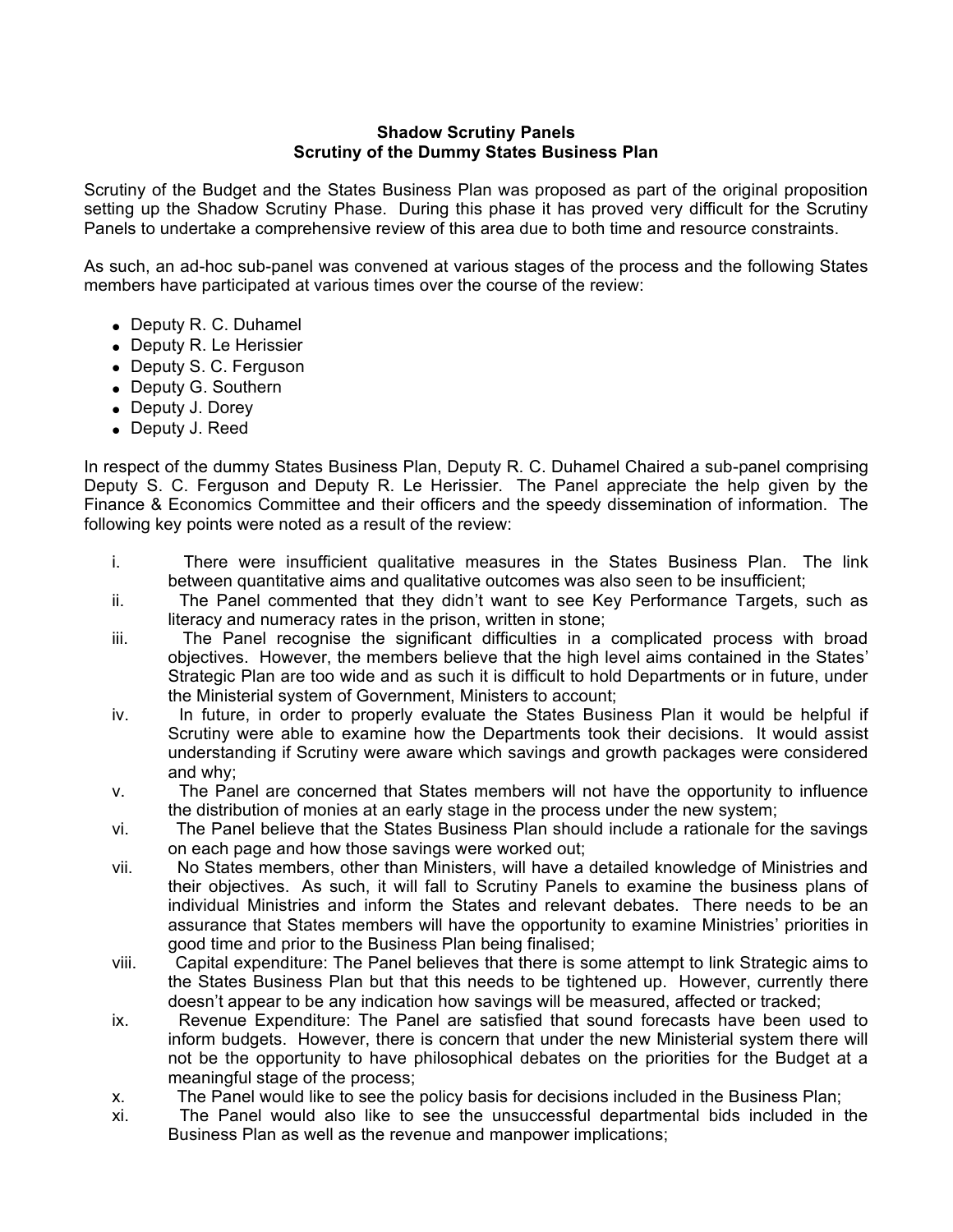**Shadow Scrutiny Panels**
**Scrutiny of the Dummy States Business Plan**

Scrutiny of the Budget and the States Business Plan was proposed as part of the original proposition setting up the Shadow Scrutiny Phase. During this phase it has proved very difficult for the Scrutiny Panels to undertake a comprehensive review of this area due to both time and resource constraints.

As such, an ad-hoc sub-panel was convened at various stages of the process and the following States members have participated at various times over the course of the review:

- Deputy R. C. Duhamel
- Deputy R. Le Herissier
- Deputy S. C. Ferguson
- Deputy G. Southern
- Deputy J. Dorey
- Deputy J. Reed

In respect of the dummy States Business Plan, Deputy R. C. Duhamel Chaired a sub-panel comprising Deputy S. C. Ferguson and Deputy R. Le Herissier. The Panel appreciate the help given by the Finance & Economics Committee and their officers and the speedy dissemination of information. The following key points were noted as a result of the review:

i. There were insufficient qualitative measures in the States Business Plan. The link between quantitative aims and qualitative outcomes was also seen to be insufficient;

ii. The Panel commented that they didn't want to see Key Performance Targets, such as literacy and numeracy rates in the prison, written in stone;

iii. The Panel recognise the significant difficulties in a complicated process with broad objectives. However, the members believe that the high level aims contained in the States' Strategic Plan are too wide and as such it is difficult to hold Departments or in future, under the Ministerial system of Government, Ministers to account;

iv. In future, in order to properly evaluate the States Business Plan it would be helpful if Scrutiny were able to examine how the Departments took their decisions. It would assist understanding if Scrutiny were aware which savings and growth packages were considered and why;

v. The Panel are concerned that States members will not have the opportunity to influence the distribution of monies at an early stage in the process under the new system;

vi. The Panel believe that the States Business Plan should include a rationale for the savings on each page and how those savings were worked out;

vii. No States members, other than Ministers, will have a detailed knowledge of Ministries and their objectives. As such, it will fall to Scrutiny Panels to examine the business plans of individual Ministries and inform the States and relevant debates. There needs to be an assurance that States members will have the opportunity to examine Ministries' priorities in good time and prior to the Business Plan being finalised;

viii. Capital expenditure: The Panel believes that there is some attempt to link Strategic aims to the States Business Plan but that this needs to be tightened up. However, currently there doesn't appear to be any indication how savings will be measured, affected or tracked;

ix. Revenue Expenditure: The Panel are satisfied that sound forecasts have been used to inform budgets. However, there is concern that under the new Ministerial system there will not be the opportunity to have philosophical debates on the priorities for the Budget at a meaningful stage of the process;

x. The Panel would like to see the policy basis for decisions included in the Business Plan;

xi. The Panel would also like to see the unsuccessful departmental bids included in the Business Plan as well as the revenue and manpower implications;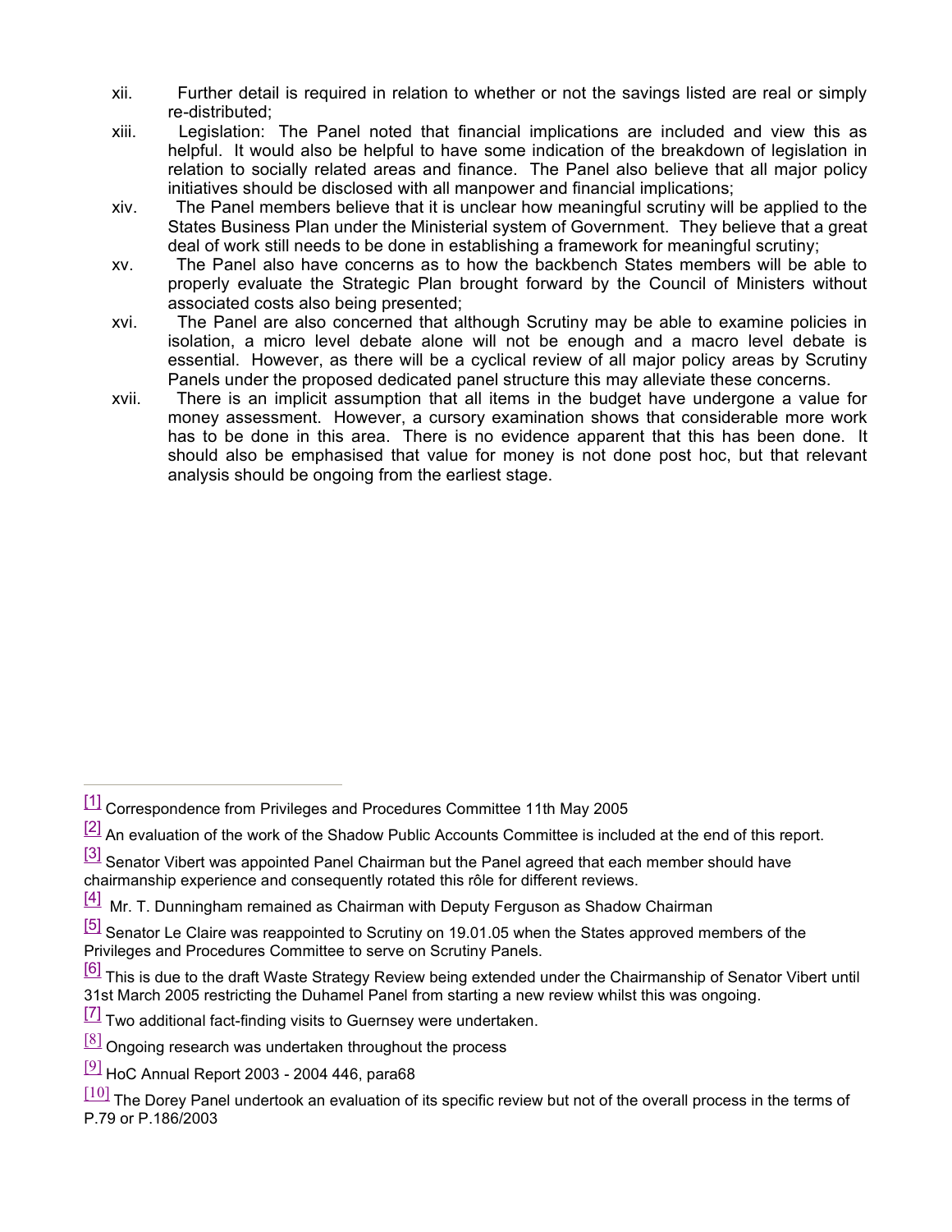xii. Further detail is required in relation to whether or not the savings listed are real or simply re-distributed;

xiii. Legislation: The Panel noted that financial implications are included and view this as helpful. It would also be helpful to have some indication of the breakdown of legislation in relation to socially related areas and finance. The Panel also believe that all major policy initiatives should be disclosed with all manpower and financial implications;

xiv. The Panel members believe that it is unclear how meaningful scrutiny will be applied to the States Business Plan under the Ministerial system of Government. They believe that a great deal of work still needs to be done in establishing a framework for meaningful scrutiny;

xv. The Panel also have concerns as to how the backbench States members will be able to properly evaluate the Strategic Plan brought forward by the Council of Ministers without associated costs also being presented;

xvi. The Panel are also concerned that although Scrutiny may be able to examine policies in isolation, a micro level debate alone will not be enough and a macro level debate is essential. However, as there will be a cyclical review of all major policy areas by Scrutiny Panels under the proposed dedicated panel structure this may alleviate these concerns.

xvii. There is an implicit assumption that all items in the budget have undergone a value for money assessment. However, a cursory examination shows that considerable more work has to be done in this area. There is no evidence apparent that this has been done. It should also be emphasised that value for money is not done post hoc, but that relevant analysis should be ongoing from the earliest stage.

---

[1] Correspondence from Privileges and Procedures Committee 11th May 2005

[2] An evaluation of the work of the Shadow Public Accounts Committee is included at the end of this report.

[3] Senator Vibert was appointed Panel Chairman but the Panel agreed that each member should have chairmanship experience and consequently rotated this rôle for different reviews.

[4] Mr. T. Dunningham remained as Chairman with Deputy Ferguson as Shadow Chairman

[5] Senator Le Claire was reappointed to Scrutiny on 19.01.05 when the States approved members of the Privileges and Procedures Committee to serve on Scrutiny Panels.

[6] This is due to the draft Waste Strategy Review being extended under the Chairmanship of Senator Vibert until 31st March 2005 restricting the Duhamel Panel from starting a new review whilst this was ongoing.

[7] Two additional fact-finding visits to Guernsey were undertaken.

[8] Ongoing research was undertaken throughout the process

[9] HoC Annual Report 2003 - 2004 446, para68

[10] The Dorey Panel undertook an evaluation of its specific review but not of the overall process in the terms of P.79 or P.186/2003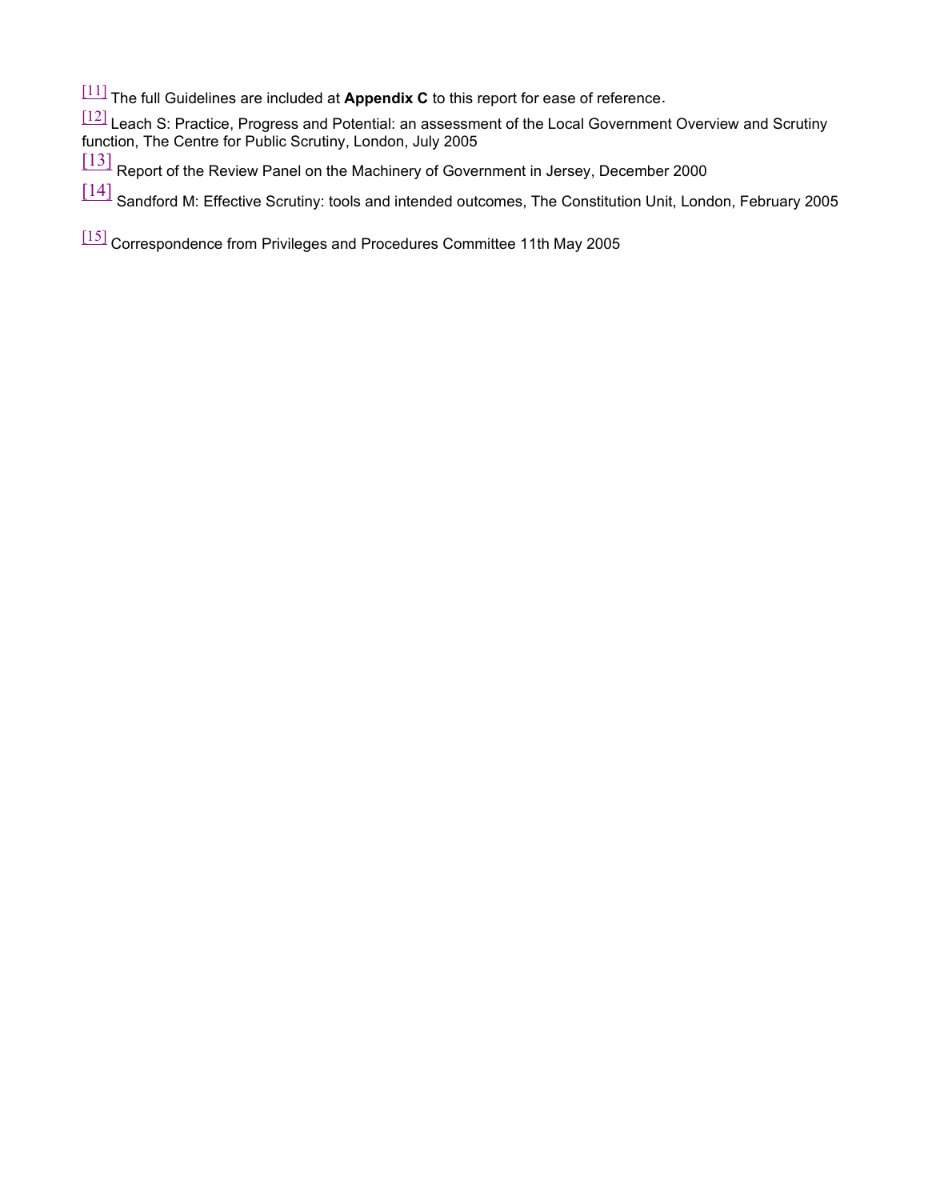[11] The full Guidelines are included at **Appendix C** to this report for ease of reference.

[12] Leach S: Practice, Progress and Potential: an assessment of the Local Government Overview and Scrutiny function, The Centre for Public Scrutiny, London, July 2005

[13] Report of the Review Panel on the Machinery of Government in Jersey, December 2000

[14] Sandford M: Effective Scrutiny: tools and intended outcomes, The Constitution Unit, London, February 2005

[15] Correspondence from Privileges and Procedures Committee 11th May 2005